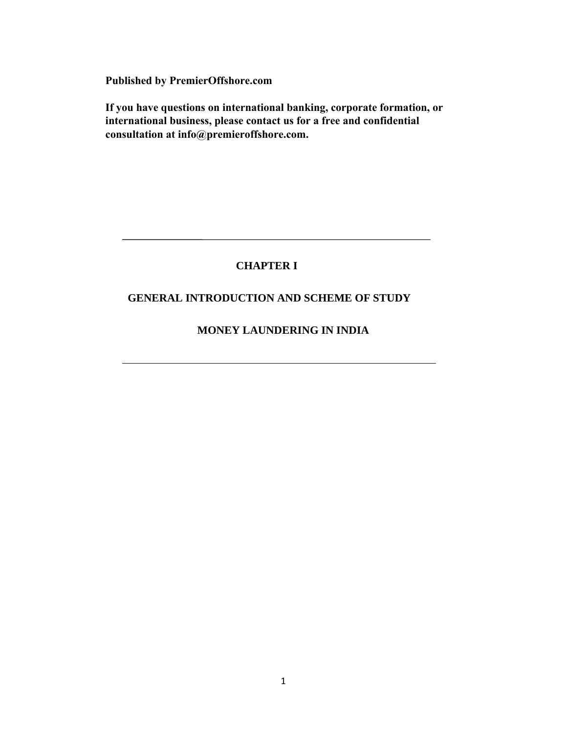**Published by PremierOffshore.com**

**If you have questions on international banking, corporate formation, or international business, please contact us for a free and confidential consultation at info@premieroffshore.com.**

---

# CHAPTER I

## GENERAL INTRODUCTION AND SCHEME OF STUDY

## MONEY LAUNDERING IN INDIA

---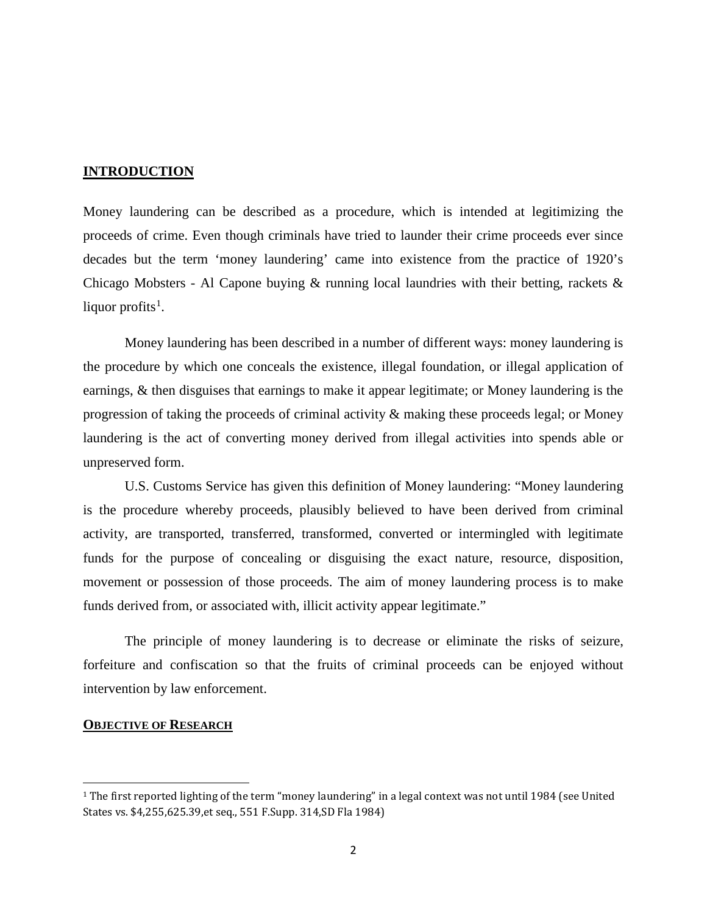## INTRODUCTION

Money laundering can be described as a procedure, which is intended at legitimizing the proceeds of crime. Even though criminals have tried to launder their crime proceeds ever since decades but the term 'money laundering' came into existence from the practice of 1920's Chicago Mobsters - Al Capone buying & running local laundries with their betting, rackets & liquor profits[1].

Money laundering has been described in a number of different ways: money laundering is the procedure by which one conceals the existence, illegal foundation, or illegal application of earnings, & then disguises that earnings to make it appear legitimate; or Money laundering is the progression of taking the proceeds of criminal activity & making these proceeds legal; or Money laundering is the act of converting money derived from illegal activities into spends able or unpreserved form.

U.S. Customs Service has given this definition of Money laundering: "Money laundering is the procedure whereby proceeds, plausibly believed to have been derived from criminal activity, are transported, transferred, transformed, converted or intermingled with legitimate funds for the purpose of concealing or disguising the exact nature, resource, disposition, movement or possession of those proceeds. The aim of money laundering process is to make funds derived from, or associated with, illicit activity appear legitimate."

The principle of money laundering is to decrease or eliminate the risks of seizure, forfeiture and confiscation so that the fruits of criminal proceeds can be enjoyed without intervention by law enforcement.

### OBJECTIVE OF RESEARCH

---

[1] The first reported lighting of the term "money laundering" in a legal context was not until 1984 (see United States vs. $4,255,625.39,et seq., 551 F.Supp. 314,SD Fla 1984)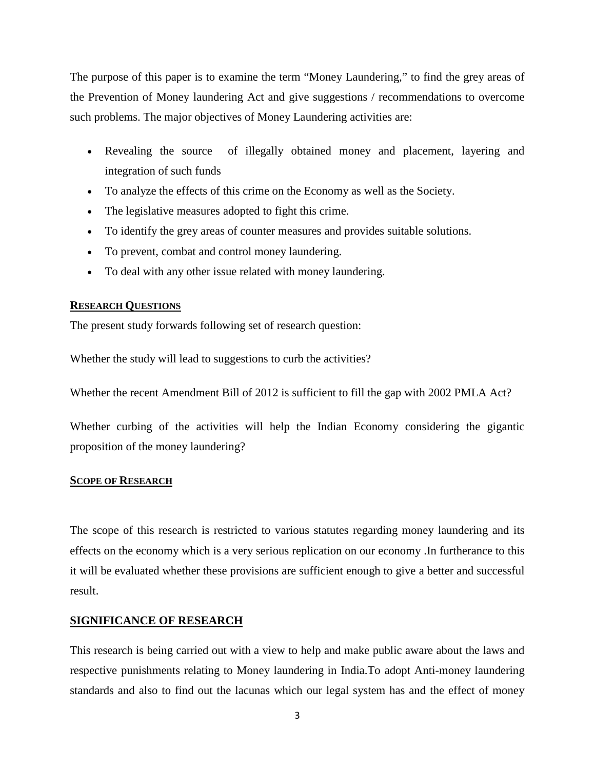The purpose of this paper is to examine the term "Money Laundering," to find the grey areas of the Prevention of Money laundering Act and give suggestions / recommendations to overcome such problems. The major objectives of Money Laundering activities are:

- Revealing the source of illegally obtained money and placement, layering and integration of such funds
- To analyze the effects of this crime on the Economy as well as the Society.
- The legislative measures adopted to fight this crime.
- To identify the grey areas of counter measures and provides suitable solutions.
- To prevent, combat and control money laundering.
- To deal with any other issue related with money laundering.

## RESEARCH QUESTIONS

The present study forwards following set of research question:

Whether the study will lead to suggestions to curb the activities?

Whether the recent Amendment Bill of 2012 is sufficient to fill the gap with 2002 PMLA Act?

Whether curbing of the activities will help the Indian Economy considering the gigantic proposition of the money laundering?

## SCOPE OF RESEARCH

The scope of this research is restricted to various statutes regarding money laundering and its effects on the economy which is a very serious replication on our economy .In furtherance to this it will be evaluated whether these provisions are sufficient enough to give a better and successful result.

## SIGNIFICANCE OF RESEARCH

This research is being carried out with a view to help and make public aware about the laws and respective punishments relating to Money laundering in India.To adopt Anti-money laundering standards and also to find out the lacunas which our legal system has and the effect of money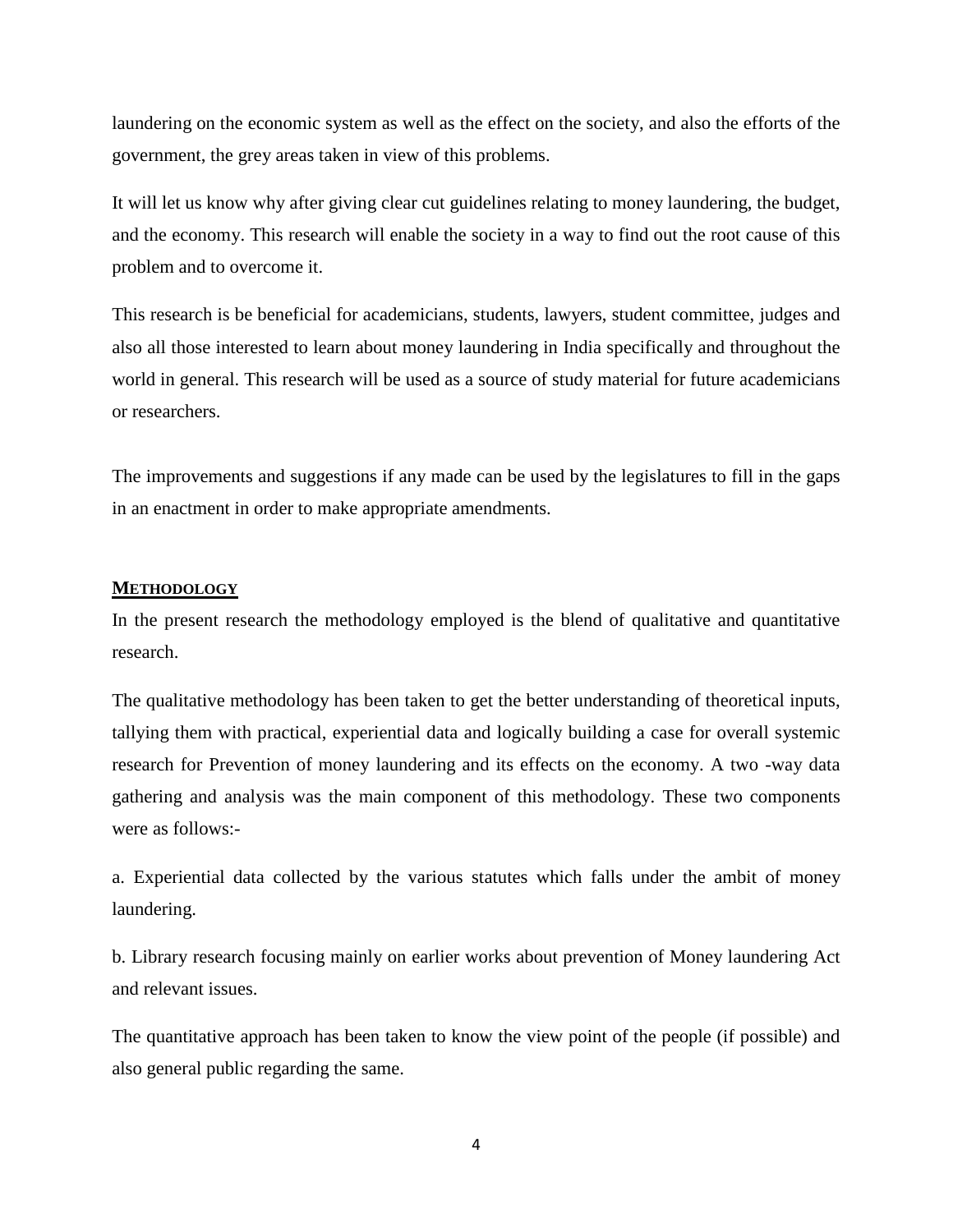laundering on the economic system as well as the effect on the society, and also the efforts of the government, the grey areas taken in view of this problems.

It will let us know why after giving clear cut guidelines relating to money laundering, the budget, and the economy. This research will enable the society in a way to find out the root cause of this problem and to overcome it.

This research is be beneficial for academicians, students, lawyers, student committee, judges and also all those interested to learn about money laundering in India specifically and throughout the world in general. This research will be used as a source of study material for future academicians or researchers.

The improvements and suggestions if any made can be used by the legislatures to fill in the gaps in an enactment in order to make appropriate amendments.

## METHODOLOGY

In the present research the methodology employed is the blend of qualitative and quantitative research.

The qualitative methodology has been taken to get the better understanding of theoretical inputs, tallying them with practical, experiential data and logically building a case for overall systemic research for Prevention of money laundering and its effects on the economy. A two -way data gathering and analysis was the main component of this methodology. These two components were as follows:-

a. Experiential data collected by the various statutes which falls under the ambit of money laundering.

b. Library research focusing mainly on earlier works about prevention of Money laundering Act and relevant issues.

The quantitative approach has been taken to know the view point of the people (if possible) and also general public regarding the same.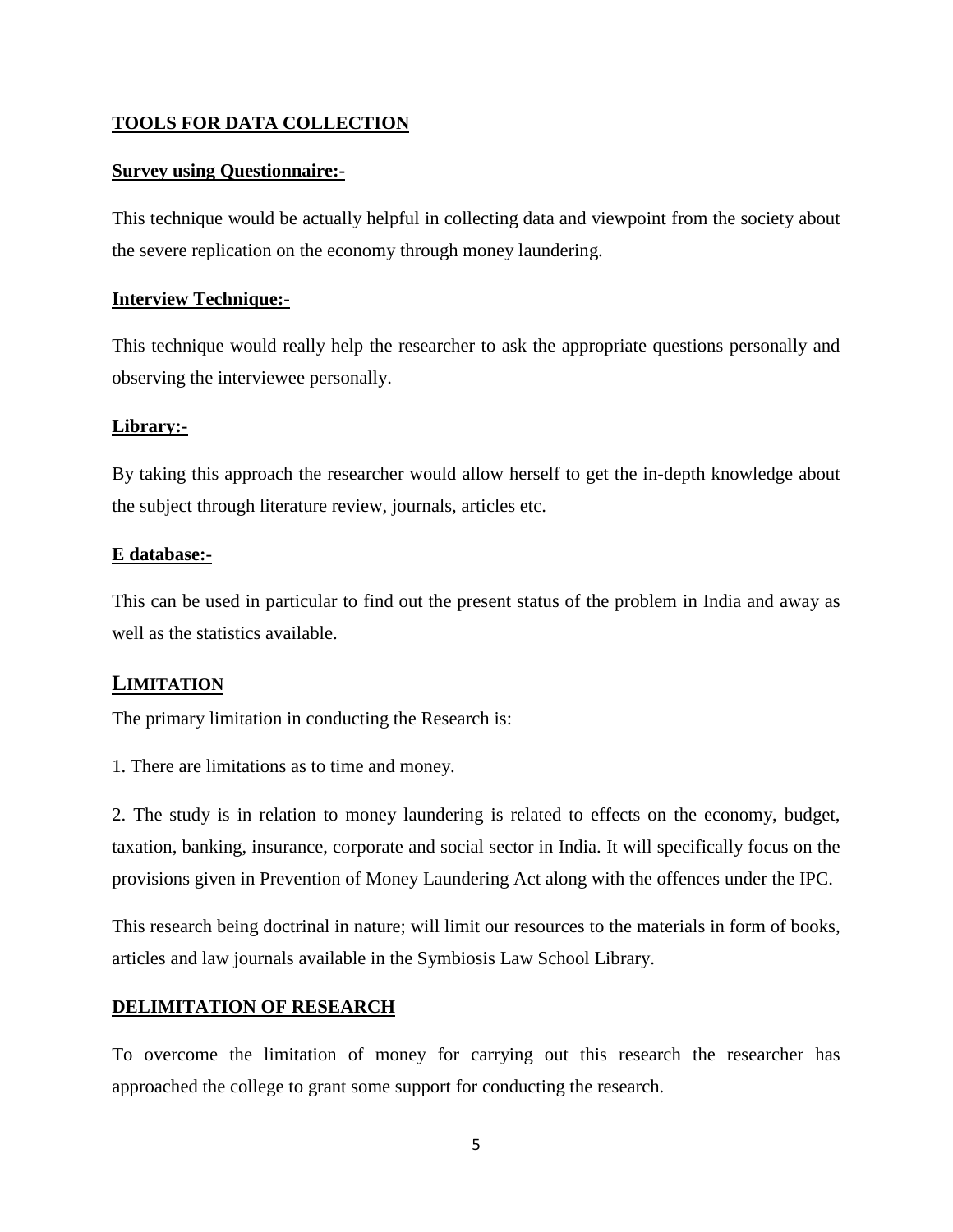## TOOLS FOR DATA COLLECTION

### Survey using Questionnaire:-

This technique would be actually helpful in collecting data and viewpoint from the society about the severe replication on the economy through money laundering.

### Interview Technique:-

This technique would really help the researcher to ask the appropriate questions personally and observing the interviewee personally.

### Library:-

By taking this approach the researcher would allow herself to get the in-depth knowledge about the subject through literature review, journals, articles etc.

### E database:-

This can be used in particular to find out the present status of the problem in India and away as well as the statistics available.

## LIMITATION

The primary limitation in conducting the Research is:

1. There are limitations as to time and money.

2. The study is in relation to money laundering is related to effects on the economy, budget, taxation, banking, insurance, corporate and social sector in India. It will specifically focus on the provisions given in Prevention of Money Laundering Act along with the offences under the IPC.

This research being doctrinal in nature; will limit our resources to the materials in form of books, articles and law journals available in the Symbiosis Law School Library.

## DELIMITATION OF RESEARCH

To overcome the limitation of money for carrying out this research the researcher has approached the college to grant some support for conducting the research.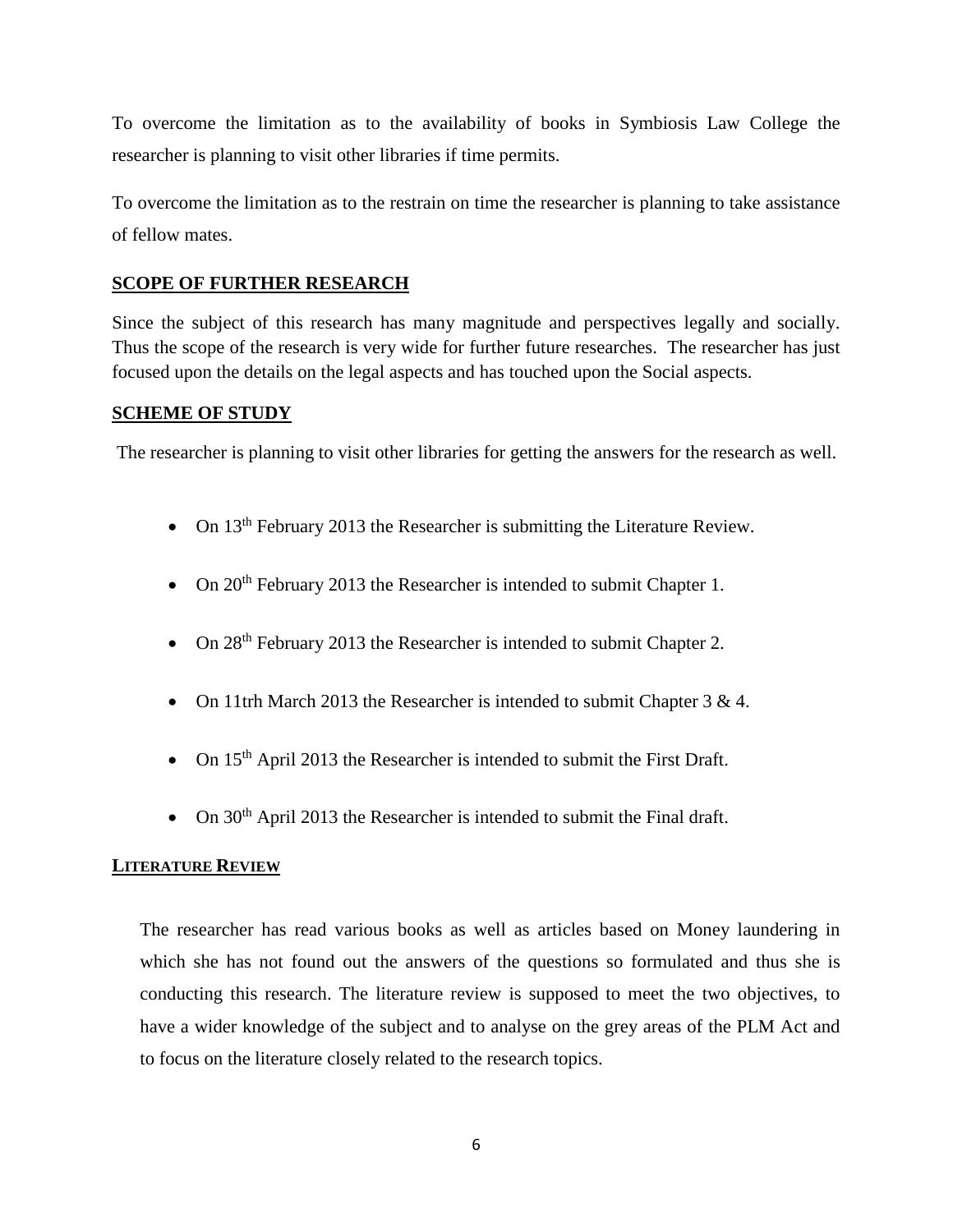To overcome the limitation as to the availability of books in Symbiosis Law College the researcher is planning to visit other libraries if time permits.

To overcome the limitation as to the restrain on time the researcher is planning to take assistance of fellow mates.

## SCOPE OF FURTHER RESEARCH

Since the subject of this research has many magnitude and perspectives legally and socially. Thus the scope of the research is very wide for further future researches. The researcher has just focused upon the details on the legal aspects and has touched upon the Social aspects.

## SCHEME OF STUDY

The researcher is planning to visit other libraries for getting the answers for the research as well.

- On 13th February 2013 the Researcher is submitting the Literature Review.
- On 20th February 2013 the Researcher is intended to submit Chapter 1.
- On 28th February 2013 the Researcher is intended to submit Chapter 2.
- On 11trh March 2013 the Researcher is intended to submit Chapter 3 & 4.
- On 15th April 2013 the Researcher is intended to submit the First Draft.
- On 30th April 2013 the Researcher is intended to submit the Final draft.

## LITERATURE REVIEW

The researcher has read various books as well as articles based on Money laundering in which she has not found out the answers of the questions so formulated and thus she is conducting this research. The literature review is supposed to meet the two objectives, to have a wider knowledge of the subject and to analyse on the grey areas of the PLM Act and to focus on the literature closely related to the research topics.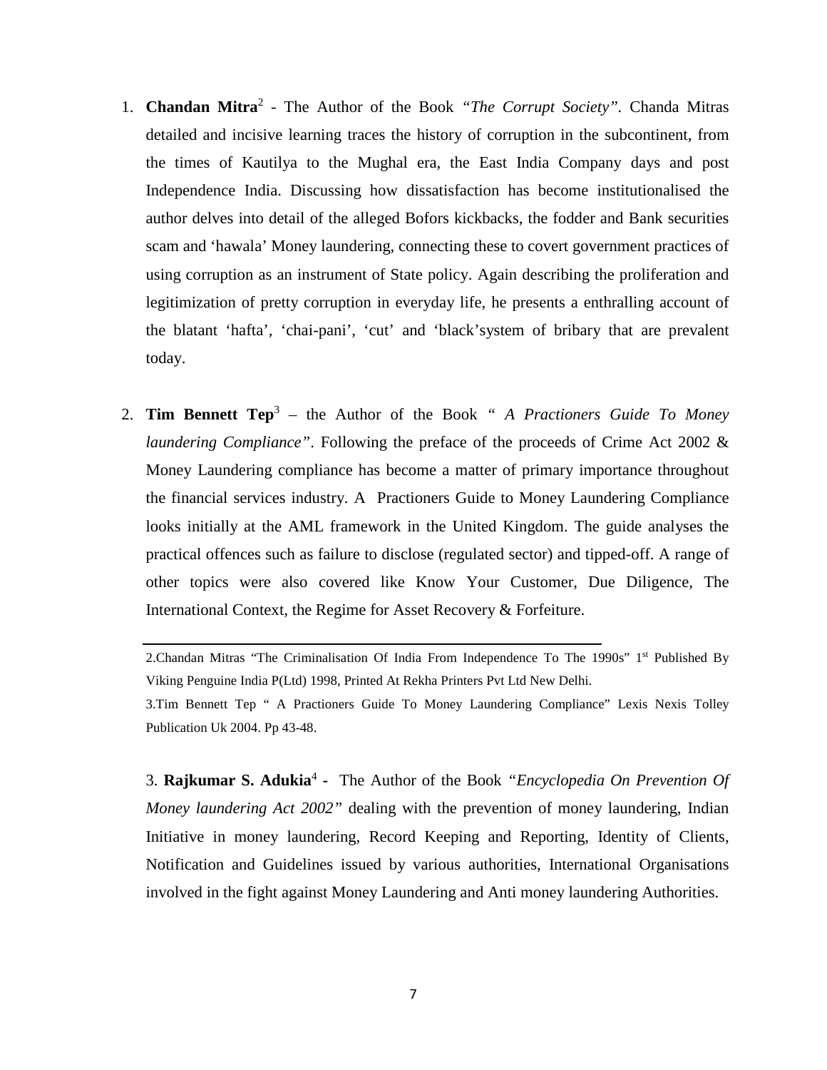1. **Chandan Mitra**[2] - The Author of the Book *"The Corrupt Society"*. Chanda Mitras detailed and incisive learning traces the history of corruption in the subcontinent, from the times of Kautilya to the Mughal era, the East India Company days and post Independence India. Discussing how dissatisfaction has become institutionalised the author delves into detail of the alleged Bofors kickbacks, the fodder and Bank securities scam and 'hawala' Money laundering, connecting these to covert government practices of using corruption as an instrument of State policy. Again describing the proliferation and legitimization of pretty corruption in everyday life, he presents a enthralling account of the blatant 'hafta', 'chai-pani', 'cut' and 'black'system of bribary that are prevalent today.

2. **Tim Bennett Tep**[3] – the Author of the Book *" A Practioners Guide To Money laundering Compliance"*. Following the preface of the proceeds of Crime Act 2002 & Money Laundering compliance has become a matter of primary importance throughout the financial services industry. A Practioners Guide to Money Laundering Compliance looks initially at the AML framework in the United Kingdom. The guide analyses the practical offences such as failure to disclose (regulated sector) and tipped-off. A range of other topics were also covered like Know Your Customer, Due Diligence, The International Context, the Regime for Asset Recovery & Forfeiture.

---

2.Chandan Mitras "The Criminalisation Of India From Independence To The 1990s" 1st Published By Viking Penguine India P(Ltd) 1998, Printed At Rekha Printers Pvt Ltd New Delhi.

3.Tim Bennett Tep " A Practioners Guide To Money Laundering Compliance" Lexis Nexis Tolley Publication Uk 2004. Pp 43-48.

3. **Rajkumar S. Adukia**[4] **-** The Author of the Book *"Encyclopedia On Prevention Of Money laundering Act 2002"* dealing with the prevention of money laundering, Indian Initiative in money laundering, Record Keeping and Reporting, Identity of Clients, Notification and Guidelines issued by various authorities, International Organisations involved in the fight against Money Laundering and Anti money laundering Authorities.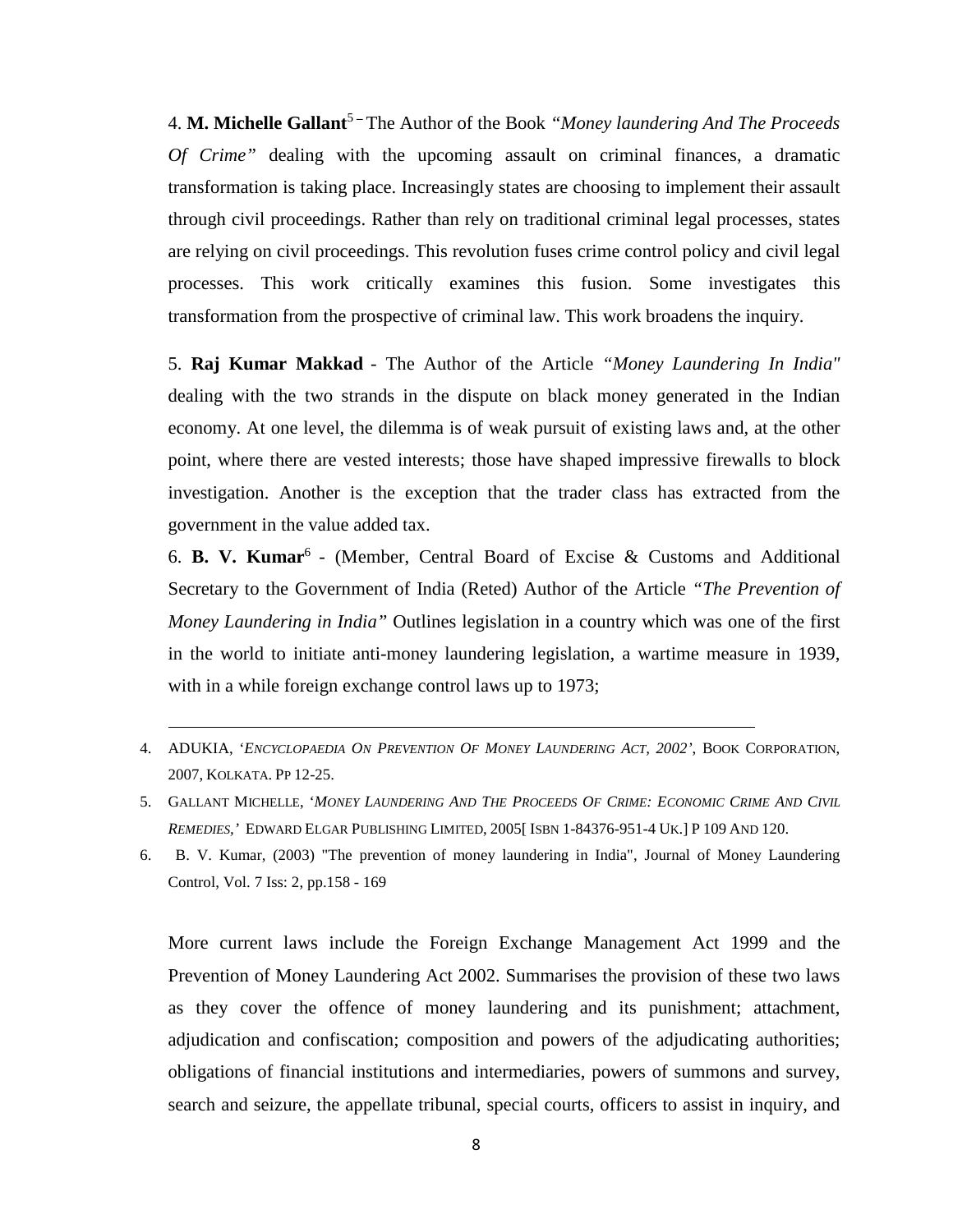4. **M. Michelle Gallant**[5] – The Author of the Book *"Money laundering And The Proceeds Of Crime"* dealing with the upcoming assault on criminal finances, a dramatic transformation is taking place. Increasingly states are choosing to implement their assault through civil proceedings. Rather than rely on traditional criminal legal processes, states are relying on civil proceedings. This revolution fuses crime control policy and civil legal processes. This work critically examines this fusion. Some investigates this transformation from the prospective of criminal law. This work broadens the inquiry.

5. **Raj Kumar Makkad** - The Author of the Article *"Money Laundering In India"* dealing with the two strands in the dispute on black money generated in the Indian economy. At one level, the dilemma is of weak pursuit of existing laws and, at the other point, where there are vested interests; those have shaped impressive firewalls to block investigation. Another is the exception that the trader class has extracted from the government in the value added tax.

6. **B. V. Kumar**[6] - (Member, Central Board of Excise & Customs and Additional Secretary to the Government of India (Reted) Author of the Article *"The Prevention of Money Laundering in India"* Outlines legislation in a country which was one of the first in the world to initiate anti-money laundering legislation, a wartime measure in 1939, with in a while foreign exchange control laws up to 1973;

---

4. ADUKIA, '*ENCYCLOPAEDIA ON PREVENTION OF MONEY LAUNDERING ACT, 2002*', BOOK CORPORATION, 2007, KOLKATA. PP 12-25.
5. GALLANT MICHELLE, '*MONEY LAUNDERING AND THE PROCEEDS OF CRIME: ECONOMIC CRIME AND CIVIL REMEDIES*,' EDWARD ELGAR PUBLISHING LIMITED, 2005[ ISBN 1-84376-951-4 UK.] P 109 AND 120.
6. B. V. Kumar, (2003) "The prevention of money laundering in India", Journal of Money Laundering Control, Vol. 7 Iss: 2, pp.158 - 169

More current laws include the Foreign Exchange Management Act 1999 and the Prevention of Money Laundering Act 2002. Summarises the provision of these two laws as they cover the offence of money laundering and its punishment; attachment, adjudication and confiscation; composition and powers of the adjudicating authorities; obligations of financial institutions and intermediaries, powers of summons and survey, search and seizure, the appellate tribunal, special courts, officers to assist in inquiry, and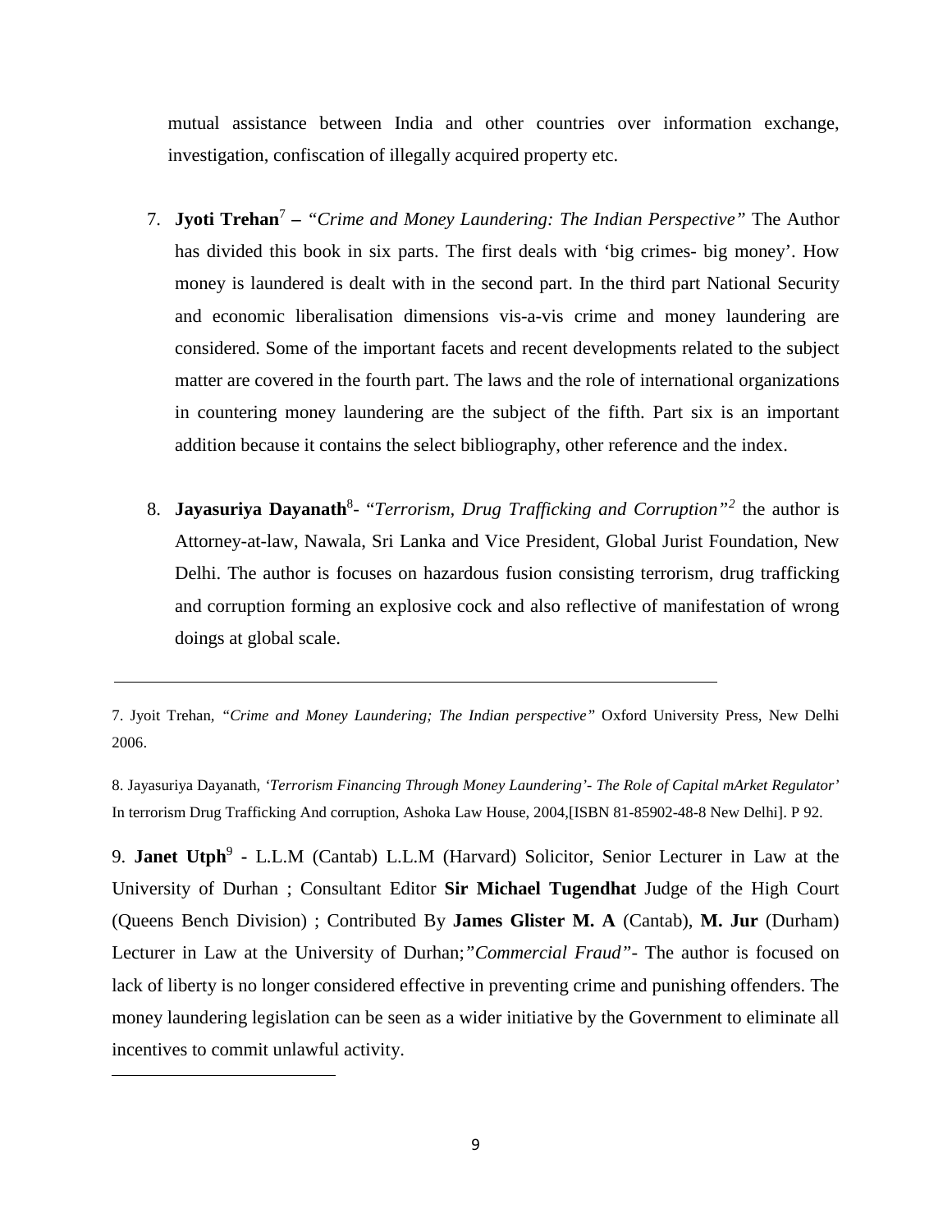mutual assistance between India and other countries over information exchange, investigation, confiscation of illegally acquired property etc.

7. **Jyoti Trehan**[7] – *"Crime and Money Laundering: The Indian Perspective"* The Author has divided this book in six parts. The first deals with 'big crimes- big money'. How money is laundered is dealt with in the second part. In the third part National Security and economic liberalisation dimensions vis-a-vis crime and money laundering are considered. Some of the important facets and recent developments related to the subject matter are covered in the fourth part. The laws and the role of international organizations in countering money laundering are the subject of the fifth. Part six is an important addition because it contains the select bibliography, other reference and the index.

8. **Jayasuriya Dayanath**[8]- "*Terrorism, Drug Trafficking and Corruption"*[2] the author is Attorney-at-law, Nawala, Sri Lanka and Vice President, Global Jurist Foundation, New Delhi. The author is focuses on hazardous fusion consisting terrorism, drug trafficking and corruption forming an explosive cock and also reflective of manifestation of wrong doings at global scale.

---

7. Jyoit Trehan, *"Crime and Money Laundering; The Indian perspective"* Oxford University Press, New Delhi 2006.

8. Jayasuriya Dayanath, *'Terrorism Financing Through Money Laundering'- The Role of Capital mArket Regulator'* In terrorism Drug Trafficking And corruption, Ashoka Law House, 2004,[ISBN 81-85902-48-8 New Delhi]. P 92.

9. **Janet Utph**[9] - L.L.M (Cantab) L.L.M (Harvard) Solicitor, Senior Lecturer in Law at the University of Durhan ; Consultant Editor **Sir Michael Tugendhat** Judge of the High Court (Queens Bench Division) ; Contributed By **James Glister M. A** (Cantab), **M. Jur** (Durham) Lecturer in Law at the University of Durhan;*"Commercial Fraud"*- The author is focused on lack of liberty is no longer considered effective in preventing crime and punishing offenders. The money laundering legislation can be seen as a wider initiative by the Government to eliminate all incentives to commit unlawful activity.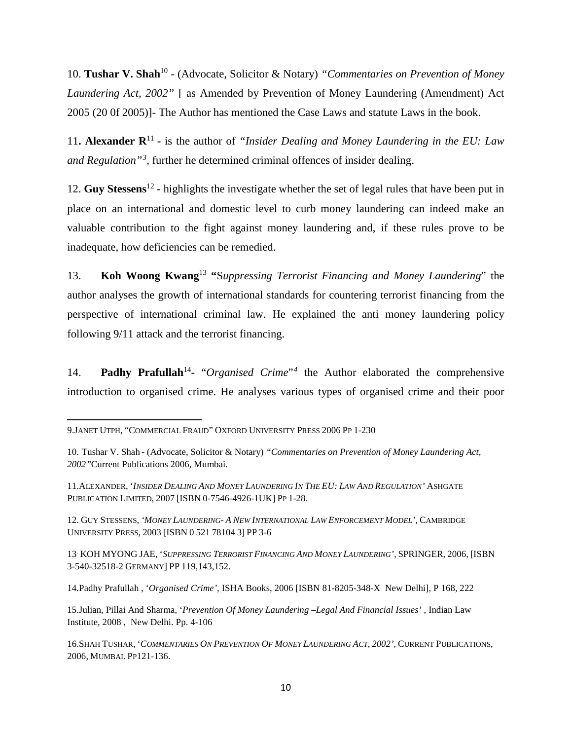10. **Tushar V. Shah**[10] - (Advocate, Solicitor & Notary) *"Commentaries on Prevention of Money Laundering Act, 2002"* [ as Amended by Prevention of Money Laundering (Amendment) Act 2005 (20 0f 2005)]- The Author has mentioned the Case Laws and statute Laws in the book.

11**. Alexander R**[11] **-** is the author of *"Insider Dealing and Money Laundering in the EU: Law and Regulation"*[3], further he determined criminal offences of insider dealing.

12. **Guy Stessens**[12] **-** highlights the investigate whether the set of legal rules that have been put in place on an international and domestic level to curb money laundering can indeed make an valuable contribution to the fight against money laundering and, if these rules prove to be inadequate, how deficiencies can be remedied.

13. **Koh Woong Kwang**[13] **"**S*uppressing Terrorist Financing and Money Laundering*" the author analyses the growth of international standards for countering terrorist financing from the perspective of international criminal law. He explained the anti money laundering policy following 9/11 attack and the terrorist financing.

14. **Padhy Prafullah**[14]**-** "*Organised Crime*"[4] the Author elaborated the comprehensive introduction to organised crime. He analyses various types of organised crime and their poor

---

9.JANET UTPH, "COMMERCIAL FRAUD" OXFORD UNIVERSITY PRESS 2006 PP 1-230

10. Tushar V. Shah - (Advocate, Solicitor & Notary) *"Commentaries on Prevention of Money Laundering Act, 2002"*Current Publications 2006, Mumbai.

11.ALEXANDER, '*INSIDER DEALING AND MONEY LAUNDERING IN THE EU: LAW AND REGULATION'* ASHGATE PUBLICATION LIMITED, 2007 [ISBN 0-7546-4926-1UK] PP 1-28.

12. GUY STESSENS, *'MONEY LAUNDERING- A NEW INTERNATIONAL LAW ENFORCEMENT MODEL'*, CAMBRIDGE UNIVERSITY PRESS, 2003 [ISBN 0 521 78104 3] PP 3-6

13. KOH MYONG JAE, '*SUPPRESSING TERRORIST FINANCING AND MONEY LAUNDERING'*, SPRINGER, 2006, [ISBN 3-540-32518-2 GERMANY] PP 119,143,152.

14.Padhy Prafullah , '*Organised Crime'*, ISHA Books, 2006 [ISBN 81-8205-348-X New Delhi], P 168, 222

15.Julian, Pillai And Sharma, '*Prevention Of Money Laundering –Legal And Financial Issues'* , Indian Law Institute, 2008 , New Delhi. Pp. 4-106

16.SHAH TUSHAR, '*COMMENTARIES ON PREVENTION OF MONEY LAUNDERING ACT, 2002'*, CURRENT PUBLICATIONS, 2006, MUMBAI. PP121-136.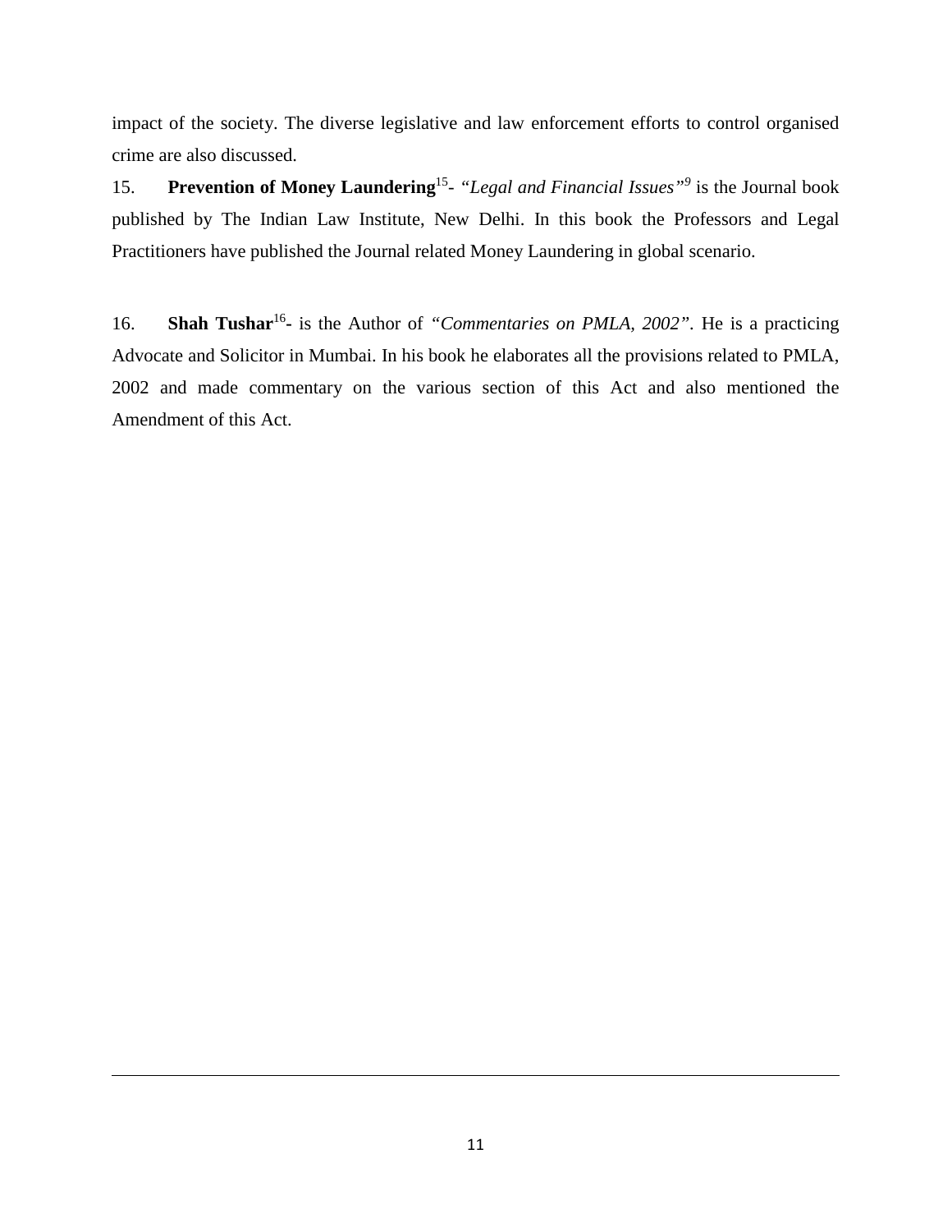impact of the society. The diverse legislative and law enforcement efforts to control organised crime are also discussed.

15. **Prevention of Money Laundering**[15]- *"Legal and Financial Issues"*[9] is the Journal book published by The Indian Law Institute, New Delhi. In this book the Professors and Legal Practitioners have published the Journal related Money Laundering in global scenario.

16. **Shah Tushar**[16]**-** is the Author of *"Commentaries on PMLA, 2002"*. He is a practicing Advocate and Solicitor in Mumbai. In his book he elaborates all the provisions related to PMLA, 2002 and made commentary on the various section of this Act and also mentioned the Amendment of this Act.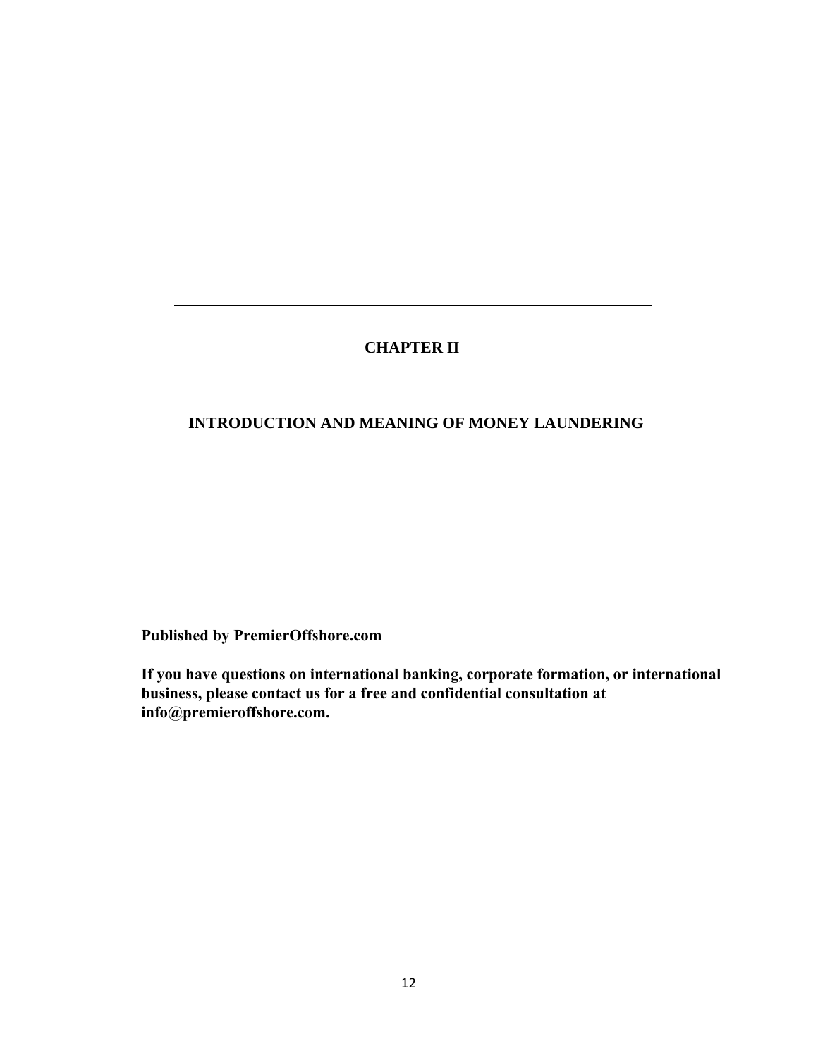---

# CHAPTER II

## INTRODUCTION AND MEANING OF MONEY LAUNDERING

---

**Published by PremierOffshore.com**

**If you have questions on international banking, corporate formation, or international business, please contact us for a free and confidential consultation at info@premieroffshore.com.**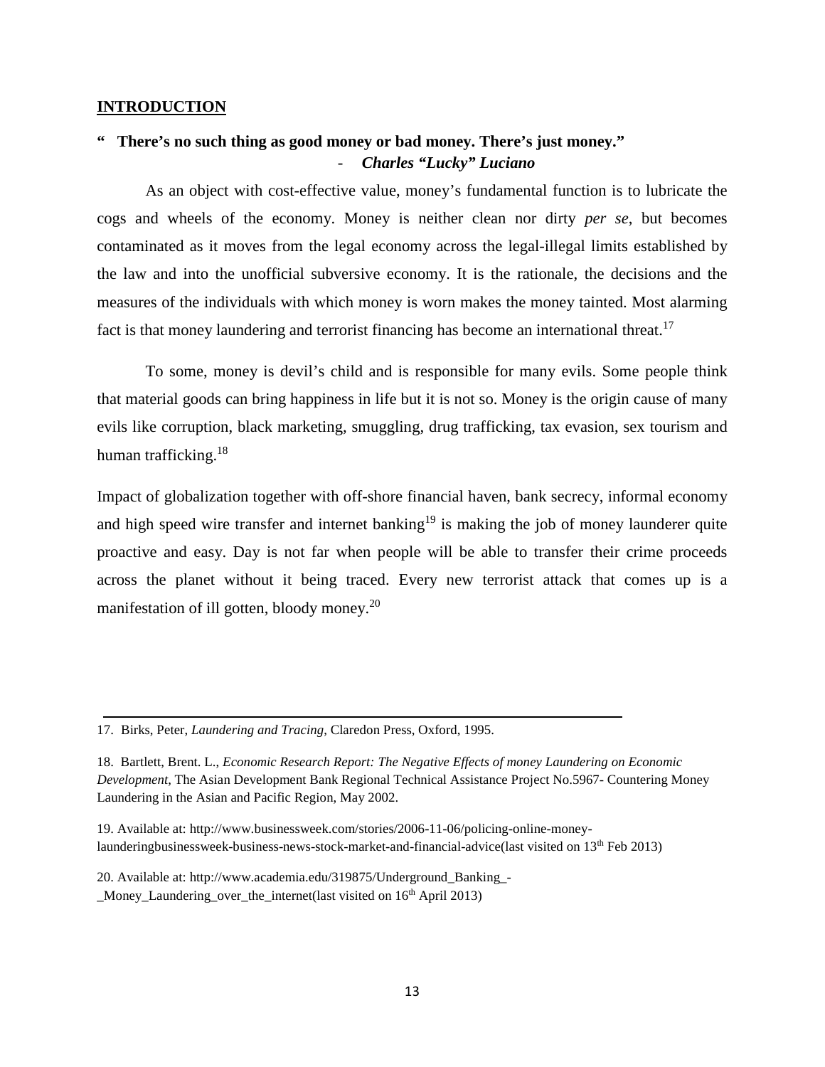## INTRODUCTION

**" There's no such thing as good money or bad money. There's just money."**

- ***Charles "Lucky" Luciano***

As an object with cost-effective value, money's fundamental function is to lubricate the cogs and wheels of the economy. Money is neither clean nor dirty *per se*, but becomes contaminated as it moves from the legal economy across the legal-illegal limits established by the law and into the unofficial subversive economy. It is the rationale, the decisions and the measures of the individuals with which money is worn makes the money tainted. Most alarming fact is that money laundering and terrorist financing has become an international threat.[17]

To some, money is devil's child and is responsible for many evils. Some people think that material goods can bring happiness in life but it is not so. Money is the origin cause of many evils like corruption, black marketing, smuggling, drug trafficking, tax evasion, sex tourism and human trafficking.[18]

Impact of globalization together with off-shore financial haven, bank secrecy, informal economy and high speed wire transfer and internet banking[19] is making the job of money launderer quite proactive and easy. Day is not far when people will be able to transfer their crime proceeds across the planet without it being traced. Every new terrorist attack that comes up is a manifestation of ill gotten, bloody money.[20]

---

17. Birks, Peter, *Laundering and Tracing*, Claredon Press, Oxford, 1995.

18. Bartlett, Brent. L., *Economic Research Report: The Negative Effects of money Laundering on Economic Development*, The Asian Development Bank Regional Technical Assistance Project No.5967- Countering Money Laundering in the Asian and Pacific Region, May 2002.

19. Available at: http://www.businessweek.com/stories/2006-11-06/policing-online-money-launderingbusinessweek-business-news-stock-market-and-financial-advice(last visited on 13th Feb 2013)

20. Available at: http://www.academia.edu/319875/Underground_Banking_-_Money_Laundering_over_the_internet(last visited on 16th April 2013)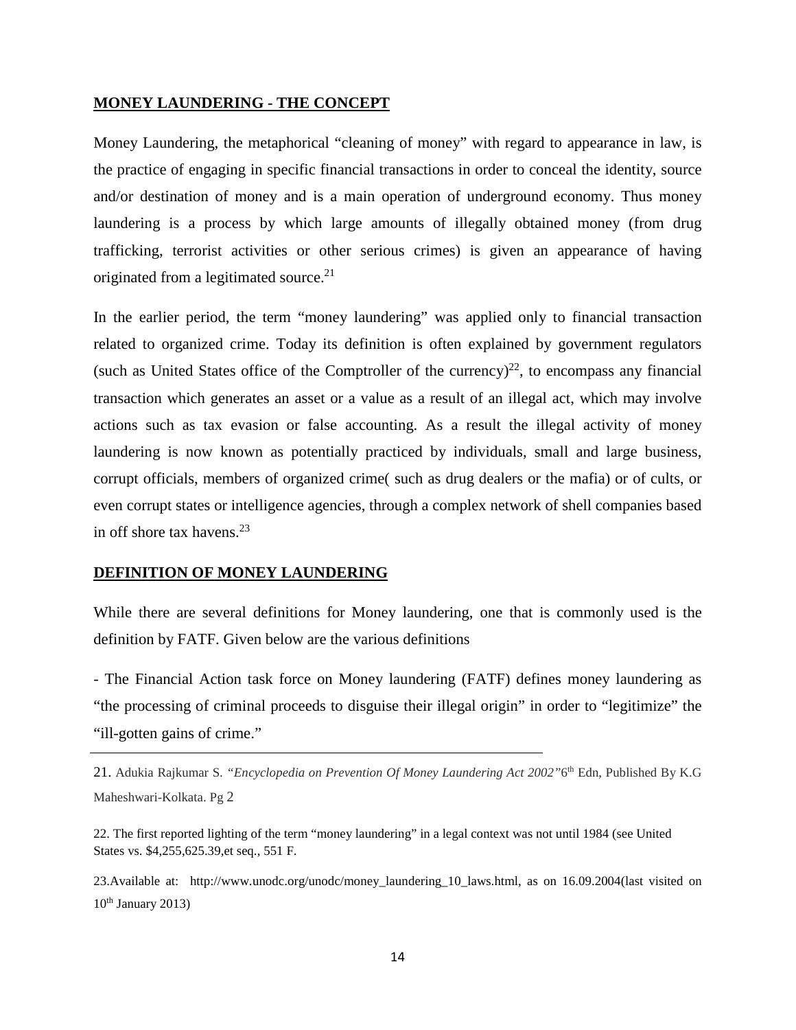## MONEY LAUNDERING - THE CONCEPT

Money Laundering, the metaphorical "cleaning of money" with regard to appearance in law, is the practice of engaging in specific financial transactions in order to conceal the identity, source and/or destination of money and is a main operation of underground economy. Thus money laundering is a process by which large amounts of illegally obtained money (from drug trafficking, terrorist activities or other serious crimes) is given an appearance of having originated from a legitimated source.[21]

In the earlier period, the term "money laundering" was applied only to financial transaction related to organized crime. Today its definition is often explained by government regulators (such as United States office of the Comptroller of the currency)[22], to encompass any financial transaction which generates an asset or a value as a result of an illegal act, which may involve actions such as tax evasion or false accounting. As a result the illegal activity of money laundering is now known as potentially practiced by individuals, small and large business, corrupt officials, members of organized crime( such as drug dealers or the mafia) or of cults, or even corrupt states or intelligence agencies, through a complex network of shell companies based in off shore tax havens.[23]

## DEFINITION OF MONEY LAUNDERING

While there are several definitions for Money laundering, one that is commonly used is the definition by FATF. Given below are the various definitions

- The Financial Action task force on Money laundering (FATF) defines money laundering as "the processing of criminal proceeds to disguise their illegal origin" in order to "legitimize" the "ill-gotten gains of crime."

---

21. Adukia Rajkumar S. *"Encyclopedia on Prevention Of Money Laundering Act 2002"*6th Edn, Published By K.G Maheshwari-Kolkata. Pg 2

22. The first reported lighting of the term "money laundering" in a legal context was not until 1984 (see United States vs. $4,255,625.39,et seq., 551 F.

23.Available at: http://www.unodc.org/unodc/money_laundering_10_laws.html, as on 16.09.2004(last visited on 10th January 2013)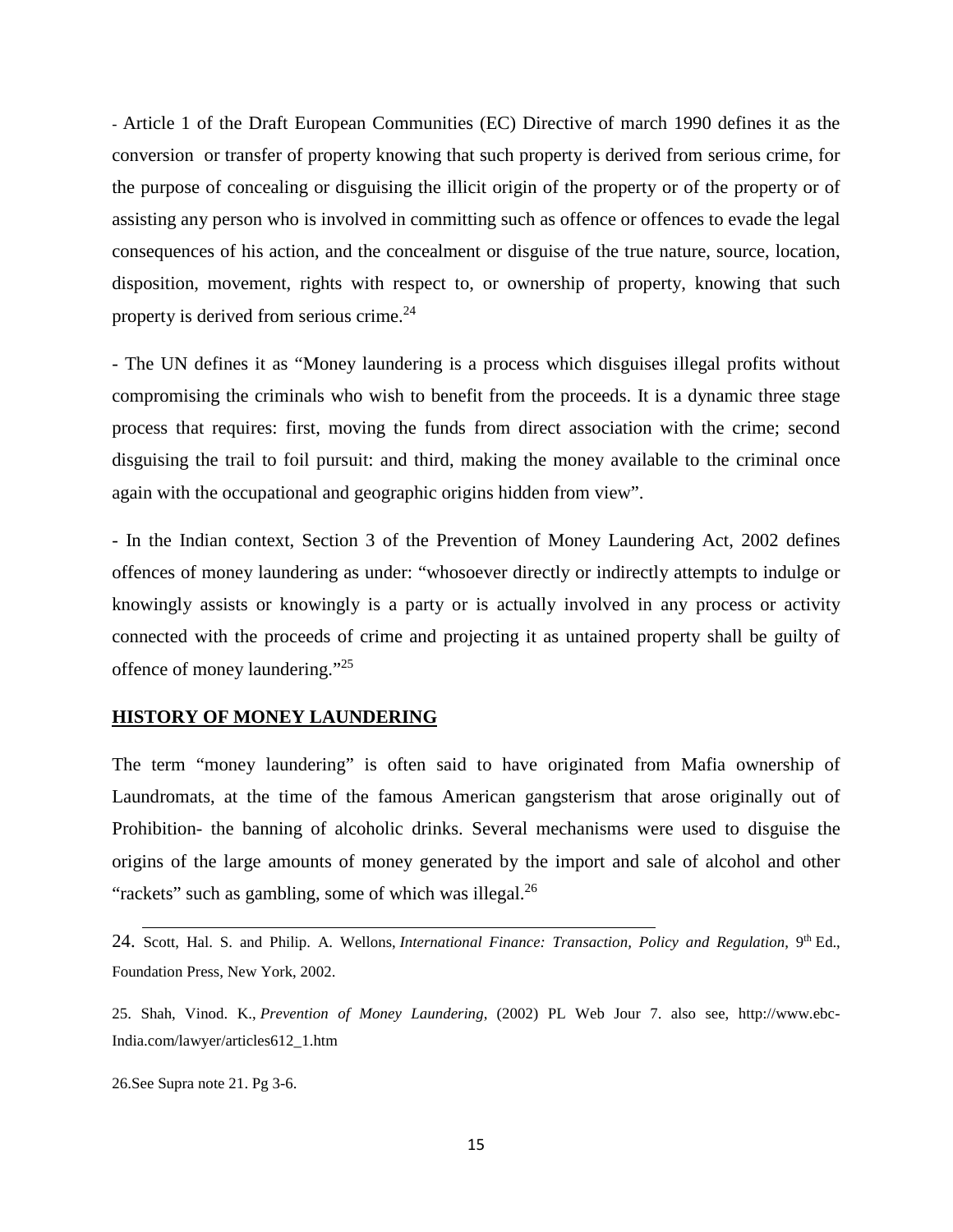- Article 1 of the Draft European Communities (EC) Directive of march 1990 defines it as the conversion or transfer of property knowing that such property is derived from serious crime, for the purpose of concealing or disguising the illicit origin of the property or of the property or of assisting any person who is involved in committing such as offence or offences to evade the legal consequences of his action, and the concealment or disguise of the true nature, source, location, disposition, movement, rights with respect to, or ownership of property, knowing that such property is derived from serious crime.[24]

- The UN defines it as "Money laundering is a process which disguises illegal profits without compromising the criminals who wish to benefit from the proceeds. It is a dynamic three stage process that requires: first, moving the funds from direct association with the crime; second disguising the trail to foil pursuit: and third, making the money available to the criminal once again with the occupational and geographic origins hidden from view".

- In the Indian context, Section 3 of the Prevention of Money Laundering Act, 2002 defines offences of money laundering as under: "whosoever directly or indirectly attempts to indulge or knowingly assists or knowingly is a party or is actually involved in any process or activity connected with the proceeds of crime and projecting it as untained property shall be guilty of offence of money laundering."[25]

## HISTORY OF MONEY LAUNDERING

The term "money laundering" is often said to have originated from Mafia ownership of Laundromats, at the time of the famous American gangsterism that arose originally out of Prohibition- the banning of alcoholic drinks. Several mechanisms were used to disguise the origins of the large amounts of money generated by the import and sale of alcohol and other "rackets" such as gambling, some of which was illegal.[26]

---

24. Scott, Hal. S. and Philip. A. Wellons, *International Finance: Transaction, Policy and Regulation*, 9th Ed., Foundation Press, New York, 2002.

25. Shah, Vinod. K., *Prevention of Money Laundering*, (2002) PL Web Jour 7. also see, http://www.ebc-India.com/lawyer/articles612_1.htm

26.See Supra note 21. Pg 3-6.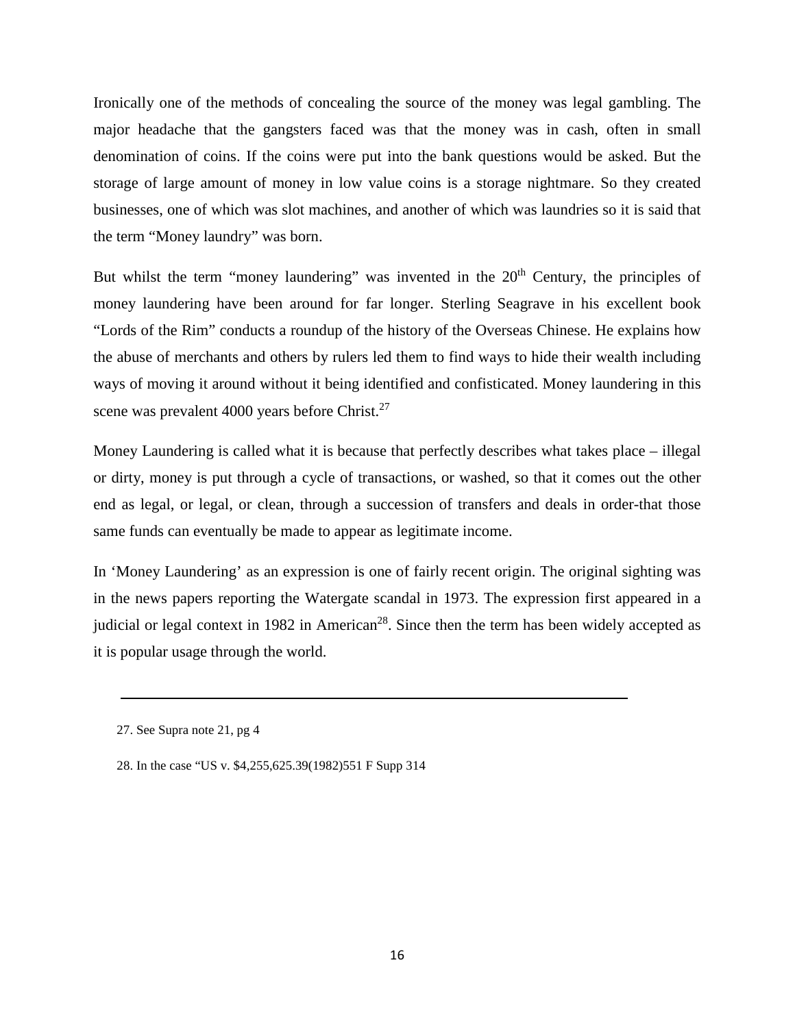Ironically one of the methods of concealing the source of the money was legal gambling. The major headache that the gangsters faced was that the money was in cash, often in small denomination of coins. If the coins were put into the bank questions would be asked. But the storage of large amount of money in low value coins is a storage nightmare. So they created businesses, one of which was slot machines, and another of which was laundries so it is said that the term "Money laundry" was born.

But whilst the term "money laundering" was invented in the 20th Century, the principles of money laundering have been around for far longer. Sterling Seagrave in his excellent book "Lords of the Rim" conducts a roundup of the history of the Overseas Chinese. He explains how the abuse of merchants and others by rulers led them to find ways to hide their wealth including ways of moving it around without it being identified and confisticated. Money laundering in this scene was prevalent 4000 years before Christ.[27]

Money Laundering is called what it is because that perfectly describes what takes place – illegal or dirty, money is put through a cycle of transactions, or washed, so that it comes out the other end as legal, or legal, or clean, through a succession of transfers and deals in order-that those same funds can eventually be made to appear as legitimate income.

In 'Money Laundering' as an expression is one of fairly recent origin. The original sighting was in the news papers reporting the Watergate scandal in 1973. The expression first appeared in a judicial or legal context in 1982 in American[28]. Since then the term has been widely accepted as it is popular usage through the world.

---

27. See Supra note 21, pg 4

28. In the case "US v. $4,255,625.39(1982)551 F Supp 314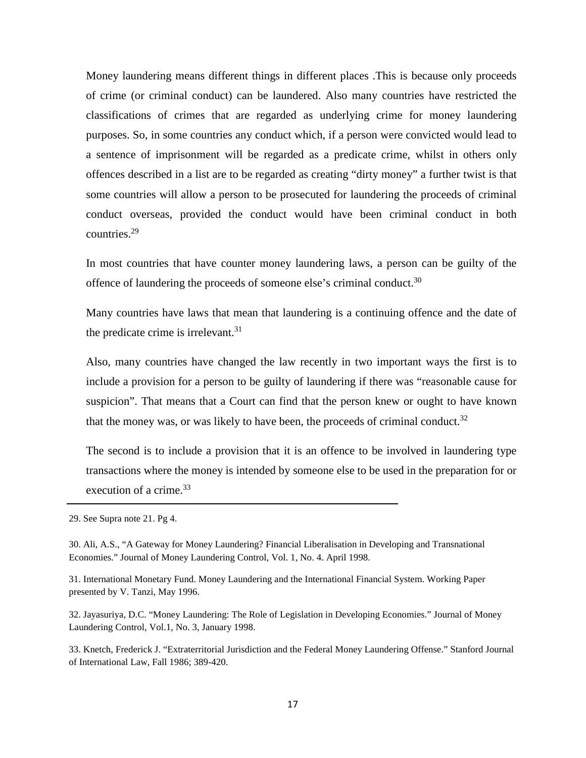Money laundering means different things in different places .This is because only proceeds of crime (or criminal conduct) can be laundered. Also many countries have restricted the classifications of crimes that are regarded as underlying crime for money laundering purposes. So, in some countries any conduct which, if a person were convicted would lead to a sentence of imprisonment will be regarded as a predicate crime, whilst in others only offences described in a list are to be regarded as creating "dirty money" a further twist is that some countries will allow a person to be prosecuted for laundering the proceeds of criminal conduct overseas, provided the conduct would have been criminal conduct in both countries.[29]

In most countries that have counter money laundering laws, a person can be guilty of the offence of laundering the proceeds of someone else's criminal conduct.[30]

Many countries have laws that mean that laundering is a continuing offence and the date of the predicate crime is irrelevant.[31]

Also, many countries have changed the law recently in two important ways the first is to include a provision for a person to be guilty of laundering if there was "reasonable cause for suspicion". That means that a Court can find that the person knew or ought to have known that the money was, or was likely to have been, the proceeds of criminal conduct.[32]

The second is to include a provision that it is an offence to be involved in laundering type transactions where the money is intended by someone else to be used in the preparation for or execution of a crime.[33]

---

29. See Supra note 21. Pg 4.

30. Ali, A.S., "A Gateway for Money Laundering? Financial Liberalisation in Developing and Transnational Economies." Journal of Money Laundering Control, Vol. 1, No. 4. April 1998.

31. International Monetary Fund. Money Laundering and the International Financial System. Working Paper presented by V. Tanzi, May 1996.

32. Jayasuriya, D.C. "Money Laundering: The Role of Legislation in Developing Economies." Journal of Money Laundering Control, Vol.1, No. 3, January 1998.

33. Knetch, Frederick J. "Extraterritorial Jurisdiction and the Federal Money Laundering Offense." Stanford Journal of International Law, Fall 1986; 389-420.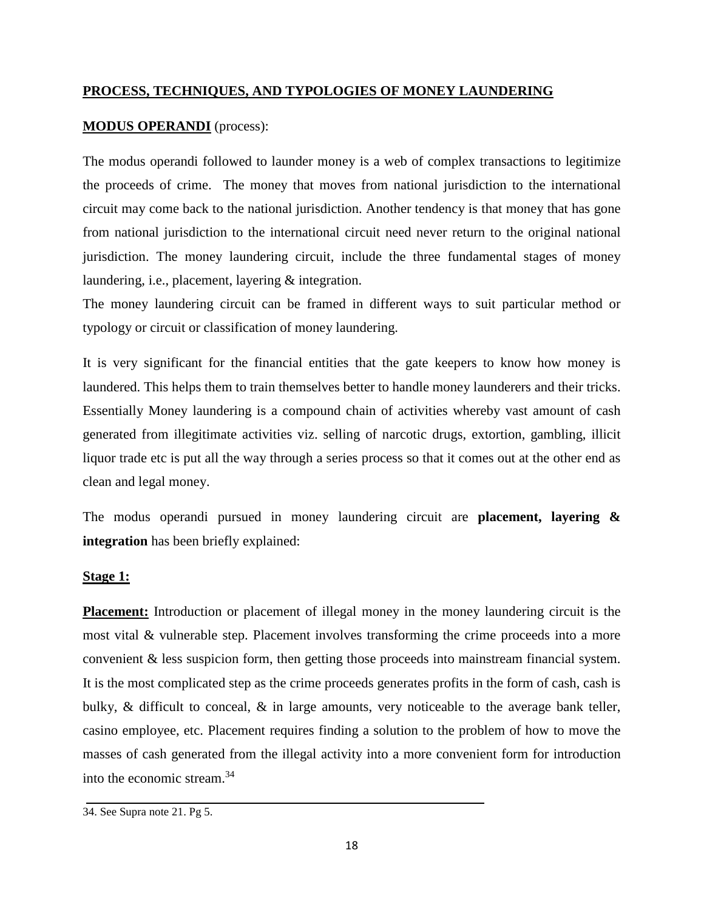## PROCESS, TECHNIQUES, AND TYPOLOGIES OF MONEY LAUNDERING

**MODUS OPERANDI** (process):

The modus operandi followed to launder money is a web of complex transactions to legitimize the proceeds of crime. The money that moves from national jurisdiction to the international circuit may come back to the national jurisdiction. Another tendency is that money that has gone from national jurisdiction to the international circuit need never return to the original national jurisdiction. The money laundering circuit, include the three fundamental stages of money laundering, i.e., placement, layering & integration.

The money laundering circuit can be framed in different ways to suit particular method or typology or circuit or classification of money laundering.

It is very significant for the financial entities that the gate keepers to know how money is laundered. This helps them to train themselves better to handle money launderers and their tricks. Essentially Money laundering is a compound chain of activities whereby vast amount of cash generated from illegitimate activities viz. selling of narcotic drugs, extortion, gambling, illicit liquor trade etc is put all the way through a series process so that it comes out at the other end as clean and legal money.

The modus operandi pursued in money laundering circuit are **placement, layering & integration** has been briefly explained:

**Stage 1:**

**Placement:** Introduction or placement of illegal money in the money laundering circuit is the most vital & vulnerable step. Placement involves transforming the crime proceeds into a more convenient & less suspicion form, then getting those proceeds into mainstream financial system. It is the most complicated step as the crime proceeds generates profits in the form of cash, cash is bulky, & difficult to conceal, & in large amounts, very noticeable to the average bank teller, casino employee, etc. Placement requires finding a solution to the problem of how to move the masses of cash generated from the illegal activity into a more convenient form for introduction into the economic stream.[34]

34. See Supra note 21. Pg 5.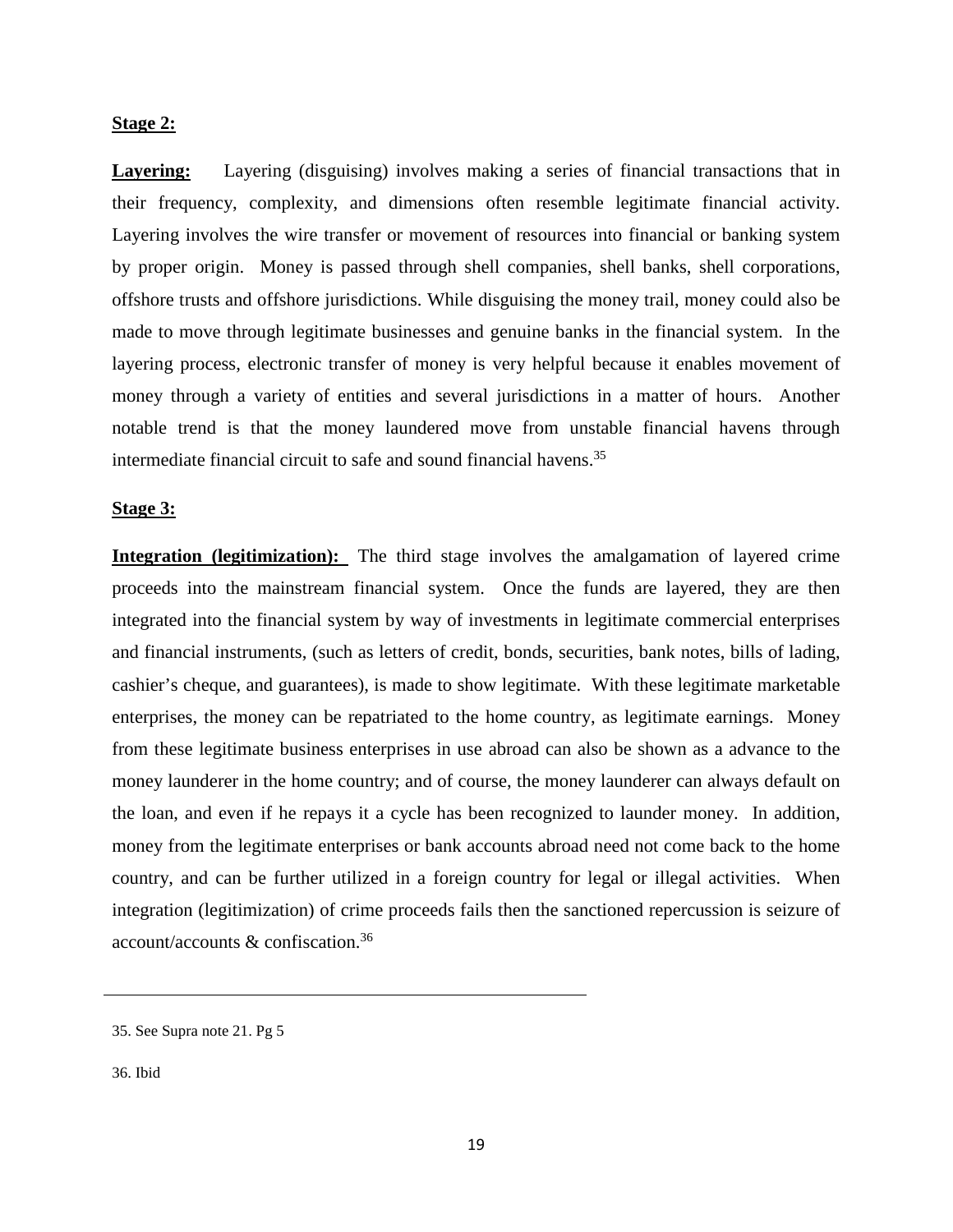**Stage 2:**

**Layering:** Layering (disguising) involves making a series of financial transactions that in their frequency, complexity, and dimensions often resemble legitimate financial activity. Layering involves the wire transfer or movement of resources into financial or banking system by proper origin. Money is passed through shell companies, shell banks, shell corporations, offshore trusts and offshore jurisdictions. While disguising the money trail, money could also be made to move through legitimate businesses and genuine banks in the financial system. In the layering process, electronic transfer of money is very helpful because it enables movement of money through a variety of entities and several jurisdictions in a matter of hours. Another notable trend is that the money laundered move from unstable financial havens through intermediate financial circuit to safe and sound financial havens.[35]

**Stage 3:**

**Integration (legitimization):** The third stage involves the amalgamation of layered crime proceeds into the mainstream financial system. Once the funds are layered, they are then integrated into the financial system by way of investments in legitimate commercial enterprises and financial instruments, (such as letters of credit, bonds, securities, bank notes, bills of lading, cashier's cheque, and guarantees), is made to show legitimate. With these legitimate marketable enterprises, the money can be repatriated to the home country, as legitimate earnings. Money from these legitimate business enterprises in use abroad can also be shown as a advance to the money launderer in the home country; and of course, the money launderer can always default on the loan, and even if he repays it a cycle has been recognized to launder money. In addition, money from the legitimate enterprises or bank accounts abroad need not come back to the home country, and can be further utilized in a foreign country for legal or illegal activities. When integration (legitimization) of crime proceeds fails then the sanctioned repercussion is seizure of account/accounts & confiscation.[36]

---

35. See Supra note 21. Pg 5

36. Ibid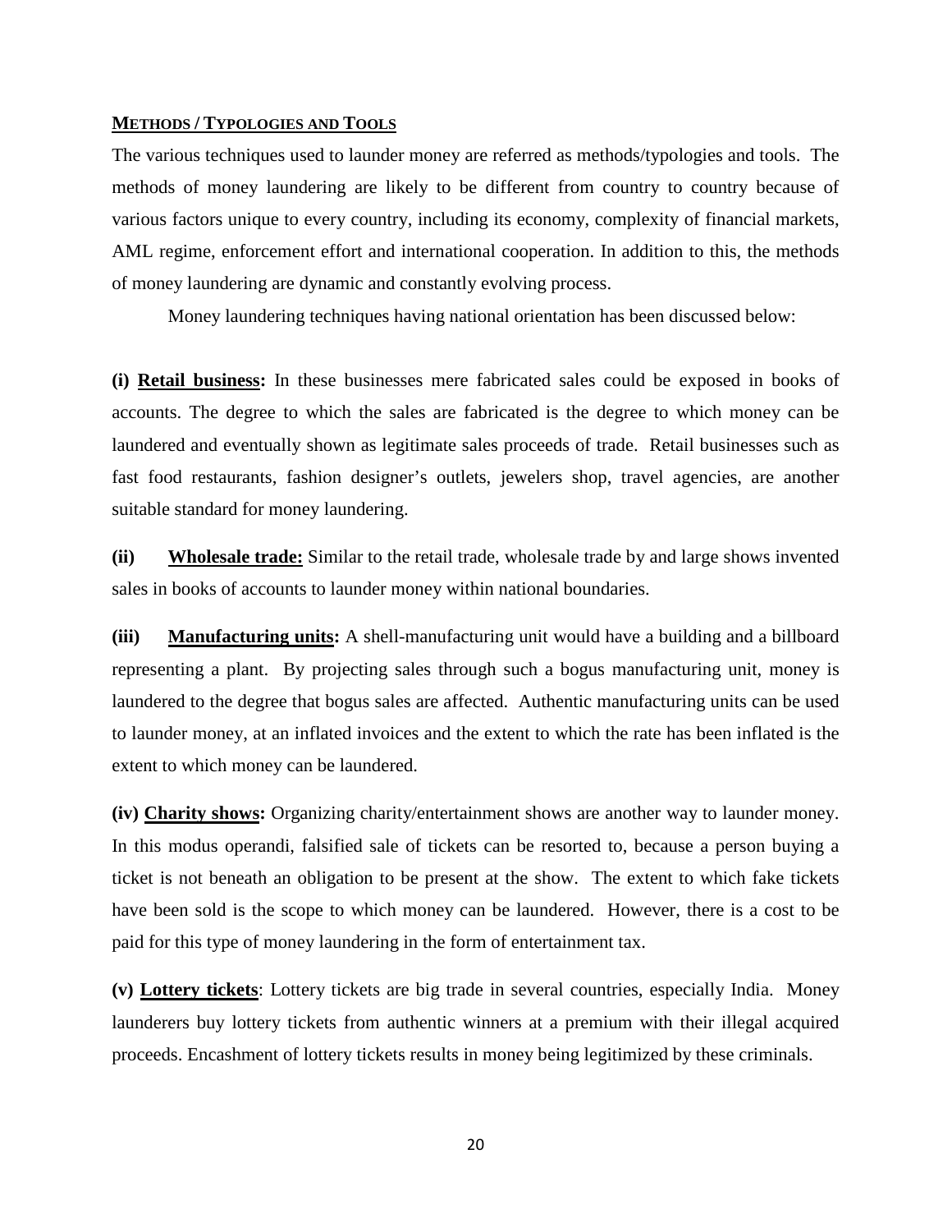## **METHODS / TYPOLOGIES AND TOOLS**

The various techniques used to launder money are referred as methods/typologies and tools. The methods of money laundering are likely to be different from country to country because of various factors unique to every country, including its economy, complexity of financial markets, AML regime, enforcement effort and international cooperation. In addition to this, the methods of money laundering are dynamic and constantly evolving process.

Money laundering techniques having national orientation has been discussed below:

**(i) Retail business:** In these businesses mere fabricated sales could be exposed in books of accounts. The degree to which the sales are fabricated is the degree to which money can be laundered and eventually shown as legitimate sales proceeds of trade. Retail businesses such as fast food restaurants, fashion designer's outlets, jewelers shop, travel agencies, are another suitable standard for money laundering.

**(ii) Wholesale trade:** Similar to the retail trade, wholesale trade by and large shows invented sales in books of accounts to launder money within national boundaries.

**(iii) Manufacturing units:** A shell-manufacturing unit would have a building and a billboard representing a plant. By projecting sales through such a bogus manufacturing unit, money is laundered to the degree that bogus sales are affected. Authentic manufacturing units can be used to launder money, at an inflated invoices and the extent to which the rate has been inflated is the extent to which money can be laundered.

**(iv) Charity shows:** Organizing charity/entertainment shows are another way to launder money. In this modus operandi, falsified sale of tickets can be resorted to, because a person buying a ticket is not beneath an obligation to be present at the show. The extent to which fake tickets have been sold is the scope to which money can be laundered. However, there is a cost to be paid for this type of money laundering in the form of entertainment tax.

**(v) Lottery tickets**: Lottery tickets are big trade in several countries, especially India. Money launderers buy lottery tickets from authentic winners at a premium with their illegal acquired proceeds. Encashment of lottery tickets results in money being legitimized by these criminals.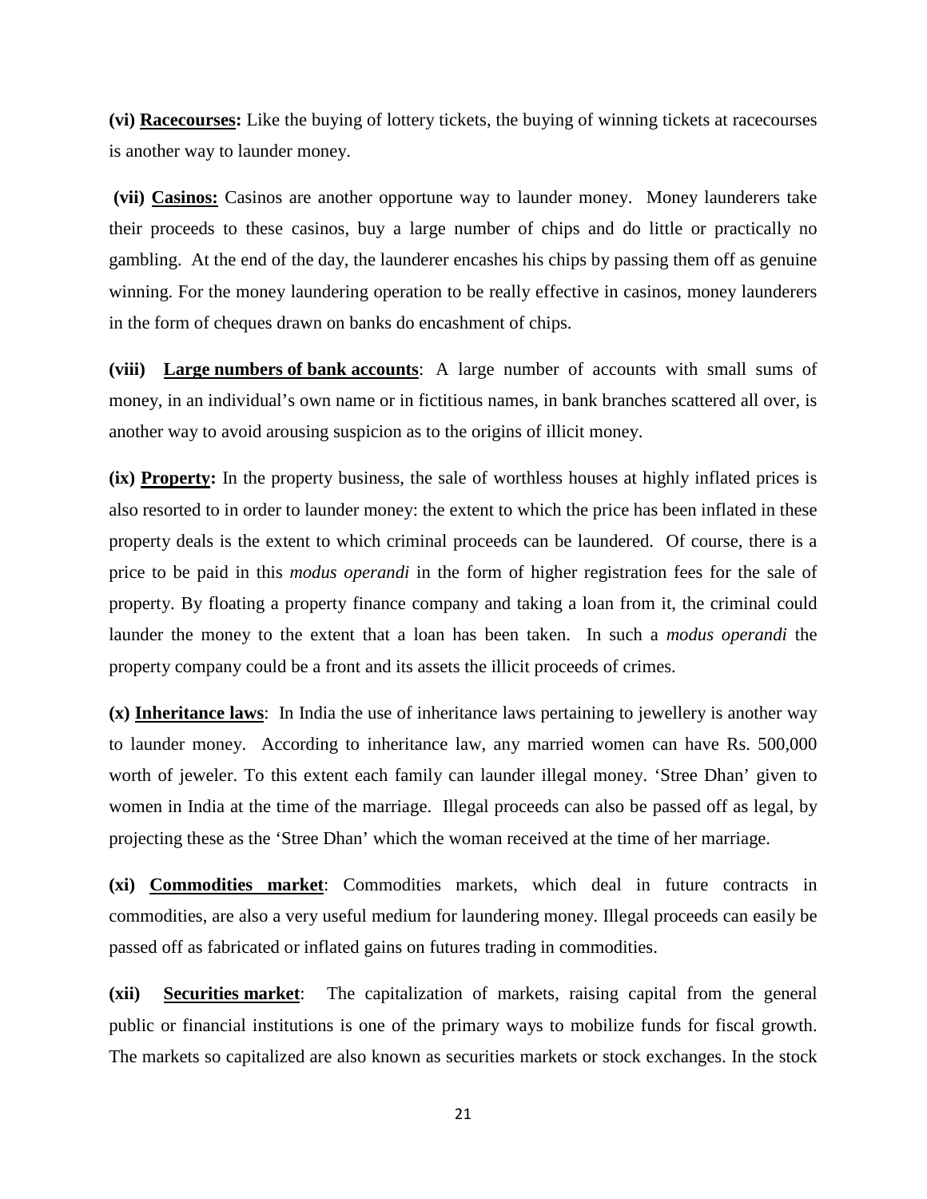**(vi) <u>Racecourses</u>:** Like the buying of lottery tickets, the buying of winning tickets at racecourses is another way to launder money.

**(vii) <u>Casinos:</u>** Casinos are another opportune way to launder money. Money launderers take their proceeds to these casinos, buy a large number of chips and do little or practically no gambling. At the end of the day, the launderer encashes his chips by passing them off as genuine winning. For the money laundering operation to be really effective in casinos, money launderers in the form of cheques drawn on banks do encashment of chips.

**(viii) <u>Large numbers of bank accounts</u>**: A large number of accounts with small sums of money, in an individual's own name or in fictitious names, in bank branches scattered all over, is another way to avoid arousing suspicion as to the origins of illicit money.

**(ix) <u>Property</u>:** In the property business, the sale of worthless houses at highly inflated prices is also resorted to in order to launder money: the extent to which the price has been inflated in these property deals is the extent to which criminal proceeds can be laundered. Of course, there is a price to be paid in this *modus operandi* in the form of higher registration fees for the sale of property. By floating a property finance company and taking a loan from it, the criminal could launder the money to the extent that a loan has been taken. In such a *modus operandi* the property company could be a front and its assets the illicit proceeds of crimes.

**(x) <u>Inheritance laws</u>**: In India the use of inheritance laws pertaining to jewellery is another way to launder money. According to inheritance law, any married women can have Rs. 500,000 worth of jeweler. To this extent each family can launder illegal money. 'Stree Dhan' given to women in India at the time of the marriage. Illegal proceeds can also be passed off as legal, by projecting these as the 'Stree Dhan' which the woman received at the time of her marriage.

**(xi) <u>Commodities market</u>**: Commodities markets, which deal in future contracts in commodities, are also a very useful medium for laundering money. Illegal proceeds can easily be passed off as fabricated or inflated gains on futures trading in commodities.

**(xii) <u>Securities market</u>**: The capitalization of markets, raising capital from the general public or financial institutions is one of the primary ways to mobilize funds for fiscal growth. The markets so capitalized are also known as securities markets or stock exchanges. In the stock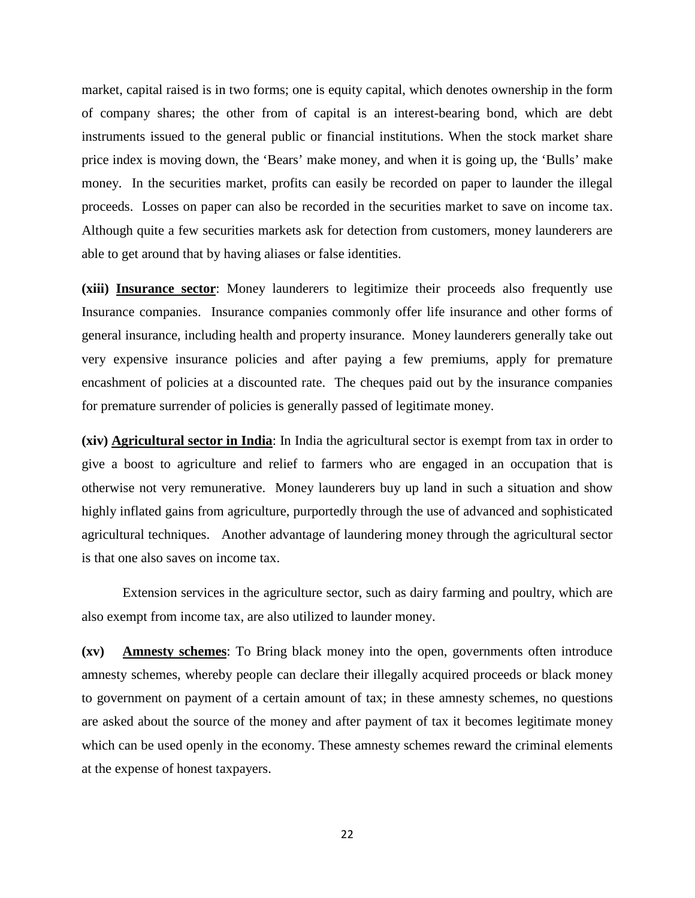market, capital raised is in two forms; one is equity capital, which denotes ownership in the form of company shares; the other from of capital is an interest-bearing bond, which are debt instruments issued to the general public or financial institutions. When the stock market share price index is moving down, the 'Bears' make money, and when it is going up, the 'Bulls' make money. In the securities market, profits can easily be recorded on paper to launder the illegal proceeds. Losses on paper can also be recorded in the securities market to save on income tax. Although quite a few securities markets ask for detection from customers, money launderers are able to get around that by having aliases or false identities.

**(xiii) <u>Insurance sector</u>**: Money launderers to legitimize their proceeds also frequently use Insurance companies. Insurance companies commonly offer life insurance and other forms of general insurance, including health and property insurance. Money launderers generally take out very expensive insurance policies and after paying a few premiums, apply for premature encashment of policies at a discounted rate. The cheques paid out by the insurance companies for premature surrender of policies is generally passed of legitimate money.

**(xiv) <u>Agricultural sector in India</u>**: In India the agricultural sector is exempt from tax in order to give a boost to agriculture and relief to farmers who are engaged in an occupation that is otherwise not very remunerative. Money launderers buy up land in such a situation and show highly inflated gains from agriculture, purportedly through the use of advanced and sophisticated agricultural techniques. Another advantage of laundering money through the agricultural sector is that one also saves on income tax.

Extension services in the agriculture sector, such as dairy farming and poultry, which are also exempt from income tax, are also utilized to launder money.

**(xv) <u>Amnesty schemes</u>**: To Bring black money into the open, governments often introduce amnesty schemes, whereby people can declare their illegally acquired proceeds or black money to government on payment of a certain amount of tax; in these amnesty schemes, no questions are asked about the source of the money and after payment of tax it becomes legitimate money which can be used openly in the economy. These amnesty schemes reward the criminal elements at the expense of honest taxpayers.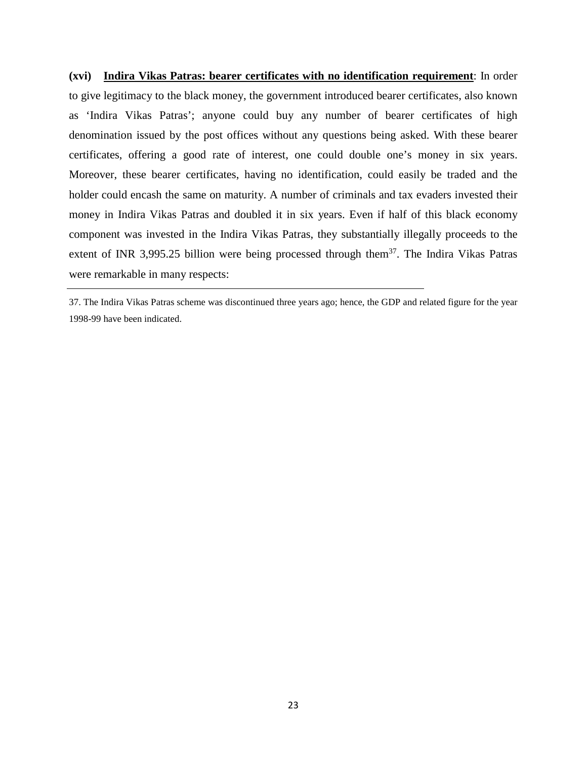**(xvi) <u>Indira Vikas Patras: bearer certificates with no identification requirement</u>**: In order to give legitimacy to the black money, the government introduced bearer certificates, also known as 'Indira Vikas Patras'; anyone could buy any number of bearer certificates of high denomination issued by the post offices without any questions being asked. With these bearer certificates, offering a good rate of interest, one could double one's money in six years. Moreover, these bearer certificates, having no identification, could easily be traded and the holder could encash the same on maturity. A number of criminals and tax evaders invested their money in Indira Vikas Patras and doubled it in six years. Even if half of this black economy component was invested in the Indira Vikas Patras, they substantially illegally proceeds to the extent of INR 3,995.25 billion were being processed through them[37]. The Indira Vikas Patras were remarkable in many respects:

---

37. The Indira Vikas Patras scheme was discontinued three years ago; hence, the GDP and related figure for the year 1998-99 have been indicated.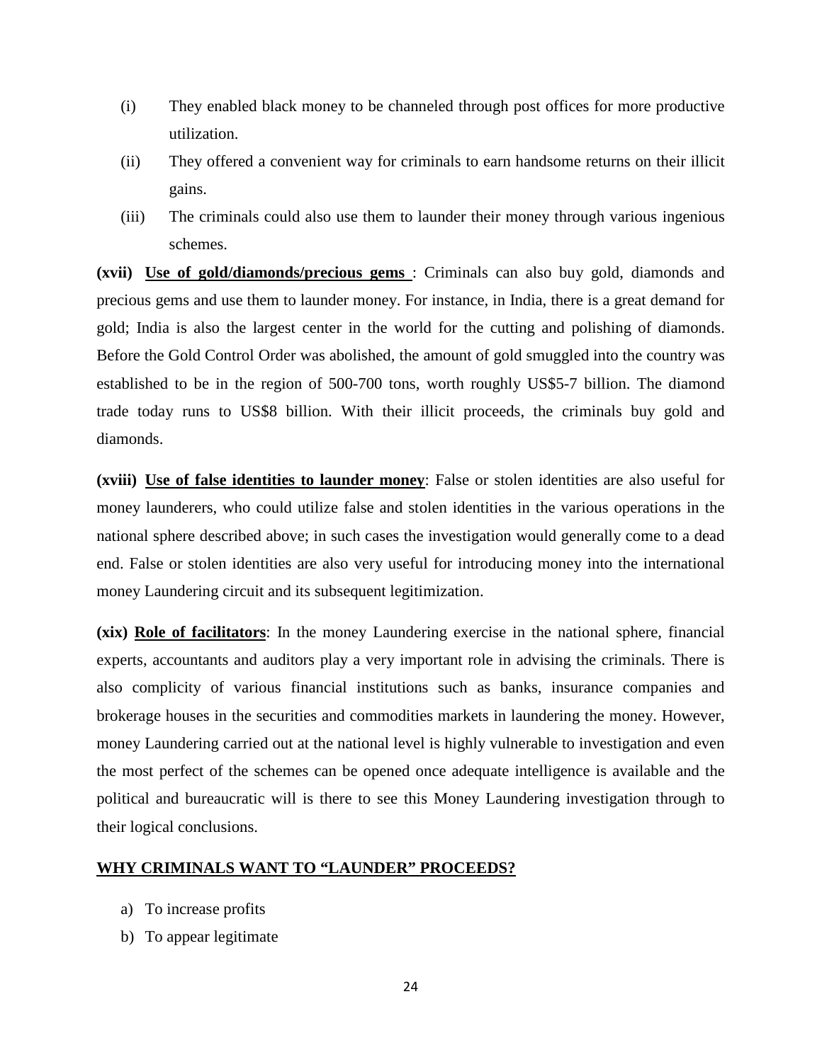(i) They enabled black money to be channeled through post offices for more productive utilization.

(ii) They offered a convenient way for criminals to earn handsome returns on their illicit gains.

(iii) The criminals could also use them to launder their money through various ingenious schemes.

**(xvii) Use of gold/diamonds/precious gems** : Criminals can also buy gold, diamonds and precious gems and use them to launder money. For instance, in India, there is a great demand for gold; India is also the largest center in the world for the cutting and polishing of diamonds. Before the Gold Control Order was abolished, the amount of gold smuggled into the country was established to be in the region of 500-700 tons, worth roughly US$5-7 billion. The diamond trade today runs to US$8 billion. With their illicit proceeds, the criminals buy gold and diamonds.

**(xviii) Use of false identities to launder money**: False or stolen identities are also useful for money launderers, who could utilize false and stolen identities in the various operations in the national sphere described above; in such cases the investigation would generally come to a dead end. False or stolen identities are also very useful for introducing money into the international money Laundering circuit and its subsequent legitimization.

**(xix) Role of facilitators**: In the money Laundering exercise in the national sphere, financial experts, accountants and auditors play a very important role in advising the criminals. There is also complicity of various financial institutions such as banks, insurance companies and brokerage houses in the securities and commodities markets in laundering the money. However, money Laundering carried out at the national level is highly vulnerable to investigation and even the most perfect of the schemes can be opened once adequate intelligence is available and the political and bureaucratic will is there to see this Money Laundering investigation through to their logical conclusions.

**WHY CRIMINALS WANT TO "LAUNDER" PROCEEDS?**

a) To increase profits
b) To appear legitimate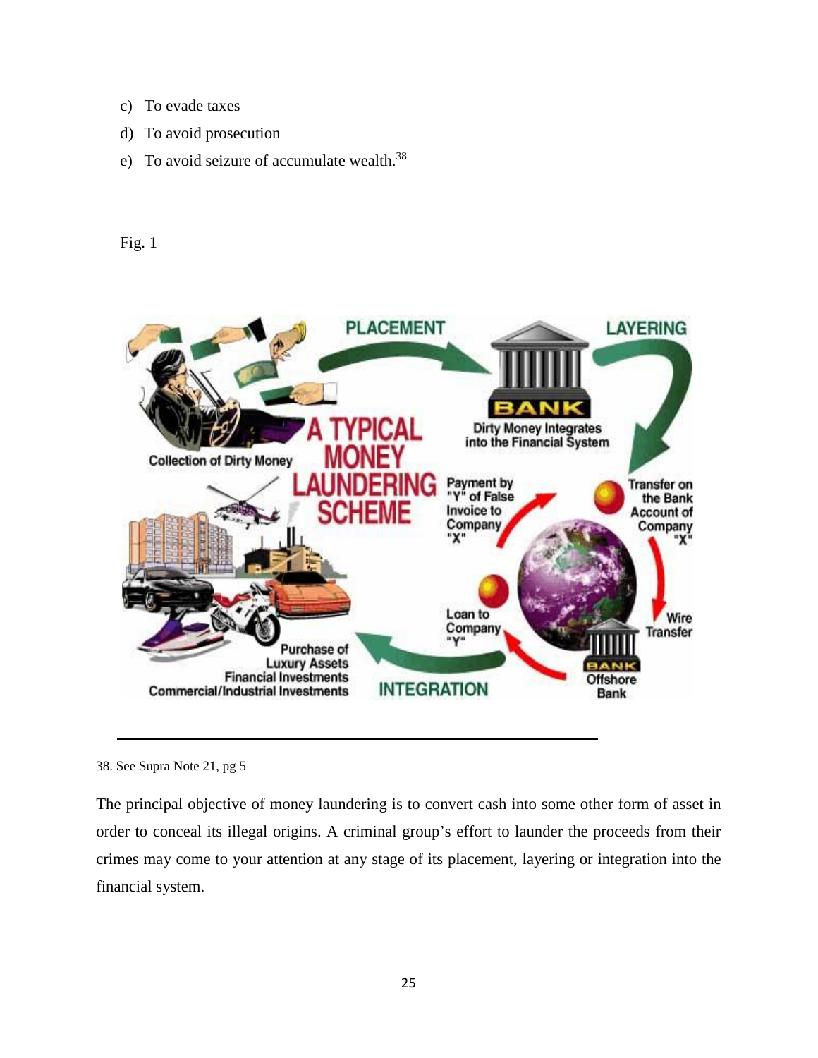c) To evade taxes

d) To avoid prosecution

e) To avoid seizure of accumulate wealth.[38]

Fig. 1

38. See Supra Note 21, pg 5

The principal objective of money laundering is to convert cash into some other form of asset in order to conceal its illegal origins. A criminal group's effort to launder the proceeds from their crimes may come to your attention at any stage of its placement, layering or integration into the financial system.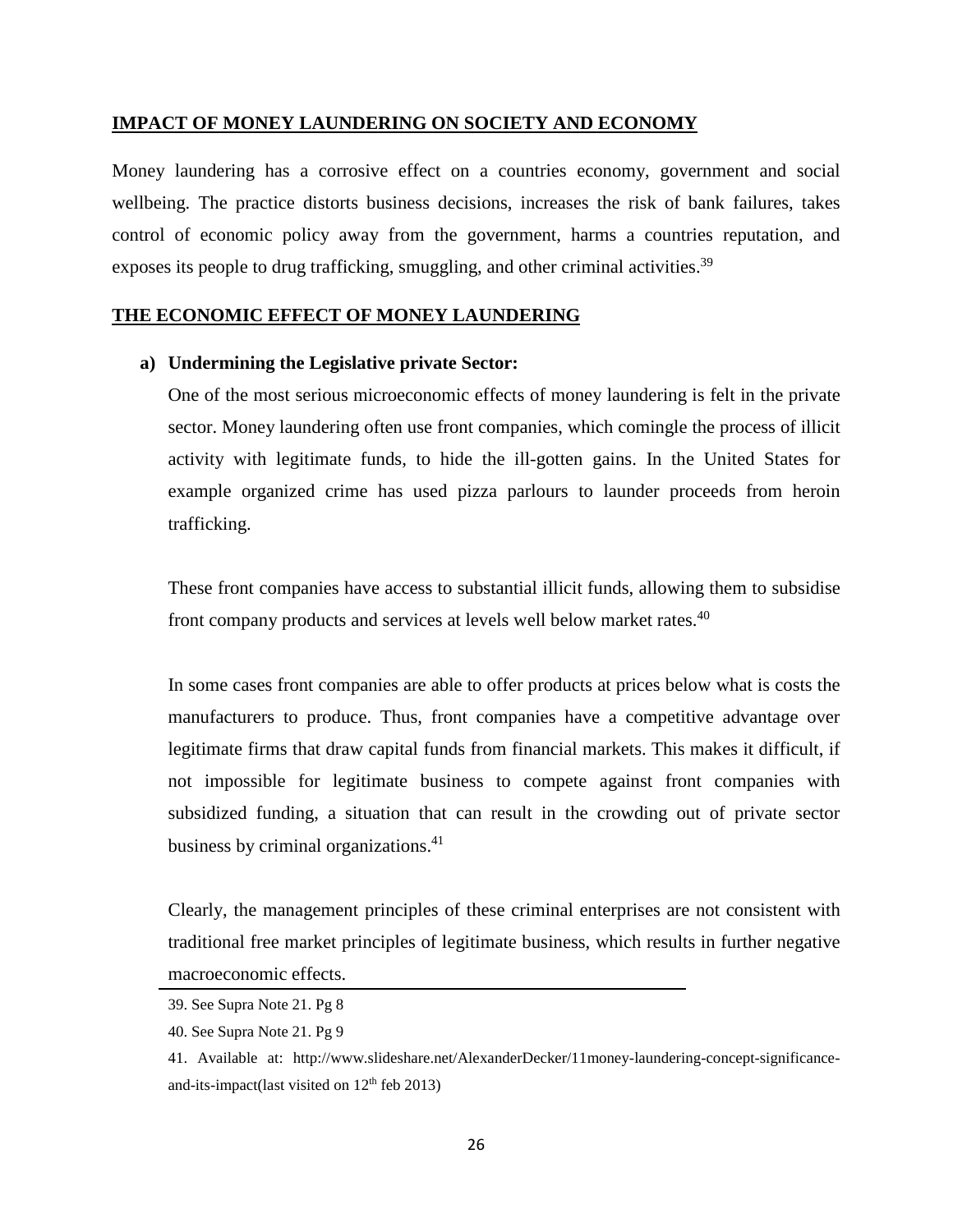## IMPACT OF MONEY LAUNDERING ON SOCIETY AND ECONOMY

Money laundering has a corrosive effect on a countries economy, government and social wellbeing. The practice distorts business decisions, increases the risk of bank failures, takes control of economic policy away from the government, harms a countries reputation, and exposes its people to drug trafficking, smuggling, and other criminal activities.[39]

## THE ECONOMIC EFFECT OF MONEY LAUNDERING

**a) Undermining the Legislative private Sector:**

One of the most serious microeconomic effects of money laundering is felt in the private sector. Money laundering often use front companies, which comingle the process of illicit activity with legitimate funds, to hide the ill-gotten gains. In the United States for example organized crime has used pizza parlours to launder proceeds from heroin trafficking.

These front companies have access to substantial illicit funds, allowing them to subsidise front company products and services at levels well below market rates.[40]

In some cases front companies are able to offer products at prices below what is costs the manufacturers to produce. Thus, front companies have a competitive advantage over legitimate firms that draw capital funds from financial markets. This makes it difficult, if not impossible for legitimate business to compete against front companies with subsidized funding, a situation that can result in the crowding out of private sector business by criminal organizations.[41]

Clearly, the management principles of these criminal enterprises are not consistent with traditional free market principles of legitimate business, which results in further negative macroeconomic effects.

---

39. See Supra Note 21. Pg 8

40. See Supra Note 21. Pg 9

41. Available at: http://www.slideshare.net/AlexanderDecker/11money-laundering-concept-significance-and-its-impact(last visited on 12th feb 2013)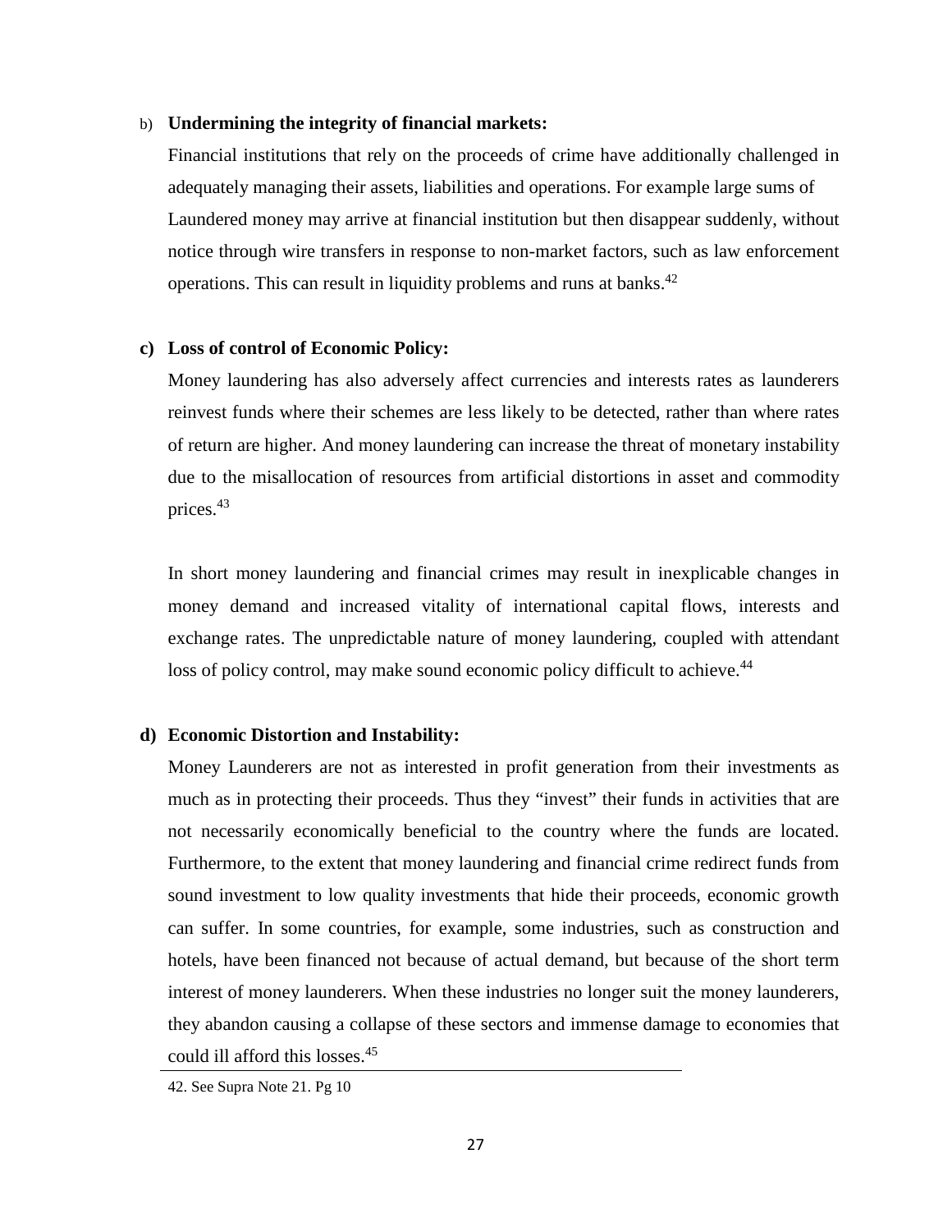b) **Undermining the integrity of financial markets:**

Financial institutions that rely on the proceeds of crime have additionally challenged in adequately managing their assets, liabilities and operations. For example large sums of Laundered money may arrive at financial institution but then disappear suddenly, without notice through wire transfers in response to non-market factors, such as law enforcement operations. This can result in liquidity problems and runs at banks.[42]

**c) Loss of control of Economic Policy:**

Money laundering has also adversely affect currencies and interests rates as launderers reinvest funds where their schemes are less likely to be detected, rather than where rates of return are higher. And money laundering can increase the threat of monetary instability due to the misallocation of resources from artificial distortions in asset and commodity prices.[43]

In short money laundering and financial crimes may result in inexplicable changes in money demand and increased vitality of international capital flows, interests and exchange rates. The unpredictable nature of money laundering, coupled with attendant loss of policy control, may make sound economic policy difficult to achieve.[44]

**d) Economic Distortion and Instability:**

Money Launderers are not as interested in profit generation from their investments as much as in protecting their proceeds. Thus they "invest" their funds in activities that are not necessarily economically beneficial to the country where the funds are located. Furthermore, to the extent that money laundering and financial crime redirect funds from sound investment to low quality investments that hide their proceeds, economic growth can suffer. In some countries, for example, some industries, such as construction and hotels, have been financed not because of actual demand, but because of the short term interest of money launderers. When these industries no longer suit the money launderers, they abandon causing a collapse of these sectors and immense damage to economies that could ill afford this losses.[45]

---

42. See Supra Note 21. Pg 10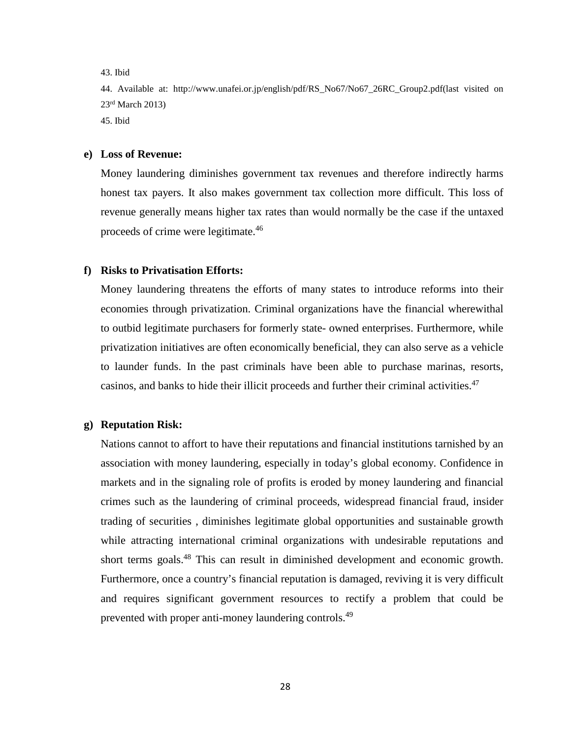43. Ibid

44. Available at: http://www.unafei.or.jp/english/pdf/RS_No67/No67_26RC_Group2.pdf(last visited on 23rd March 2013)

45. Ibid

**e) Loss of Revenue:**

Money laundering diminishes government tax revenues and therefore indirectly harms honest tax payers. It also makes government tax collection more difficult. This loss of revenue generally means higher tax rates than would normally be the case if the untaxed proceeds of crime were legitimate.[46]

**f) Risks to Privatisation Efforts:**

Money laundering threatens the efforts of many states to introduce reforms into their economies through privatization. Criminal organizations have the financial wherewithal to outbid legitimate purchasers for formerly state- owned enterprises. Furthermore, while privatization initiatives are often economically beneficial, they can also serve as a vehicle to launder funds. In the past criminals have been able to purchase marinas, resorts, casinos, and banks to hide their illicit proceeds and further their criminal activities.[47]

**g) Reputation Risk:**

Nations cannot to affort to have their reputations and financial institutions tarnished by an association with money laundering, especially in today's global economy. Confidence in markets and in the signaling role of profits is eroded by money laundering and financial crimes such as the laundering of criminal proceeds, widespread financial fraud, insider trading of securities , diminishes legitimate global opportunities and sustainable growth while attracting international criminal organizations with undesirable reputations and short terms goals.[48] This can result in diminished development and economic growth. Furthermore, once a country's financial reputation is damaged, reviving it is very difficult and requires significant government resources to rectify a problem that could be prevented with proper anti-money laundering controls.[49]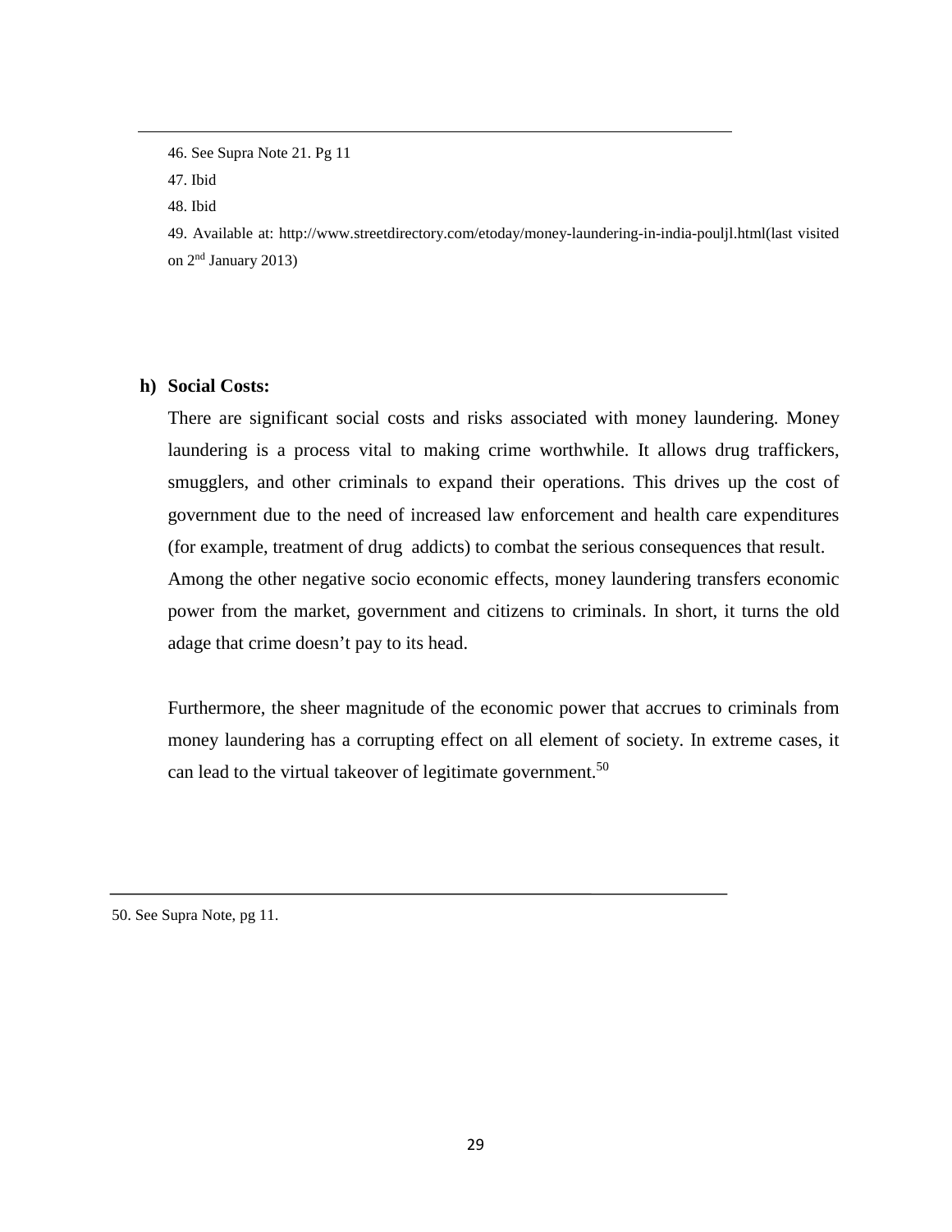46. See Supra Note 21. Pg 11

47. Ibid

48. Ibid

49. Available at: http://www.streetdirectory.com/etoday/money-laundering-in-india-pouljl.html(last visited on 2nd January 2013)

**h) Social Costs:**

There are significant social costs and risks associated with money laundering. Money laundering is a process vital to making crime worthwhile. It allows drug traffickers, smugglers, and other criminals to expand their operations. This drives up the cost of government due to the need of increased law enforcement and health care expenditures (for example, treatment of drug addicts) to combat the serious consequences that result. Among the other negative socio economic effects, money laundering transfers economic power from the market, government and citizens to criminals. In short, it turns the old adage that crime doesn't pay to its head.

Furthermore, the sheer magnitude of the economic power that accrues to criminals from money laundering has a corrupting effect on all element of society. In extreme cases, it can lead to the virtual takeover of legitimate government.[50]

---

50. See Supra Note, pg 11.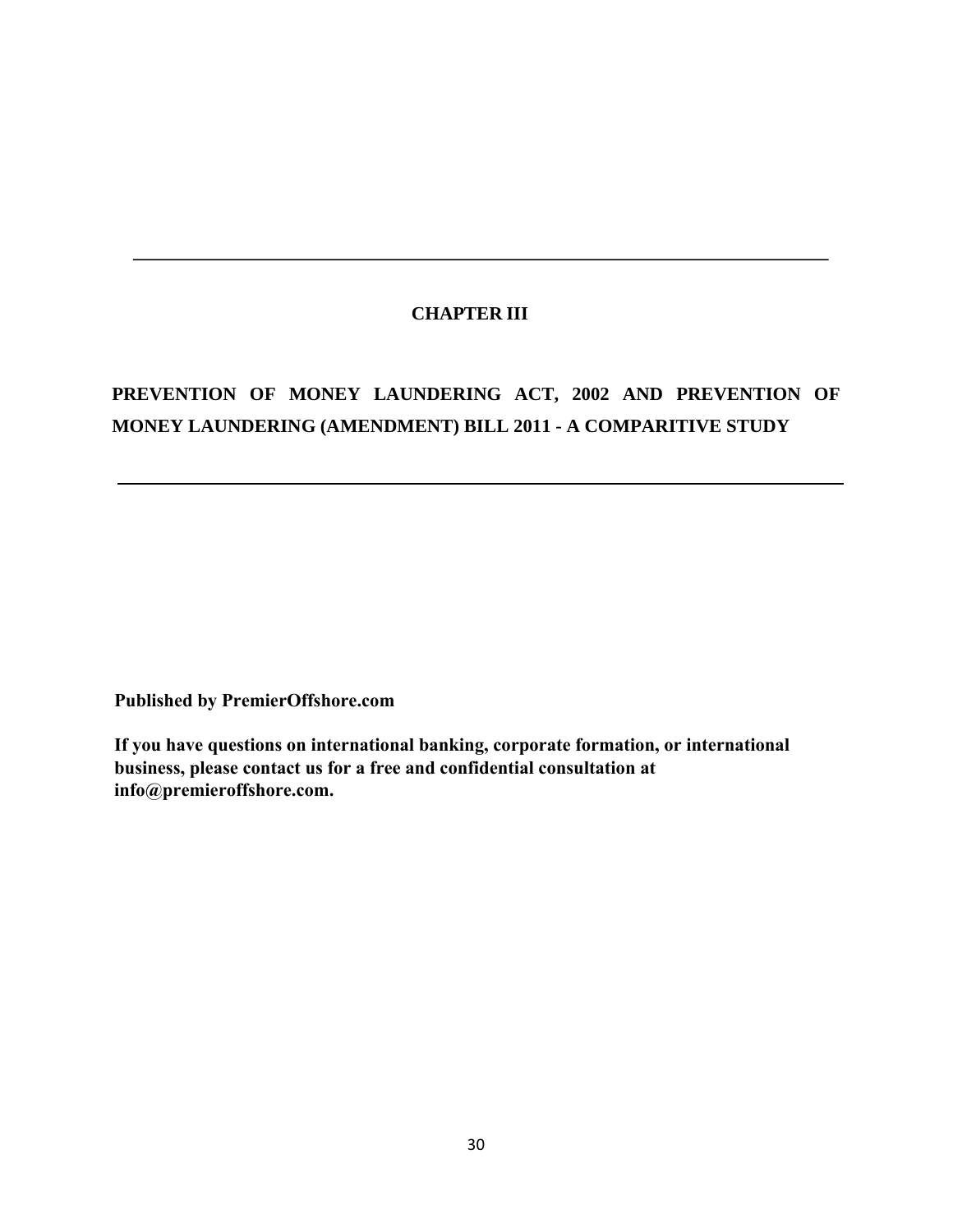# CHAPTER III

## PREVENTION OF MONEY LAUNDERING ACT, 2002 AND PREVENTION OF MONEY LAUNDERING (AMENDMENT) BILL 2011 - A COMPARITIVE STUDY

**Published by PremierOffshore.com**

**If you have questions on international banking, corporate formation, or international business, please contact us for a free and confidential consultation at info@premieroffshore.com.**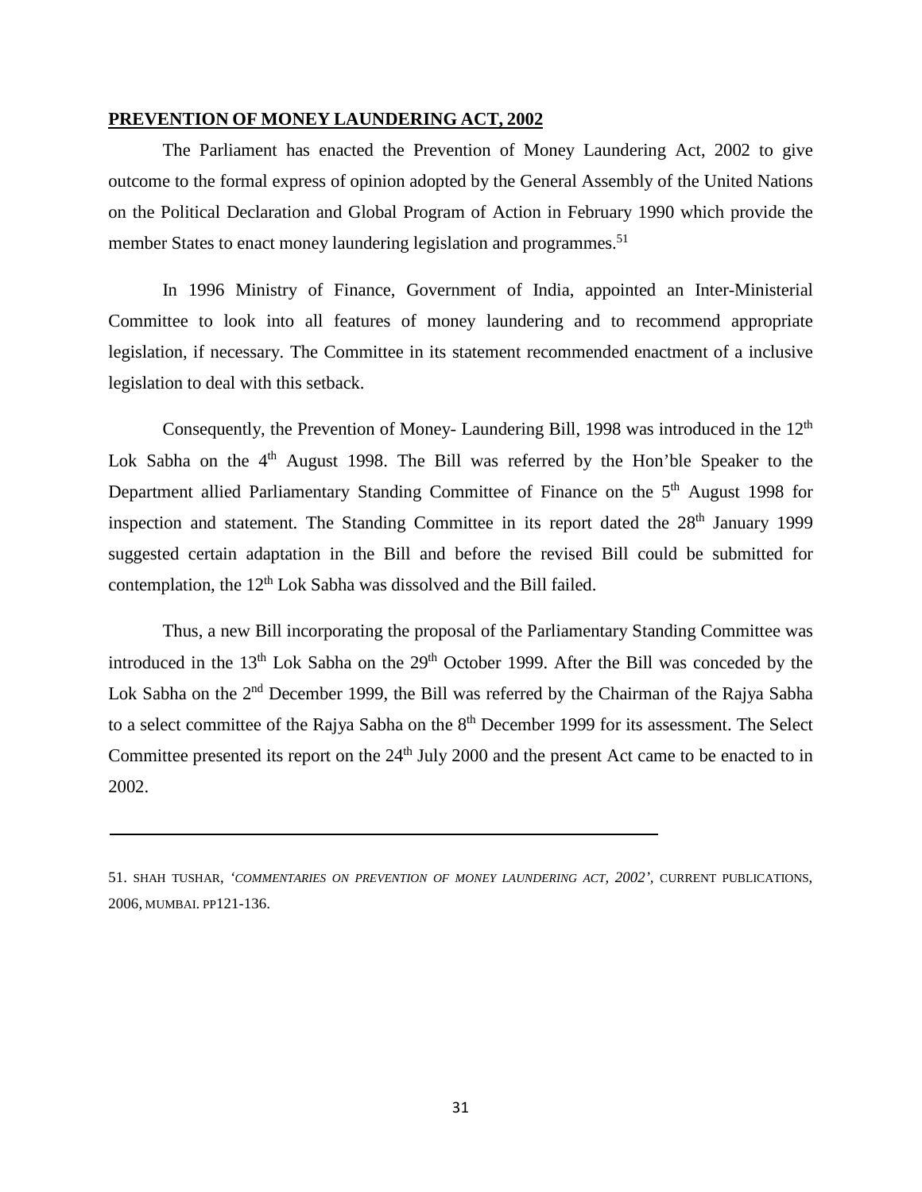## PREVENTION OF MONEY LAUNDERING ACT, 2002

The Parliament has enacted the Prevention of Money Laundering Act, 2002 to give outcome to the formal express of opinion adopted by the General Assembly of the United Nations on the Political Declaration and Global Program of Action in February 1990 which provide the member States to enact money laundering legislation and programmes.[51]

In 1996 Ministry of Finance, Government of India, appointed an Inter-Ministerial Committee to look into all features of money laundering and to recommend appropriate legislation, if necessary. The Committee in its statement recommended enactment of a inclusive legislation to deal with this setback.

Consequently, the Prevention of Money- Laundering Bill, 1998 was introduced in the 12th Lok Sabha on the 4th August 1998. The Bill was referred by the Hon'ble Speaker to the Department allied Parliamentary Standing Committee of Finance on the 5th August 1998 for inspection and statement. The Standing Committee in its report dated the 28th January 1999 suggested certain adaptation in the Bill and before the revised Bill could be submitted for contemplation, the 12th Lok Sabha was dissolved and the Bill failed.

Thus, a new Bill incorporating the proposal of the Parliamentary Standing Committee was introduced in the 13th Lok Sabha on the 29th October 1999. After the Bill was conceded by the Lok Sabha on the 2nd December 1999, the Bill was referred by the Chairman of the Rajya Sabha to a select committee of the Rajya Sabha on the 8th December 1999 for its assessment. The Select Committee presented its report on the 24th July 2000 and the present Act came to be enacted to in 2002.

---

51. SHAH TUSHAR, *'COMMENTARIES ON PREVENTION OF MONEY LAUNDERING ACT, 2002'*, CURRENT PUBLICATIONS, 2006, MUMBAI. PP121-136.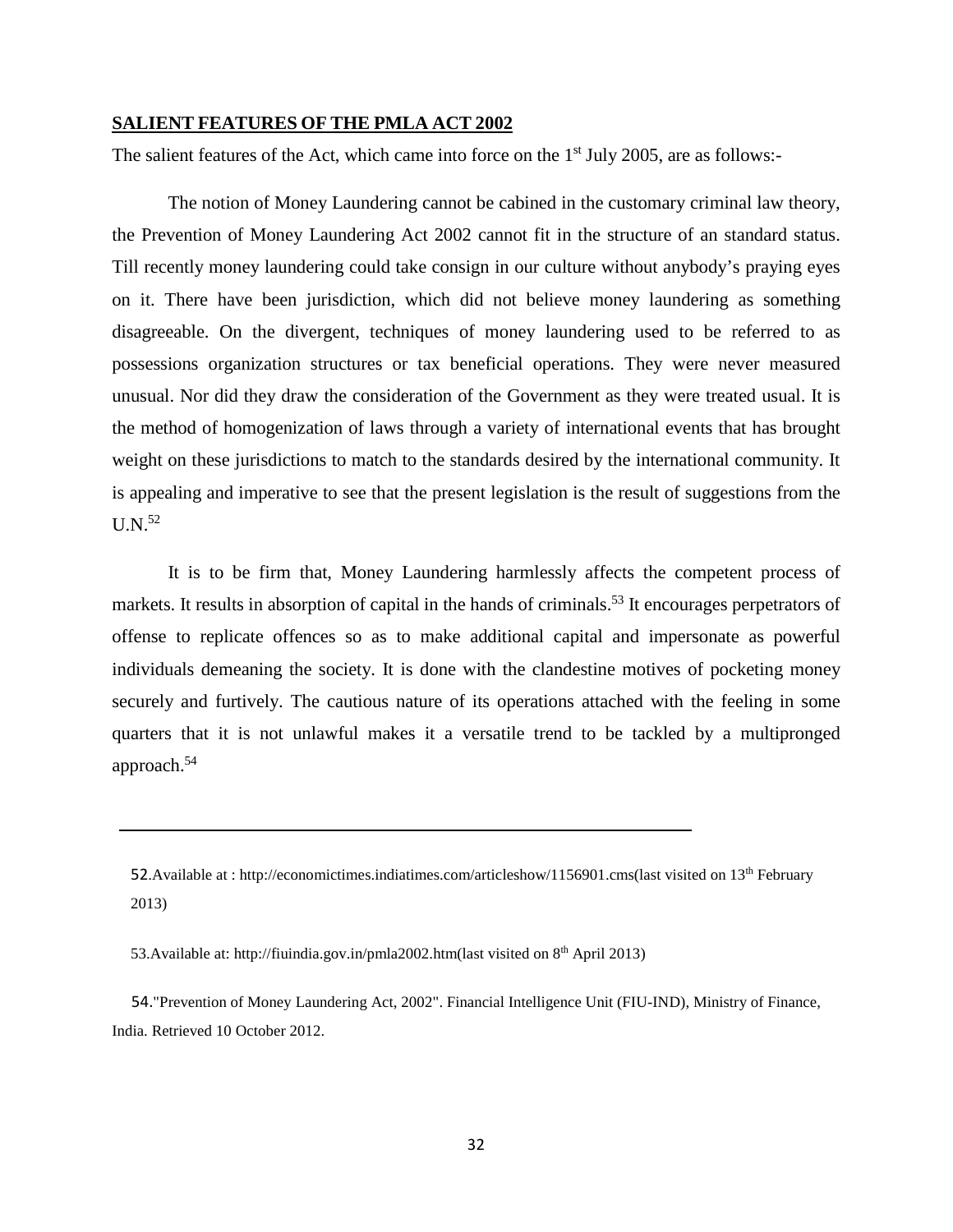**SALIENT FEATURES OF THE PMLA ACT 2002**

The salient features of the Act, which came into force on the 1st July 2005, are as follows:-

The notion of Money Laundering cannot be cabined in the customary criminal law theory, the Prevention of Money Laundering Act 2002 cannot fit in the structure of an standard status. Till recently money laundering could take consign in our culture without anybody's praying eyes on it. There have been jurisdiction, which did not believe money laundering as something disagreeable. On the divergent, techniques of money laundering used to be referred to as possessions organization structures or tax beneficial operations. They were never measured unusual. Nor did they draw the consideration of the Government as they were treated usual. It is the method of homogenization of laws through a variety of international events that has brought weight on these jurisdictions to match to the standards desired by the international community. It is appealing and imperative to see that the present legislation is the result of suggestions from the U.N.[52]

It is to be firm that, Money Laundering harmlessly affects the competent process of markets. It results in absorption of capital in the hands of criminals.[53] It encourages perpetrators of offense to replicate offences so as to make additional capital and impersonate as powerful individuals demeaning the society. It is done with the clandestine motives of pocketing money securely and furtively. The cautious nature of its operations attached with the feeling in some quarters that it is not unlawful makes it a versatile trend to be tackled by a multipronged approach.[54]

---

52.Available at : http://economictimes.indiatimes.com/articleshow/1156901.cms(last visited on 13th February 2013)

53.Available at: http://fiuindia.gov.in/pmla2002.htm(last visited on 8th April 2013)

54."Prevention of Money Laundering Act, 2002". Financial Intelligence Unit (FIU-IND), Ministry of Finance, India. Retrieved 10 October 2012.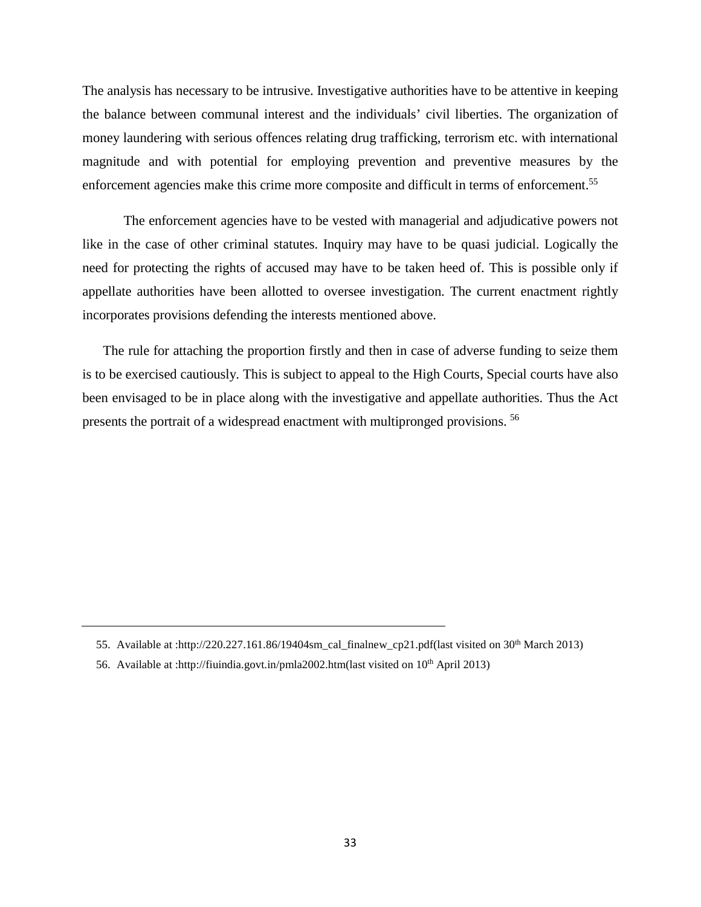The analysis has necessary to be intrusive. Investigative authorities have to be attentive in keeping the balance between communal interest and the individuals' civil liberties. The organization of money laundering with serious offences relating drug trafficking, terrorism etc. with international magnitude and with potential for employing prevention and preventive measures by the enforcement agencies make this crime more composite and difficult in terms of enforcement.[55]

The enforcement agencies have to be vested with managerial and adjudicative powers not like in the case of other criminal statutes. Inquiry may have to be quasi judicial. Logically the need for protecting the rights of accused may have to be taken heed of. This is possible only if appellate authorities have been allotted to oversee investigation. The current enactment rightly incorporates provisions defending the interests mentioned above.

The rule for attaching the proportion firstly and then in case of adverse funding to seize them is to be exercised cautiously. This is subject to appeal to the High Courts, Special courts have also been envisaged to be in place along with the investigative and appellate authorities. Thus the Act presents the portrait of a widespread enactment with multipronged provisions. [56]

---

55. Available at :http://220.227.161.86/19404sm_cal_finalnew_cp21.pdf(last visited on 30th March 2013)

56. Available at :http://fiuindia.govt.in/pmla2002.htm(last visited on 10th April 2013)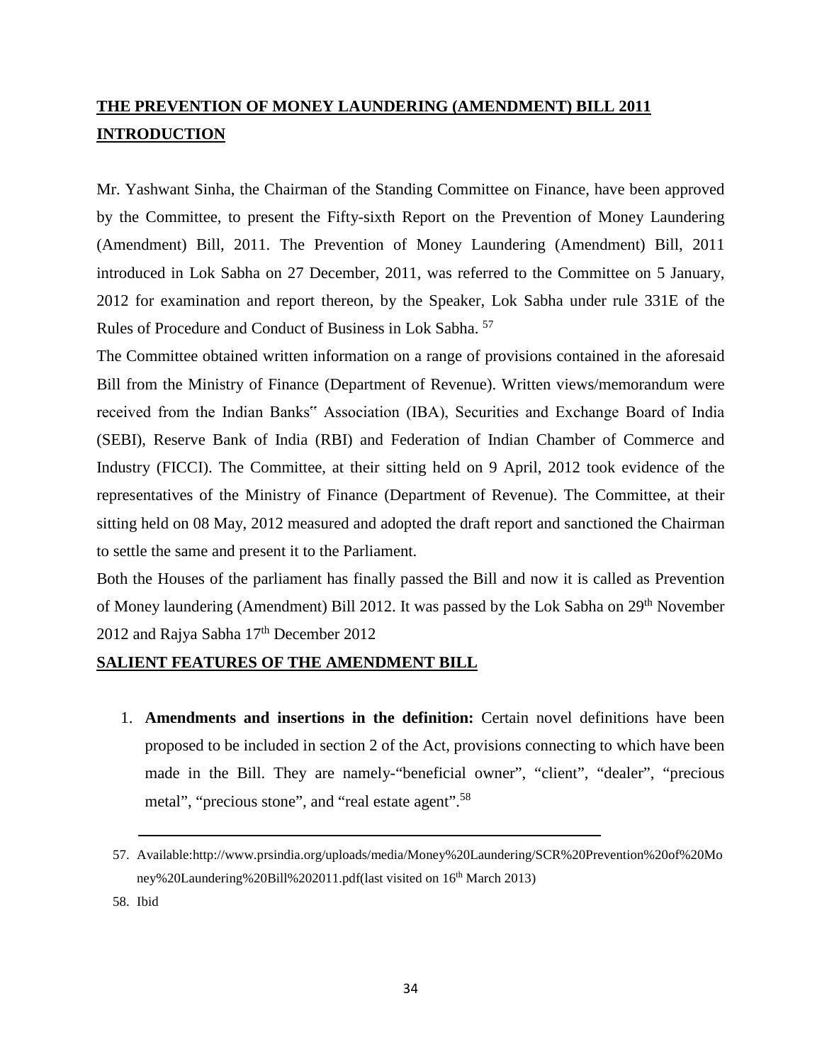## THE PREVENTION OF MONEY LAUNDERING (AMENDMENT) BILL 2011

## INTRODUCTION

Mr. Yashwant Sinha, the Chairman of the Standing Committee on Finance, have been approved by the Committee, to present the Fifty-sixth Report on the Prevention of Money Laundering (Amendment) Bill, 2011. The Prevention of Money Laundering (Amendment) Bill, 2011 introduced in Lok Sabha on 27 December, 2011, was referred to the Committee on 5 January, 2012 for examination and report thereon, by the Speaker, Lok Sabha under rule 331E of the Rules of Procedure and Conduct of Business in Lok Sabha. [57]

The Committee obtained written information on a range of provisions contained in the aforesaid Bill from the Ministry of Finance (Department of Revenue). Written views/memorandum were received from the Indian Banks" Association (IBA), Securities and Exchange Board of India (SEBI), Reserve Bank of India (RBI) and Federation of Indian Chamber of Commerce and Industry (FICCI). The Committee, at their sitting held on 9 April, 2012 took evidence of the representatives of the Ministry of Finance (Department of Revenue). The Committee, at their sitting held on 08 May, 2012 measured and adopted the draft report and sanctioned the Chairman to settle the same and present it to the Parliament.

Both the Houses of the parliament has finally passed the Bill and now it is called as Prevention of Money laundering (Amendment) Bill 2012. It was passed by the Lok Sabha on 29th November 2012 and Rajya Sabha 17th December 2012

## SALIENT FEATURES OF THE AMENDMENT BILL

1. **Amendments and insertions in the definition:** Certain novel definitions have been proposed to be included in section 2 of the Act, provisions connecting to which have been made in the Bill. They are namely-"beneficial owner", "client", "dealer", "precious metal", "precious stone", and "real estate agent".[58]

---

57. Available:http://www.prsindia.org/uploads/media/Money%20Laundering/SCR%20Prevention%20of%20Money%20Laundering%20Bill%202011.pdf(last visited on 16th March 2013)
58. Ibid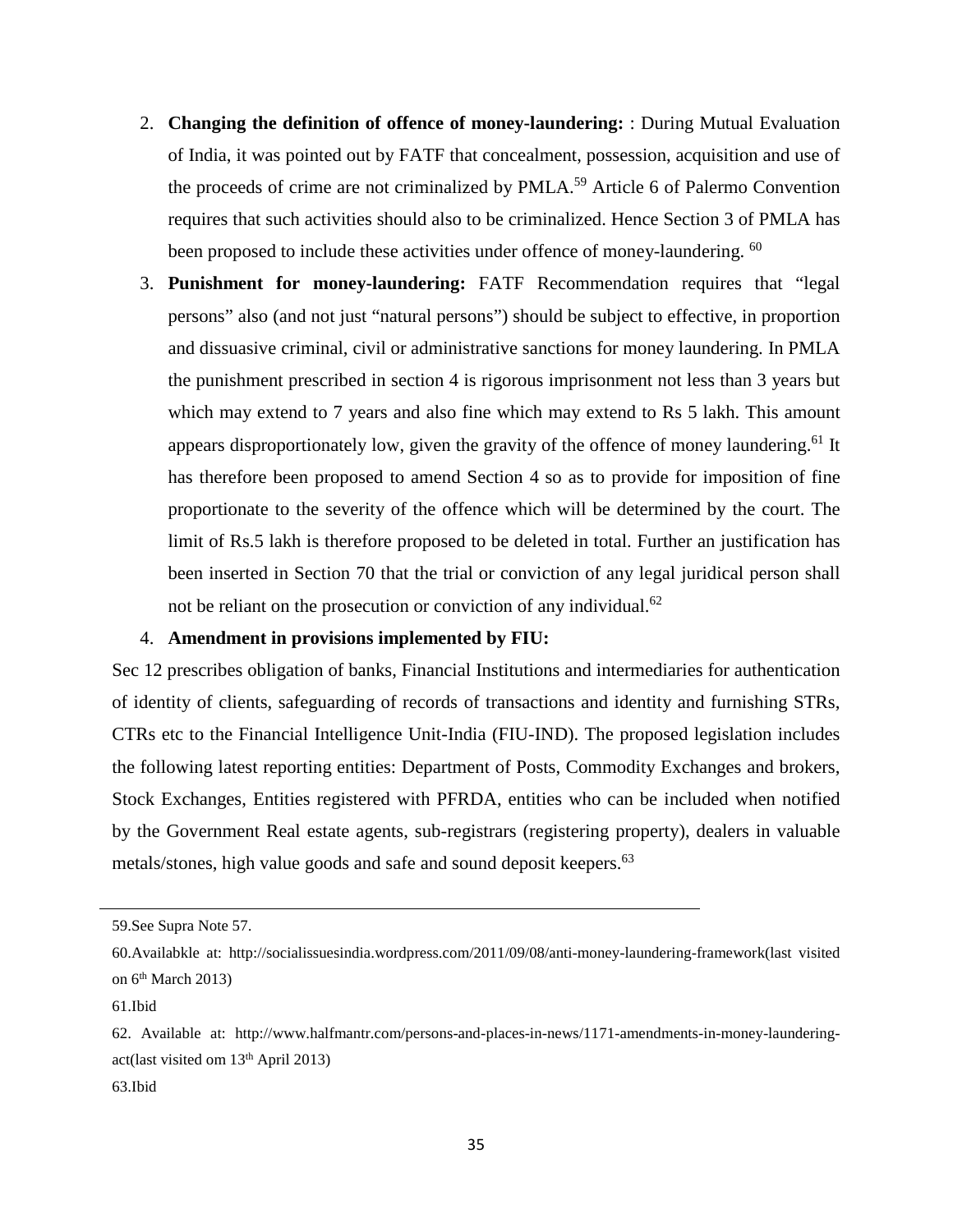2. **Changing the definition of offence of money-laundering:** : During Mutual Evaluation of India, it was pointed out by FATF that concealment, possession, acquisition and use of the proceeds of crime are not criminalized by PMLA.[59] Article 6 of Palermo Convention requires that such activities should also to be criminalized. Hence Section 3 of PMLA has been proposed to include these activities under offence of money-laundering. [60]
3. **Punishment for money-laundering:** FATF Recommendation requires that "legal persons" also (and not just "natural persons") should be subject to effective, in proportion and dissuasive criminal, civil or administrative sanctions for money laundering. In PMLA the punishment prescribed in section 4 is rigorous imprisonment not less than 3 years but which may extend to 7 years and also fine which may extend to Rs 5 lakh. This amount appears disproportionately low, given the gravity of the offence of money laundering.[61] It has therefore been proposed to amend Section 4 so as to provide for imposition of fine proportionate to the severity of the offence which will be determined by the court. The limit of Rs.5 lakh is therefore proposed to be deleted in total. Further an justification has been inserted in Section 70 that the trial or conviction of any legal juridical person shall not be reliant on the prosecution or conviction of any individual.[62]
4. **Amendment in provisions implemented by FIU:**

Sec 12 prescribes obligation of banks, Financial Institutions and intermediaries for authentication of identity of clients, safeguarding of records of transactions and identity and furnishing STRs, CTRs etc to the Financial Intelligence Unit-India (FIU-IND). The proposed legislation includes the following latest reporting entities: Department of Posts, Commodity Exchanges and brokers, Stock Exchanges, Entities registered with PFRDA, entities who can be included when notified by the Government Real estate agents, sub-registrars (registering property), dealers in valuable metals/stones, high value goods and safe and sound deposit keepers.[63]

---

59.See Supra Note 57.

60.Availabkle at: http://socialissuesindia.wordpress.com/2011/09/08/anti-money-laundering-framework(last visited on 6th March 2013)

61.Ibid

62. Available at: http://www.halfmantr.com/persons-and-places-in-news/1171-amendments-in-money-laundering-act(last visited om 13th April 2013)

63.Ibid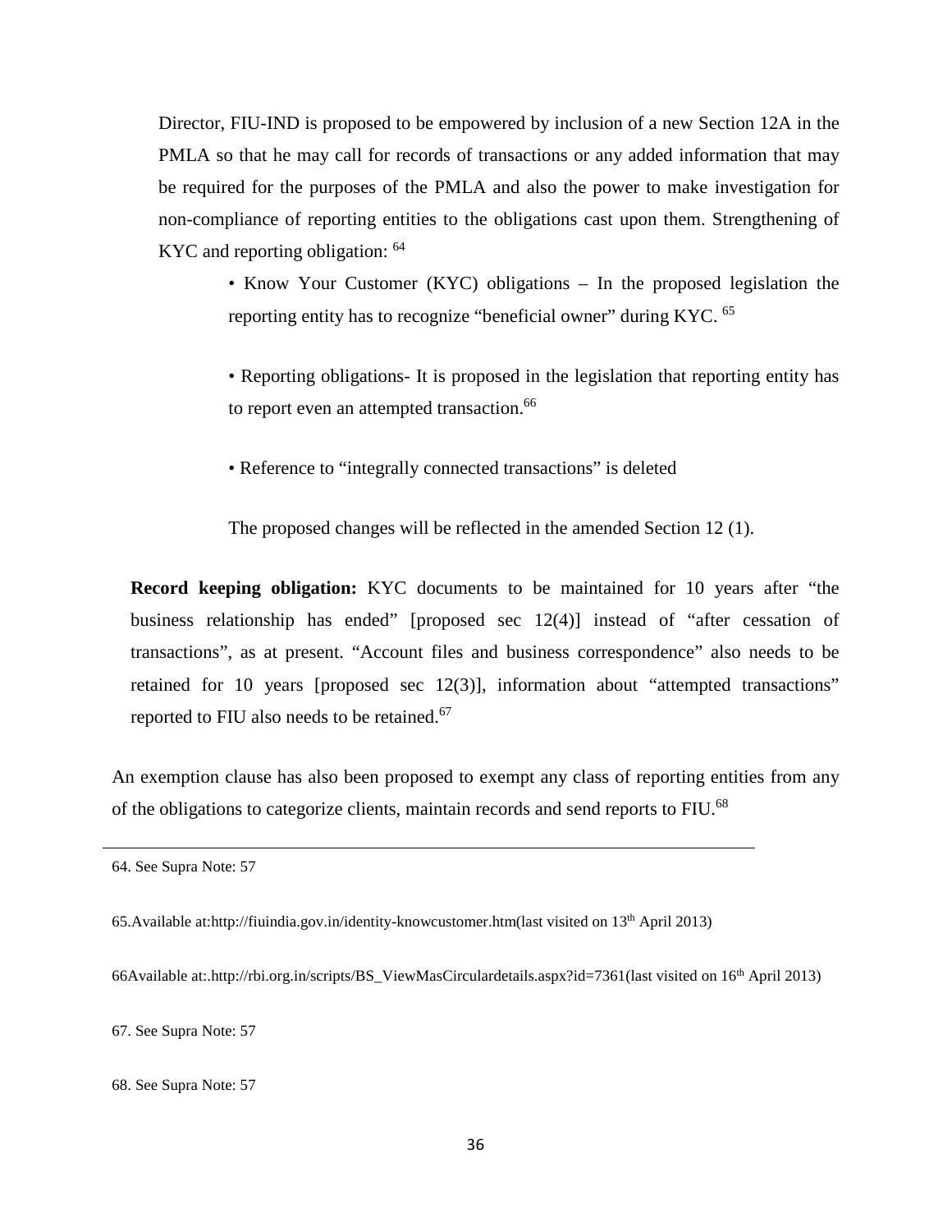Director, FIU-IND is proposed to be empowered by inclusion of a new Section 12A in the PMLA so that he may call for records of transactions or any added information that may be required for the purposes of the PMLA and also the power to make investigation for non-compliance of reporting entities to the obligations cast upon them. Strengthening of KYC and reporting obligation: [64]

- Know Your Customer (KYC) obligations – In the proposed legislation the reporting entity has to recognize "beneficial owner" during KYC. [65]

- Reporting obligations- It is proposed in the legislation that reporting entity has to report even an attempted transaction.[66]

- Reference to "integrally connected transactions" is deleted

The proposed changes will be reflected in the amended Section 12 (1).

**Record keeping obligation:** KYC documents to be maintained for 10 years after "the business relationship has ended" [proposed sec 12(4)] instead of "after cessation of transactions", as at present. "Account files and business correspondence" also needs to be retained for 10 years [proposed sec 12(3)], information about "attempted transactions" reported to FIU also needs to be retained.[67]

An exemption clause has also been proposed to exempt any class of reporting entities from any of the obligations to categorize clients, maintain records and send reports to FIU.[68]

---

64. See Supra Note: 57

65.Available at:http://fiuindia.gov.in/identity-knowcustomer.htm(last visited on 13th April 2013)

66Available at:.http://rbi.org.in/scripts/BS_ViewMasCirculardetails.aspx?id=7361(last visited on 16th April 2013)

67. See Supra Note: 57

68. See Supra Note: 57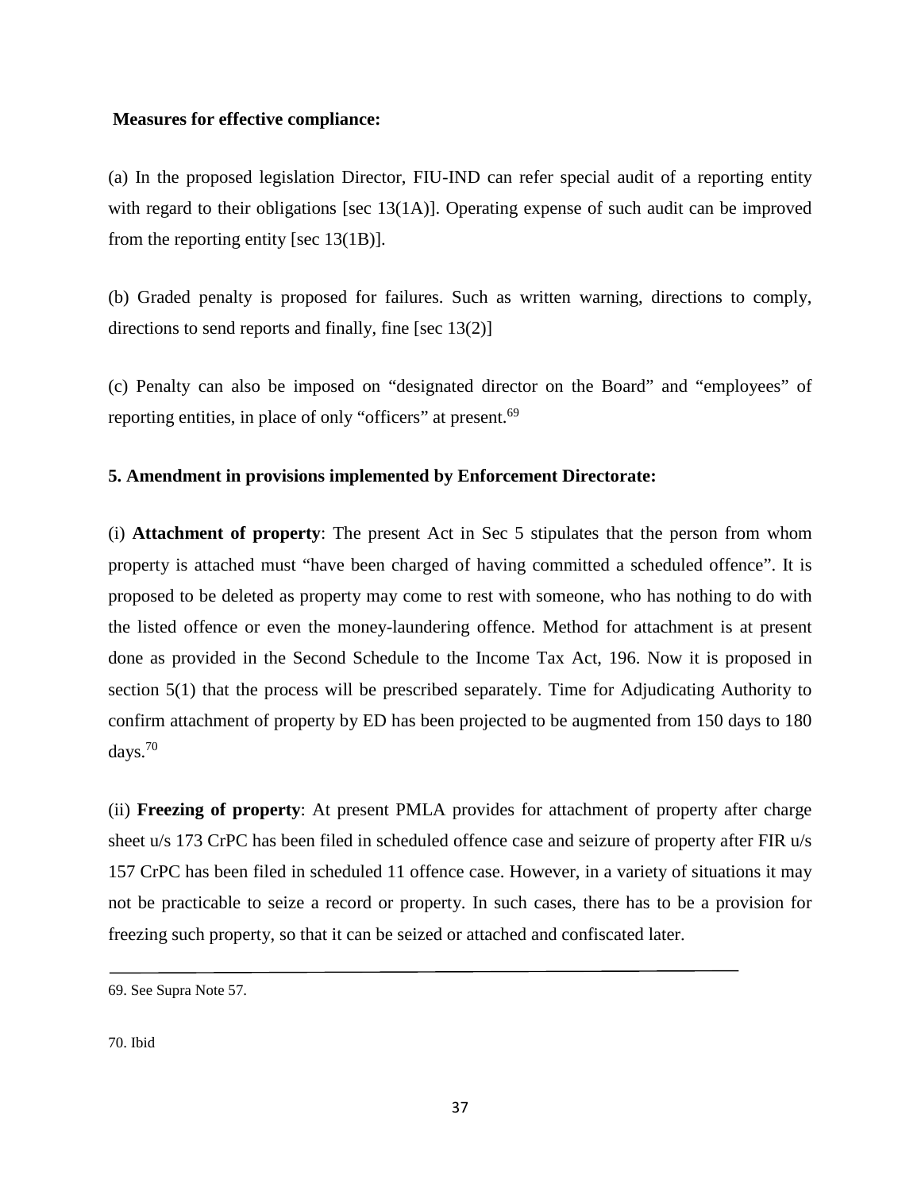**Measures for effective compliance:**

(a) In the proposed legislation Director, FIU-IND can refer special audit of a reporting entity with regard to their obligations [sec 13(1A)]. Operating expense of such audit can be improved from the reporting entity [sec 13(1B)].

(b) Graded penalty is proposed for failures. Such as written warning, directions to comply, directions to send reports and finally, fine [sec 13(2)]

(c) Penalty can also be imposed on "designated director on the Board" and "employees" of reporting entities, in place of only "officers" at present.[69]

**5. Amendment in provisions implemented by Enforcement Directorate:**

(i) **Attachment of property**: The present Act in Sec 5 stipulates that the person from whom property is attached must "have been charged of having committed a scheduled offence". It is proposed to be deleted as property may come to rest with someone, who has nothing to do with the listed offence or even the money-laundering offence. Method for attachment is at present done as provided in the Second Schedule to the Income Tax Act, 196. Now it is proposed in section 5(1) that the process will be prescribed separately. Time for Adjudicating Authority to confirm attachment of property by ED has been projected to be augmented from 150 days to 180 days.[70]

(ii) **Freezing of property**: At present PMLA provides for attachment of property after charge sheet u/s 173 CrPC has been filed in scheduled offence case and seizure of property after FIR u/s 157 CrPC has been filed in scheduled 11 offence case. However, in a variety of situations it may not be practicable to seize a record or property. In such cases, there has to be a provision for freezing such property, so that it can be seized or attached and confiscated later.

---

69. See Supra Note 57.

70. Ibid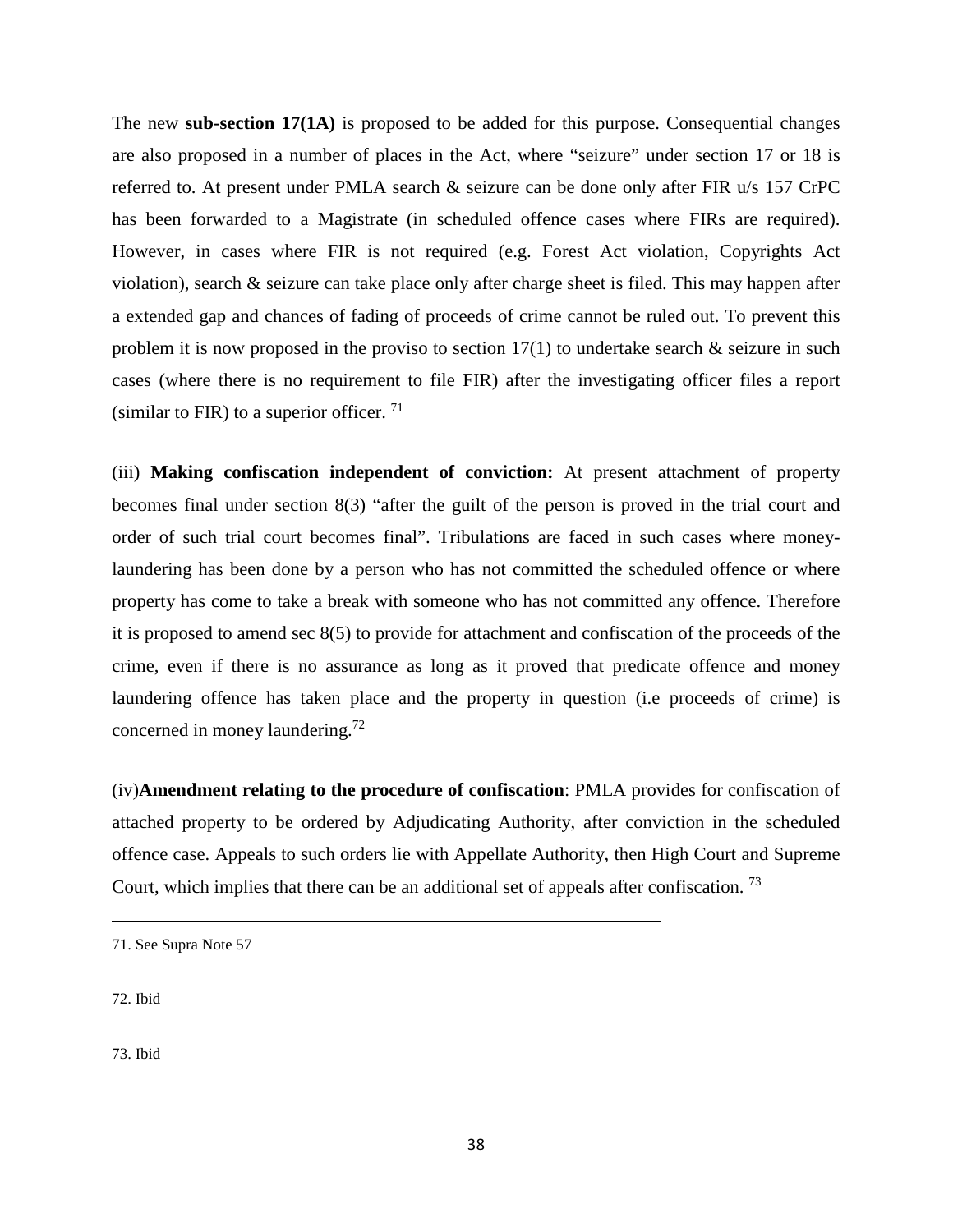The new **sub-section 17(1A)** is proposed to be added for this purpose. Consequential changes are also proposed in a number of places in the Act, where "seizure" under section 17 or 18 is referred to. At present under PMLA search & seizure can be done only after FIR u/s 157 CrPC has been forwarded to a Magistrate (in scheduled offence cases where FIRs are required). However, in cases where FIR is not required (e.g. Forest Act violation, Copyrights Act violation), search & seizure can take place only after charge sheet is filed. This may happen after a extended gap and chances of fading of proceeds of crime cannot be ruled out. To prevent this problem it is now proposed in the proviso to section 17(1) to undertake search & seizure in such cases (where there is no requirement to file FIR) after the investigating officer files a report (similar to FIR) to a superior officer. [71]

(iii) **Making confiscation independent of conviction:** At present attachment of property becomes final under section 8(3) "after the guilt of the person is proved in the trial court and order of such trial court becomes final". Tribulations are faced in such cases where money-laundering has been done by a person who has not committed the scheduled offence or where property has come to take a break with someone who has not committed any offence. Therefore it is proposed to amend sec 8(5) to provide for attachment and confiscation of the proceeds of the crime, even if there is no assurance as long as it proved that predicate offence and money laundering offence has taken place and the property in question (i.e proceeds of crime) is concerned in money laundering.[72]

(iv)**Amendment relating to the procedure of confiscation**: PMLA provides for confiscation of attached property to be ordered by Adjudicating Authority, after conviction in the scheduled offence case. Appeals to such orders lie with Appellate Authority, then High Court and Supreme Court, which implies that there can be an additional set of appeals after confiscation. [73]

---

71. See Supra Note 57

72. Ibid

73. Ibid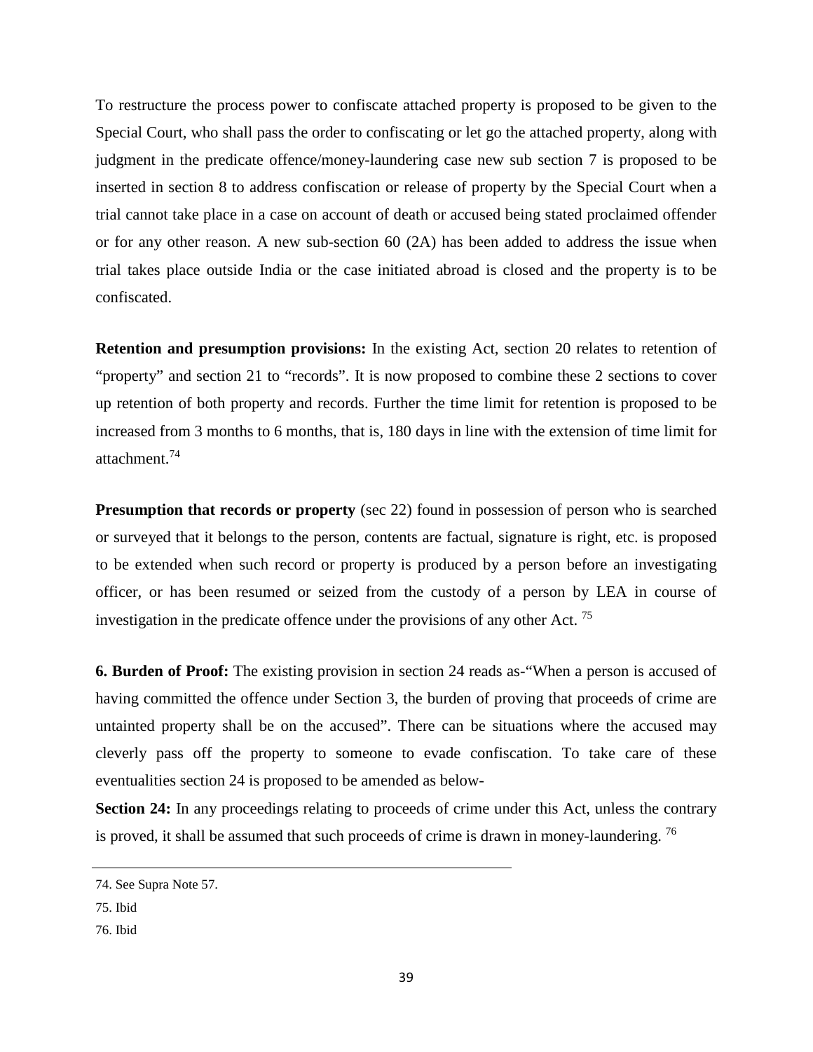To restructure the process power to confiscate attached property is proposed to be given to the Special Court, who shall pass the order to confiscating or let go the attached property, along with judgment in the predicate offence/money-laundering case new sub section 7 is proposed to be inserted in section 8 to address confiscation or release of property by the Special Court when a trial cannot take place in a case on account of death or accused being stated proclaimed offender or for any other reason. A new sub-section 60 (2A) has been added to address the issue when trial takes place outside India or the case initiated abroad is closed and the property is to be confiscated.

**Retention and presumption provisions:** In the existing Act, section 20 relates to retention of "property" and section 21 to "records". It is now proposed to combine these 2 sections to cover up retention of both property and records. Further the time limit for retention is proposed to be increased from 3 months to 6 months, that is, 180 days in line with the extension of time limit for attachment.[74]

**Presumption that records or property** (sec 22) found in possession of person who is searched or surveyed that it belongs to the person, contents are factual, signature is right, etc. is proposed to be extended when such record or property is produced by a person before an investigating officer, or has been resumed or seized from the custody of a person by LEA in course of investigation in the predicate offence under the provisions of any other Act. [75]

**6. Burden of Proof:** The existing provision in section 24 reads as-"When a person is accused of having committed the offence under Section 3, the burden of proving that proceeds of crime are untainted property shall be on the accused". There can be situations where the accused may cleverly pass off the property to someone to evade confiscation. To take care of these eventualities section 24 is proposed to be amended as below-

**Section 24:** In any proceedings relating to proceeds of crime under this Act, unless the contrary is proved, it shall be assumed that such proceeds of crime is drawn in money-laundering. [76]

---

74. See Supra Note 57.

75. Ibid

76. Ibid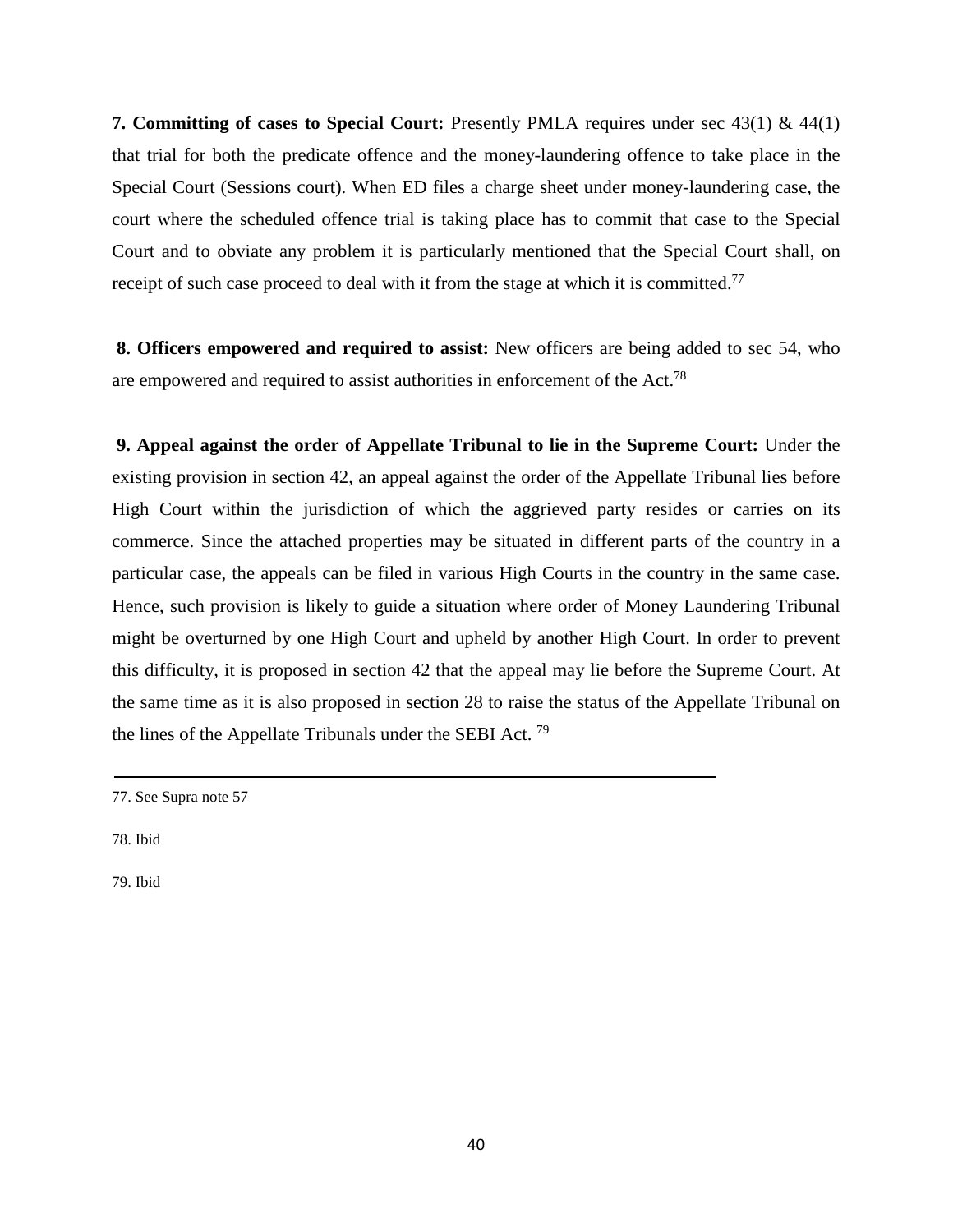**7. Committing of cases to Special Court:** Presently PMLA requires under sec 43(1) & 44(1) that trial for both the predicate offence and the money-laundering offence to take place in the Special Court (Sessions court). When ED files a charge sheet under money-laundering case, the court where the scheduled offence trial is taking place has to commit that case to the Special Court and to obviate any problem it is particularly mentioned that the Special Court shall, on receipt of such case proceed to deal with it from the stage at which it is committed.[77]

**8. Officers empowered and required to assist:** New officers are being added to sec 54, who are empowered and required to assist authorities in enforcement of the Act.[78]

**9. Appeal against the order of Appellate Tribunal to lie in the Supreme Court:** Under the existing provision in section 42, an appeal against the order of the Appellate Tribunal lies before High Court within the jurisdiction of which the aggrieved party resides or carries on its commerce. Since the attached properties may be situated in different parts of the country in a particular case, the appeals can be filed in various High Courts in the country in the same case. Hence, such provision is likely to guide a situation where order of Money Laundering Tribunal might be overturned by one High Court and upheld by another High Court. In order to prevent this difficulty, it is proposed in section 42 that the appeal may lie before the Supreme Court. At the same time as it is also proposed in section 28 to raise the status of the Appellate Tribunal on the lines of the Appellate Tribunals under the SEBI Act. [79]

---

77. See Supra note 57

78. Ibid

79. Ibid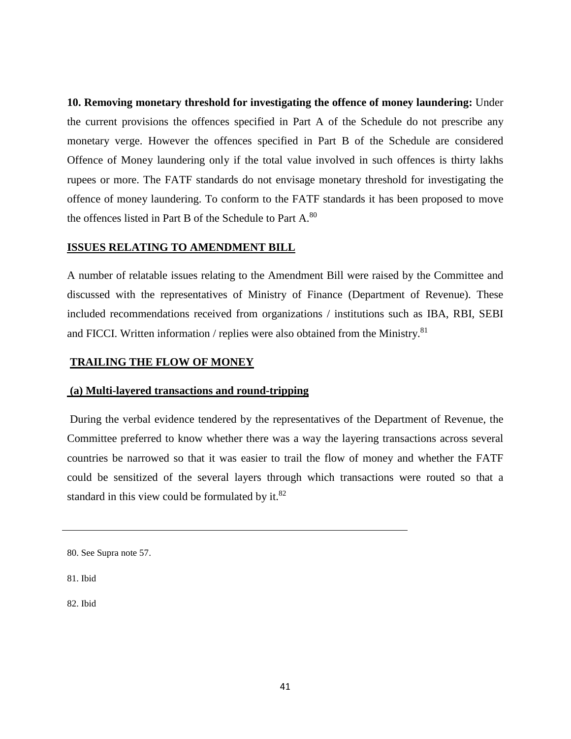**10. Removing monetary threshold for investigating the offence of money laundering:** Under the current provisions the offences specified in Part A of the Schedule do not prescribe any monetary verge. However the offences specified in Part B of the Schedule are considered Offence of Money laundering only if the total value involved in such offences is thirty lakhs rupees or more. The FATF standards do not envisage monetary threshold for investigating the offence of money laundering. To conform to the FATF standards it has been proposed to move the offences listed in Part B of the Schedule to Part A.[80]

**ISSUES RELATING TO AMENDMENT BILL**

A number of relatable issues relating to the Amendment Bill were raised by the Committee and discussed with the representatives of Ministry of Finance (Department of Revenue). These included recommendations received from organizations / institutions such as IBA, RBI, SEBI and FICCI. Written information / replies were also obtained from the Ministry.[81]

**TRAILING THE FLOW OF MONEY**

**(a) Multi-layered transactions and round-tripping**

During the verbal evidence tendered by the representatives of the Department of Revenue, the Committee preferred to know whether there was a way the layering transactions across several countries be narrowed so that it was easier to trail the flow of money and whether the FATF could be sensitized of the several layers through which transactions were routed so that a standard in this view could be formulated by it.[82]

---

80. See Supra note 57.

81. Ibid

82. Ibid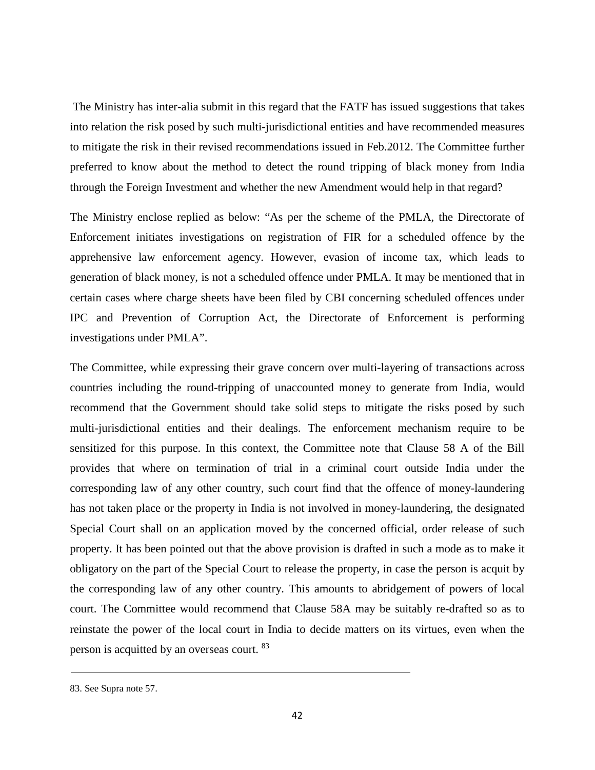The Ministry has inter-alia submit in this regard that the FATF has issued suggestions that takes into relation the risk posed by such multi-jurisdictional entities and have recommended measures to mitigate the risk in their revised recommendations issued in Feb.2012. The Committee further preferred to know about the method to detect the round tripping of black money from India through the Foreign Investment and whether the new Amendment would help in that regard?

The Ministry enclose replied as below: "As per the scheme of the PMLA, the Directorate of Enforcement initiates investigations on registration of FIR for a scheduled offence by the apprehensive law enforcement agency. However, evasion of income tax, which leads to generation of black money, is not a scheduled offence under PMLA. It may be mentioned that in certain cases where charge sheets have been filed by CBI concerning scheduled offences under IPC and Prevention of Corruption Act, the Directorate of Enforcement is performing investigations under PMLA".

The Committee, while expressing their grave concern over multi-layering of transactions across countries including the round-tripping of unaccounted money to generate from India, would recommend that the Government should take solid steps to mitigate the risks posed by such multi-jurisdictional entities and their dealings. The enforcement mechanism require to be sensitized for this purpose. In this context, the Committee note that Clause 58 A of the Bill provides that where on termination of trial in a criminal court outside India under the corresponding law of any other country, such court find that the offence of money-laundering has not taken place or the property in India is not involved in money-laundering, the designated Special Court shall on an application moved by the concerned official, order release of such property. It has been pointed out that the above provision is drafted in such a mode as to make it obligatory on the part of the Special Court to release the property, in case the person is acquit by the corresponding law of any other country. This amounts to abridgement of powers of local court. The Committee would recommend that Clause 58A may be suitably re-drafted so as to reinstate the power of the local court in India to decide matters on its virtues, even when the person is acquitted by an overseas court. [83]

---

83. See Supra note 57.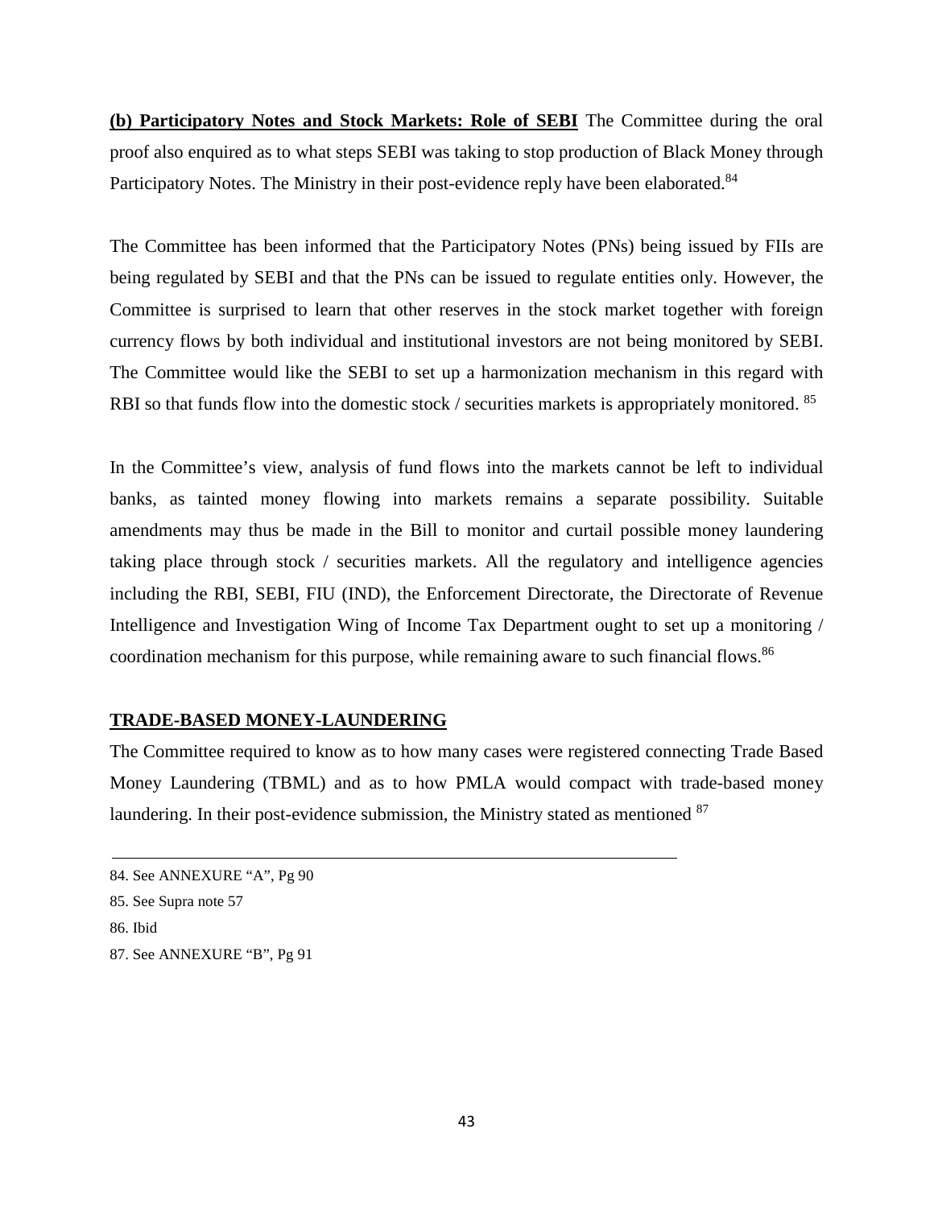**(b) Participatory Notes and Stock Markets: Role of SEBI** The Committee during the oral proof also enquired as to what steps SEBI was taking to stop production of Black Money through Participatory Notes. The Ministry in their post-evidence reply have been elaborated.[84]

The Committee has been informed that the Participatory Notes (PNs) being issued by FIIs are being regulated by SEBI and that the PNs can be issued to regulate entities only. However, the Committee is surprised to learn that other reserves in the stock market together with foreign currency flows by both individual and institutional investors are not being monitored by SEBI. The Committee would like the SEBI to set up a harmonization mechanism in this regard with RBI so that funds flow into the domestic stock / securities markets is appropriately monitored. [85]

In the Committee's view, analysis of fund flows into the markets cannot be left to individual banks, as tainted money flowing into markets remains a separate possibility. Suitable amendments may thus be made in the Bill to monitor and curtail possible money laundering taking place through stock / securities markets. All the regulatory and intelligence agencies including the RBI, SEBI, FIU (IND), the Enforcement Directorate, the Directorate of Revenue Intelligence and Investigation Wing of Income Tax Department ought to set up a monitoring / coordination mechanism for this purpose, while remaining aware to such financial flows.[86]

## TRADE-BASED MONEY-LAUNDERING

The Committee required to know as to how many cases were registered connecting Trade Based Money Laundering (TBML) and as to how PMLA would compact with trade-based money laundering. In their post-evidence submission, the Ministry stated as mentioned [87]

---

84. See ANNEXURE "A", Pg 90

85. See Supra note 57

86. Ibid

87. See ANNEXURE "B", Pg 91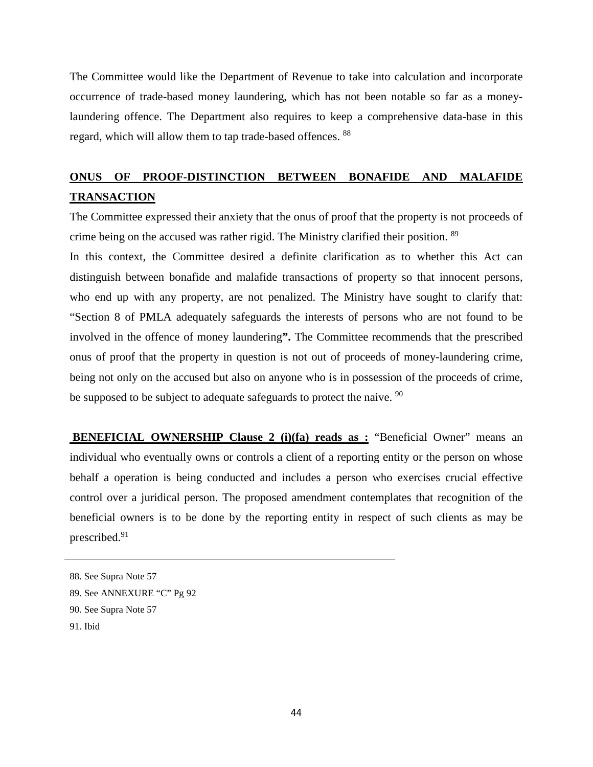The Committee would like the Department of Revenue to take into calculation and incorporate occurrence of trade-based money laundering, which has not been notable so far as a money-laundering offence. The Department also requires to keep a comprehensive data-base in this regard, which will allow them to tap trade-based offences. [88]

## ONUS OF PROOF-DISTINCTION BETWEEN BONAFIDE AND MALAFIDE TRANSACTION

The Committee expressed their anxiety that the onus of proof that the property is not proceeds of crime being on the accused was rather rigid. The Ministry clarified their position. [89]

In this context, the Committee desired a definite clarification as to whether this Act can distinguish between bonafide and malafide transactions of property so that innocent persons, who end up with any property, are not penalized. The Ministry have sought to clarify that: "Section 8 of PMLA adequately safeguards the interests of persons who are not found to be involved in the offence of money laundering**".** The Committee recommends that the prescribed onus of proof that the property in question is not out of proceeds of money-laundering crime, being not only on the accused but also on anyone who is in possession of the proceeds of crime, be supposed to be subject to adequate safeguards to protect the naive. [90]

**BENEFICIAL OWNERSHIP Clause 2 (i)(fa) reads as :** "Beneficial Owner" means an individual who eventually owns or controls a client of a reporting entity or the person on whose behalf a operation is being conducted and includes a person who exercises crucial effective control over a juridical person. The proposed amendment contemplates that recognition of the beneficial owners is to be done by the reporting entity in respect of such clients as may be prescribed.[91]

---

88. See Supra Note 57
89. See ANNEXURE "C" Pg 92
90. See Supra Note 57
91. Ibid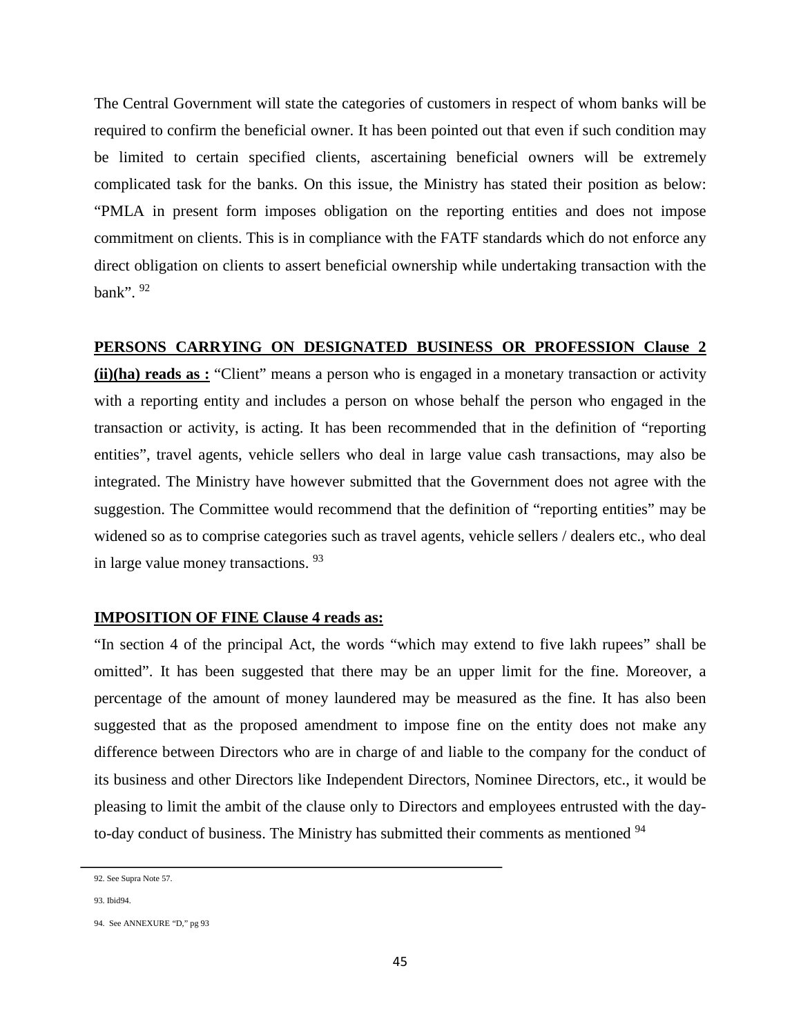The Central Government will state the categories of customers in respect of whom banks will be required to confirm the beneficial owner. It has been pointed out that even if such condition may be limited to certain specified clients, ascertaining beneficial owners will be extremely complicated task for the banks. On this issue, the Ministry has stated their position as below: "PMLA in present form imposes obligation on the reporting entities and does not impose commitment on clients. This is in compliance with the FATF standards which do not enforce any direct obligation on clients to assert beneficial ownership while undertaking transaction with the bank". [92]

**PERSONS CARRYING ON DESIGNATED BUSINESS OR PROFESSION Clause 2 (ii)(ha) reads as :** "Client" means a person who is engaged in a monetary transaction or activity with a reporting entity and includes a person on whose behalf the person who engaged in the transaction or activity, is acting. It has been recommended that in the definition of "reporting entities", travel agents, vehicle sellers who deal in large value cash transactions, may also be integrated. The Ministry have however submitted that the Government does not agree with the suggestion. The Committee would recommend that the definition of "reporting entities" may be widened so as to comprise categories such as travel agents, vehicle sellers / dealers etc., who deal in large value money transactions. [93]

**IMPOSITION OF FINE Clause 4 reads as:**

"In section 4 of the principal Act, the words "which may extend to five lakh rupees" shall be omitted". It has been suggested that there may be an upper limit for the fine. Moreover, a percentage of the amount of money laundered may be measured as the fine. It has also been suggested that as the proposed amendment to impose fine on the entity does not make any difference between Directors who are in charge of and liable to the company for the conduct of its business and other Directors like Independent Directors, Nominee Directors, etc., it would be pleasing to limit the ambit of the clause only to Directors and employees entrusted with the day-to-day conduct of business. The Ministry has submitted their comments as mentioned [94]

---

92. See Supra Note 57.

93. Ibid94.

94. See ANNEXURE "D," pg 93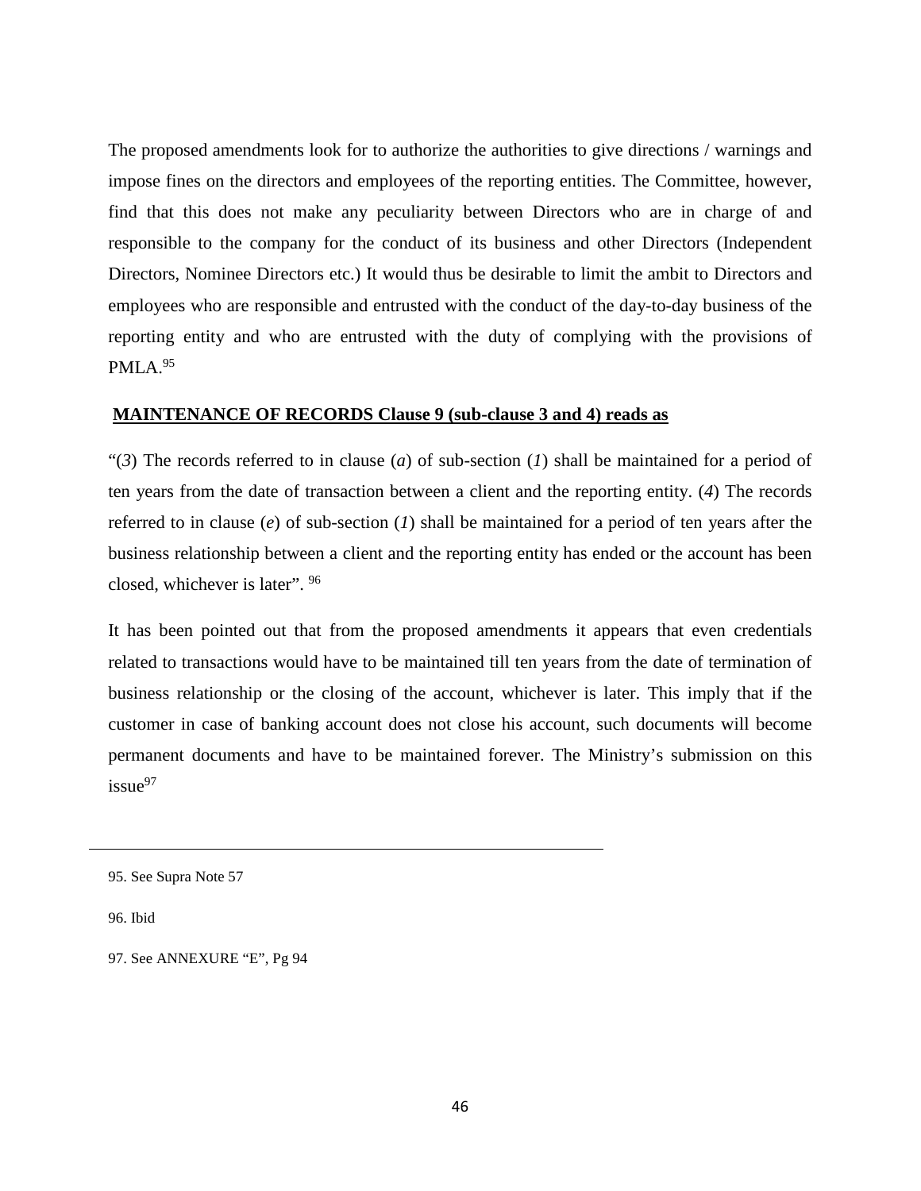The proposed amendments look for to authorize the authorities to give directions / warnings and impose fines on the directors and employees of the reporting entities. The Committee, however, find that this does not make any peculiarity between Directors who are in charge of and responsible to the company for the conduct of its business and other Directors (Independent Directors, Nominee Directors etc.) It would thus be desirable to limit the ambit to Directors and employees who are responsible and entrusted with the conduct of the day-to-day business of the reporting entity and who are entrusted with the duty of complying with the provisions of PMLA.[95]

**MAINTENANCE OF RECORDS Clause 9 (sub-clause 3 and 4) reads as**

"(*3*) The records referred to in clause (*a*) of sub-section (*1*) shall be maintained for a period of ten years from the date of transaction between a client and the reporting entity. (*4*) The records referred to in clause (*e*) of sub-section (*1*) shall be maintained for a period of ten years after the business relationship between a client and the reporting entity has ended or the account has been closed, whichever is later". [96]

It has been pointed out that from the proposed amendments it appears that even credentials related to transactions would have to be maintained till ten years from the date of termination of business relationship or the closing of the account, whichever is later. This imply that if the customer in case of banking account does not close his account, such documents will become permanent documents and have to be maintained forever. The Ministry's submission on this issue[97]

---

95. See Supra Note 57

96. Ibid

97. See ANNEXURE "E", Pg 94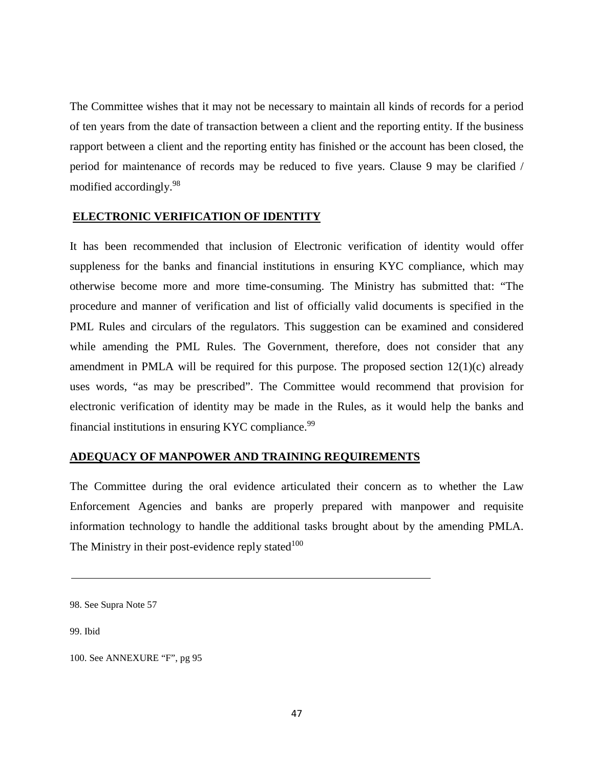The Committee wishes that it may not be necessary to maintain all kinds of records for a period of ten years from the date of transaction between a client and the reporting entity. If the business rapport between a client and the reporting entity has finished or the account has been closed, the period for maintenance of records may be reduced to five years. Clause 9 may be clarified / modified accordingly.[98]

## ELECTRONIC VERIFICATION OF IDENTITY

It has been recommended that inclusion of Electronic verification of identity would offer suppleness for the banks and financial institutions in ensuring KYC compliance, which may otherwise become more and more time-consuming. The Ministry has submitted that: "The procedure and manner of verification and list of officially valid documents is specified in the PML Rules and circulars of the regulators. This suggestion can be examined and considered while amending the PML Rules. The Government, therefore, does not consider that any amendment in PMLA will be required for this purpose. The proposed section 12(1)(c) already uses words, "as may be prescribed". The Committee would recommend that provision for electronic verification of identity may be made in the Rules, as it would help the banks and financial institutions in ensuring KYC compliance.[99]

## ADEQUACY OF MANPOWER AND TRAINING REQUIREMENTS

The Committee during the oral evidence articulated their concern as to whether the Law Enforcement Agencies and banks are properly prepared with manpower and requisite information technology to handle the additional tasks brought about by the amending PMLA. The Ministry in their post-evidence reply stated[100]

---

98. See Supra Note 57

99. Ibid

100. See ANNEXURE "F", pg 95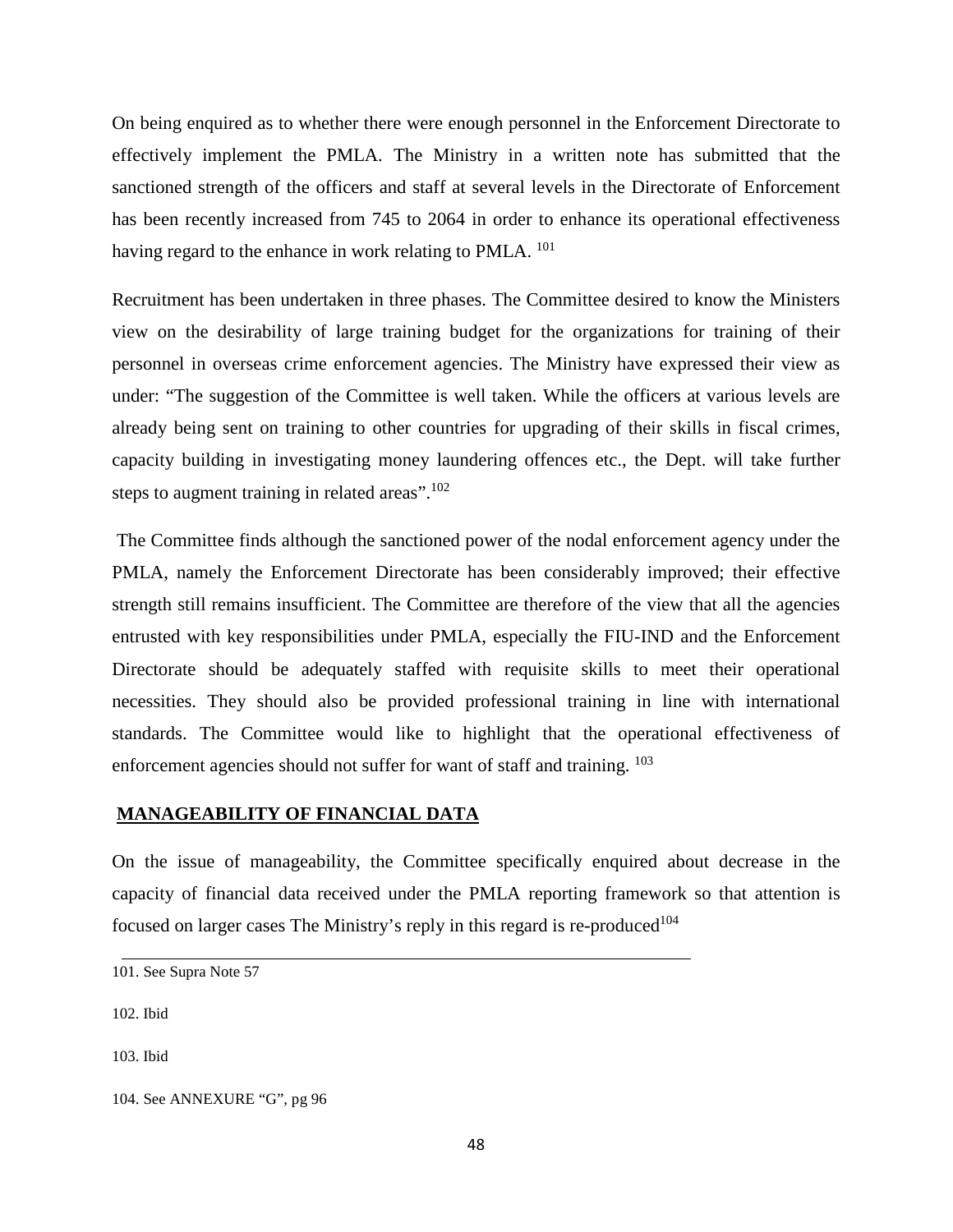On being enquired as to whether there were enough personnel in the Enforcement Directorate to effectively implement the PMLA. The Ministry in a written note has submitted that the sanctioned strength of the officers and staff at several levels in the Directorate of Enforcement has been recently increased from 745 to 2064 in order to enhance its operational effectiveness having regard to the enhance in work relating to PMLA. [101]

Recruitment has been undertaken in three phases. The Committee desired to know the Ministers view on the desirability of large training budget for the organizations for training of their personnel in overseas crime enforcement agencies. The Ministry have expressed their view as under: "The suggestion of the Committee is well taken. While the officers at various levels are already being sent on training to other countries for upgrading of their skills in fiscal crimes, capacity building in investigating money laundering offences etc., the Dept. will take further steps to augment training in related areas".[102]

The Committee finds although the sanctioned power of the nodal enforcement agency under the PMLA, namely the Enforcement Directorate has been considerably improved; their effective strength still remains insufficient. The Committee are therefore of the view that all the agencies entrusted with key responsibilities under PMLA, especially the FIU-IND and the Enforcement Directorate should be adequately staffed with requisite skills to meet their operational necessities. They should also be provided professional training in line with international standards. The Committee would like to highlight that the operational effectiveness of enforcement agencies should not suffer for want of staff and training. [103]

## MANAGEABILITY OF FINANCIAL DATA

On the issue of manageability, the Committee specifically enquired about decrease in the capacity of financial data received under the PMLA reporting framework so that attention is focused on larger cases The Ministry's reply in this regard is re-produced[104]

---

101. See Supra Note 57

102. Ibid

103. Ibid

104. See ANNEXURE "G", pg 96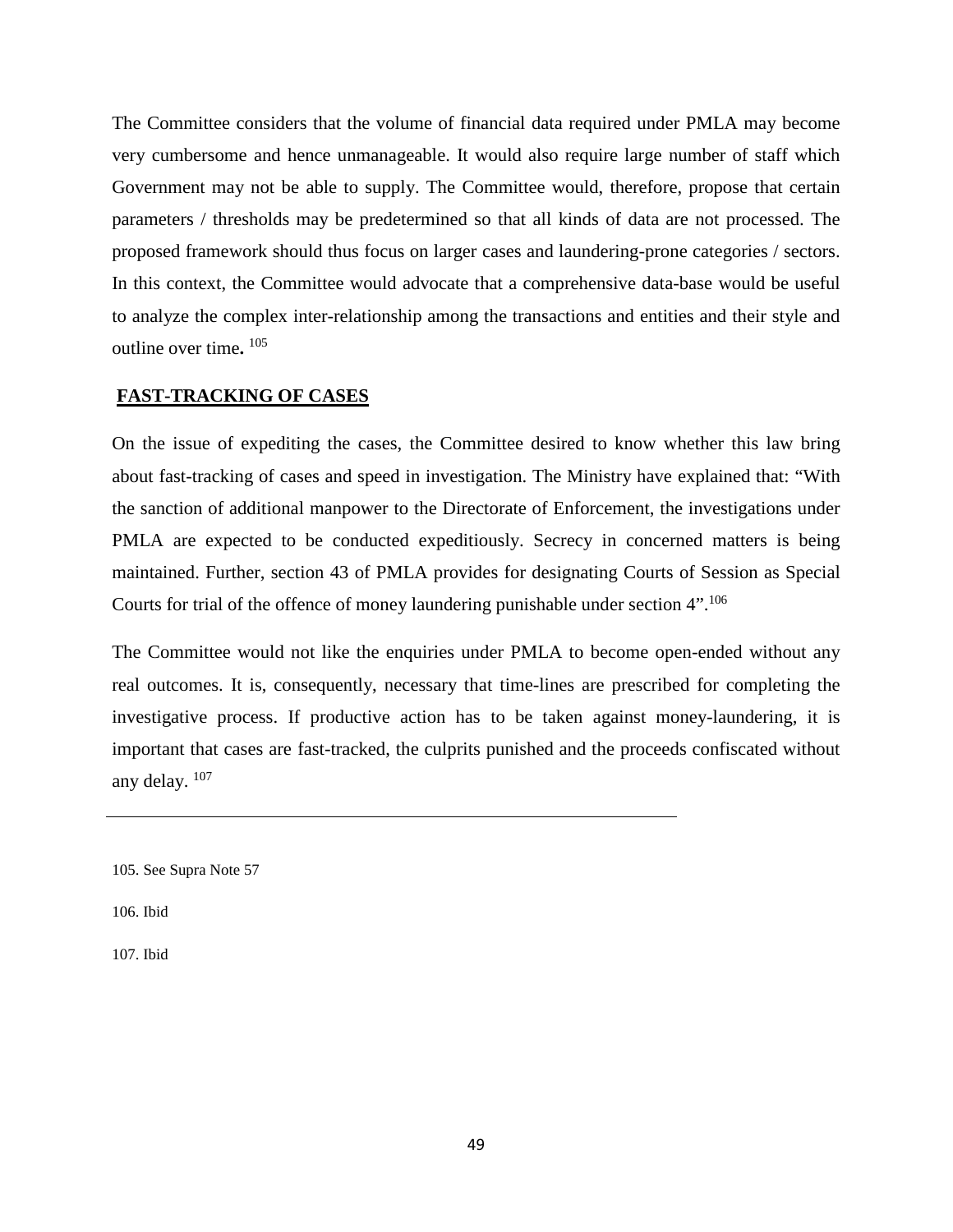The Committee considers that the volume of financial data required under PMLA may become very cumbersome and hence unmanageable. It would also require large number of staff which Government may not be able to supply. The Committee would, therefore, propose that certain parameters / thresholds may be predetermined so that all kinds of data are not processed. The proposed framework should thus focus on larger cases and laundering-prone categories / sectors. In this context, the Committee would advocate that a comprehensive data-base would be useful to analyze the complex inter-relationship among the transactions and entities and their style and outline over time**.** [105]

## FAST-TRACKING OF CASES

On the issue of expediting the cases, the Committee desired to know whether this law bring about fast-tracking of cases and speed in investigation. The Ministry have explained that: "With the sanction of additional manpower to the Directorate of Enforcement, the investigations under PMLA are expected to be conducted expeditiously. Secrecy in concerned matters is being maintained. Further, section 43 of PMLA provides for designating Courts of Session as Special Courts for trial of the offence of money laundering punishable under section 4".[106]

The Committee would not like the enquiries under PMLA to become open-ended without any real outcomes. It is, consequently, necessary that time-lines are prescribed for completing the investigative process. If productive action has to be taken against money-laundering, it is important that cases are fast-tracked, the culprits punished and the proceeds confiscated without any delay. [107]

---

105. See Supra Note 57

106. Ibid

107. Ibid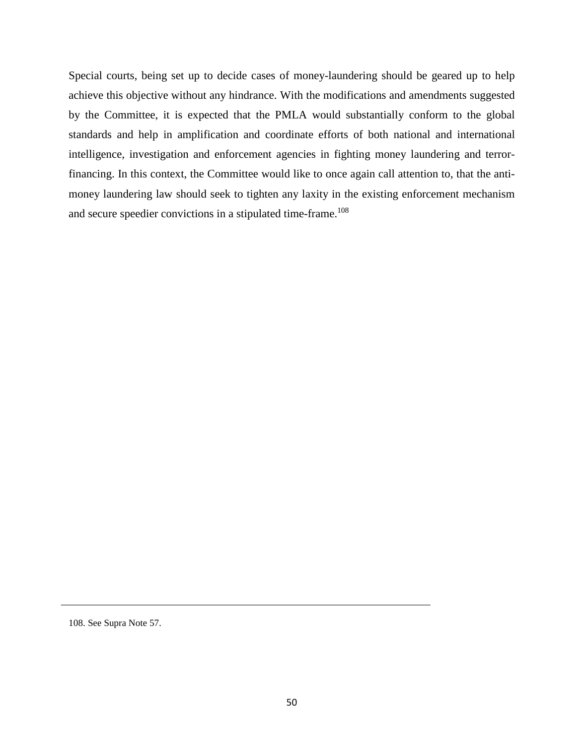Special courts, being set up to decide cases of money-laundering should be geared up to help achieve this objective without any hindrance. With the modifications and amendments suggested by the Committee, it is expected that the PMLA would substantially conform to the global standards and help in amplification and coordinate efforts of both national and international intelligence, investigation and enforcement agencies in fighting money laundering and terror-financing. In this context, the Committee would like to once again call attention to, that the anti-money laundering law should seek to tighten any laxity in the existing enforcement mechanism and secure speedier convictions in a stipulated time-frame.[108]

---

108. See Supra Note 57.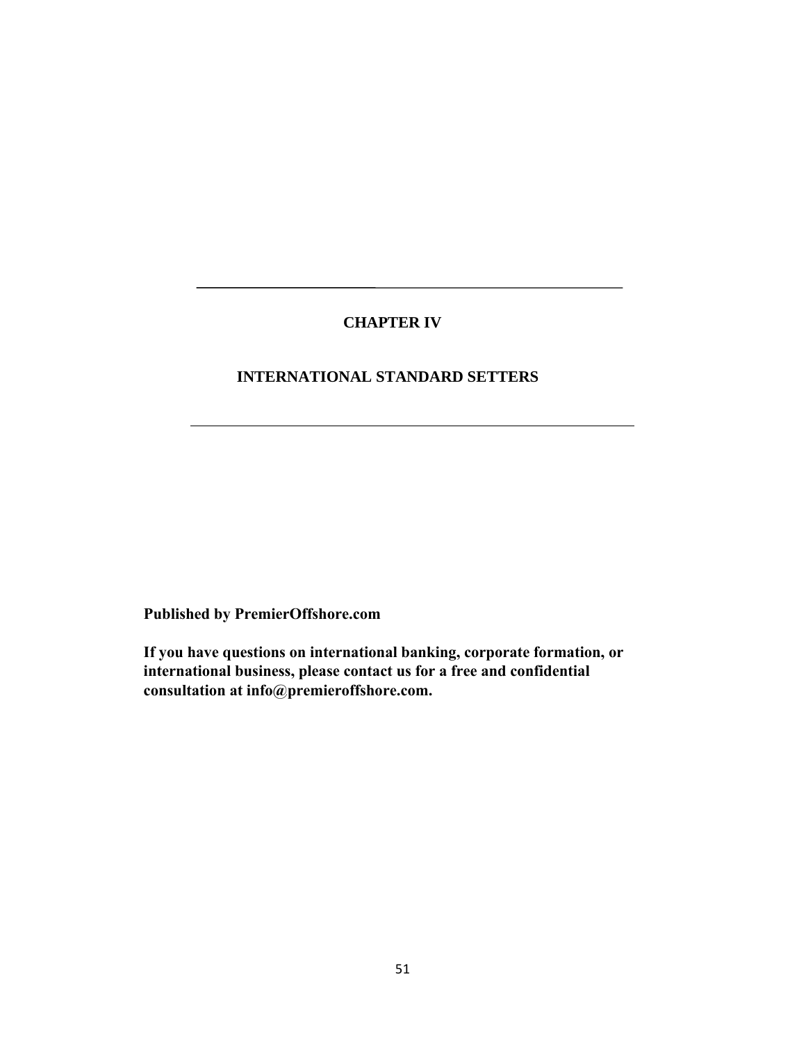---

# CHAPTER IV

## INTERNATIONAL STANDARD SETTERS

---

**Published by PremierOffshore.com**

**If you have questions on international banking, corporate formation, or international business, please contact us for a free and confidential consultation at info@premieroffshore.com.**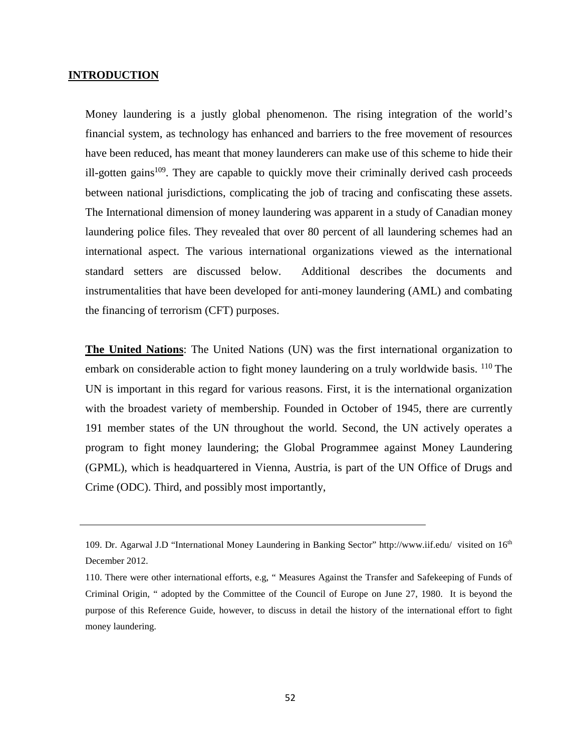## INTRODUCTION

Money laundering is a justly global phenomenon. The rising integration of the world's financial system, as technology has enhanced and barriers to the free movement of resources have been reduced, has meant that money launderers can make use of this scheme to hide their ill-gotten gains[109]. They are capable to quickly move their criminally derived cash proceeds between national jurisdictions, complicating the job of tracing and confiscating these assets. The International dimension of money laundering was apparent in a study of Canadian money laundering police files. They revealed that over 80 percent of all laundering schemes had an international aspect. The various international organizations viewed as the international standard setters are discussed below. Additional describes the documents and instrumentalities that have been developed for anti-money laundering (AML) and combating the financing of terrorism (CFT) purposes.

**The United Nations**: The United Nations (UN) was the first international organization to embark on considerable action to fight money laundering on a truly worldwide basis. [110] The UN is important in this regard for various reasons. First, it is the international organization with the broadest variety of membership. Founded in October of 1945, there are currently 191 member states of the UN throughout the world. Second, the UN actively operates a program to fight money laundering; the Global Programmee against Money Laundering (GPML), which is headquartered in Vienna, Austria, is part of the UN Office of Drugs and Crime (ODC). Third, and possibly most importantly,

---

109. Dr. Agarwal J.D "International Money Laundering in Banking Sector" http://www.iif.edu/ visited on 16th December 2012.

110. There were other international efforts, e.g, " Measures Against the Transfer and Safekeeping of Funds of Criminal Origin, " adopted by the Committee of the Council of Europe on June 27, 1980. It is beyond the purpose of this Reference Guide, however, to discuss in detail the history of the international effort to fight money laundering.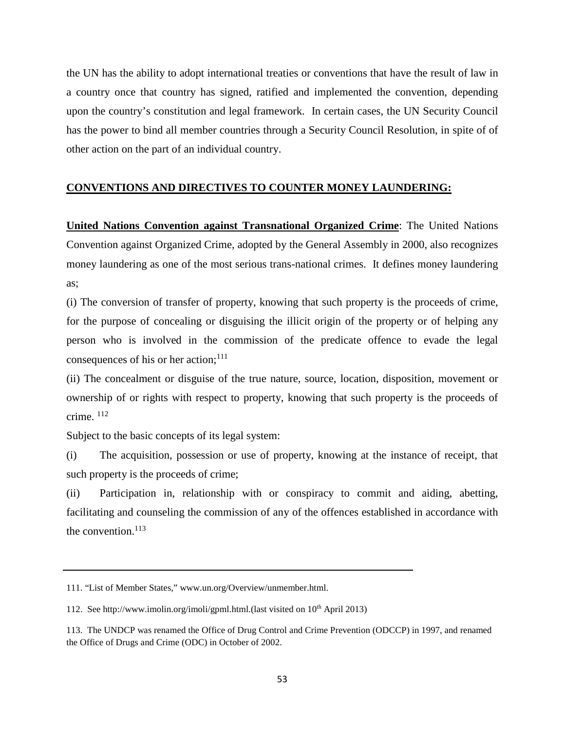the UN has the ability to adopt international treaties or conventions that have the result of law in a country once that country has signed, ratified and implemented the convention, depending upon the country's constitution and legal framework. In certain cases, the UN Security Council has the power to bind all member countries through a Security Council Resolution, in spite of of other action on the part of an individual country.

**CONVENTIONS AND DIRECTIVES TO COUNTER MONEY LAUNDERING:**

**United Nations Convention against Transnational Organized Crime**: The United Nations Convention against Organized Crime, adopted by the General Assembly in 2000, also recognizes money laundering as one of the most serious trans-national crimes. It defines money laundering as;

(i) The conversion of transfer of property, knowing that such property is the proceeds of crime, for the purpose of concealing or disguising the illicit origin of the property or of helping any person who is involved in the commission of the predicate offence to evade the legal consequences of his or her action;[111]

(ii) The concealment or disguise of the true nature, source, location, disposition, movement or ownership of or rights with respect to property, knowing that such property is the proceeds of crime. [112]

Subject to the basic concepts of its legal system:

(i) The acquisition, possession or use of property, knowing at the instance of receipt, that such property is the proceeds of crime;

(ii) Participation in, relationship with or conspiracy to commit and aiding, abetting, facilitating and counseling the commission of any of the offences established in accordance with the convention.[113]

---

111. "List of Member States," www.un.org/Overview/unmember.html.

112. See http://www.imolin.org/imoli/gpml.html.(last visited on 10th April 2013)

113. The UNDCP was renamed the Office of Drug Control and Crime Prevention (ODCCP) in 1997, and renamed the Office of Drugs and Crime (ODC) in October of 2002.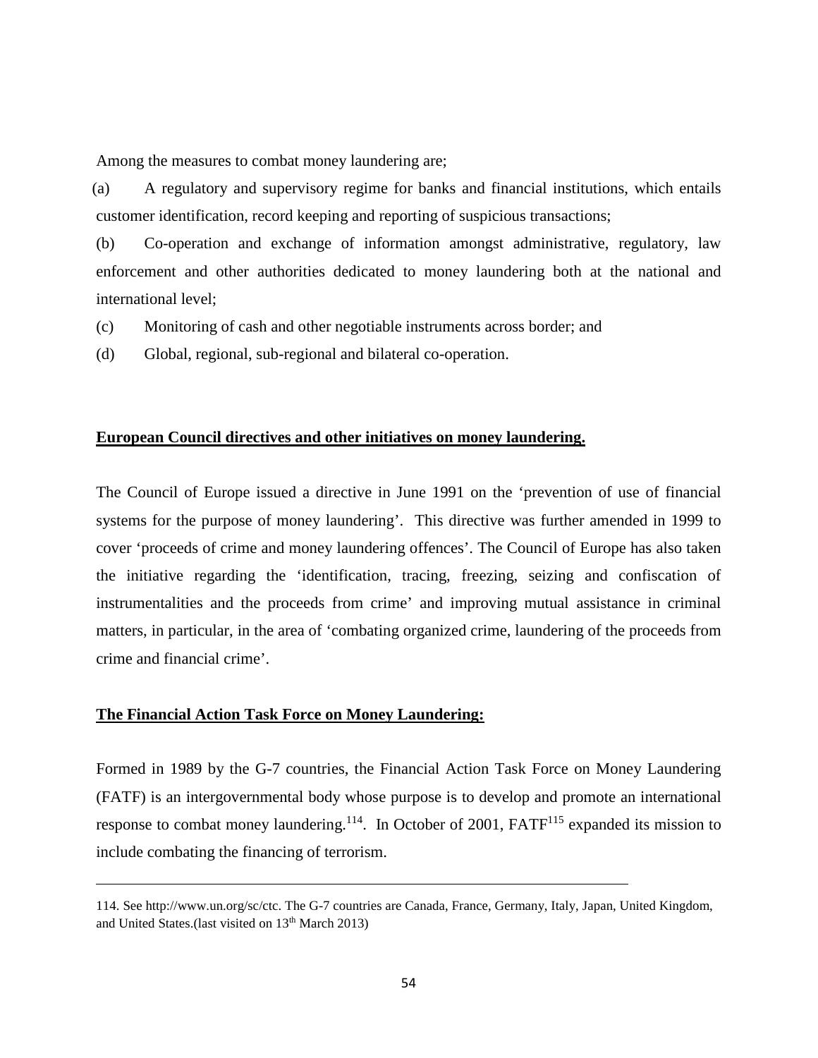Among the measures to combat money laundering are;

(a) A regulatory and supervisory regime for banks and financial institutions, which entails customer identification, record keeping and reporting of suspicious transactions;

(b) Co-operation and exchange of information amongst administrative, regulatory, law enforcement and other authorities dedicated to money laundering both at the national and international level;

(c) Monitoring of cash and other negotiable instruments across border; and

(d) Global, regional, sub-regional and bilateral co-operation.

**European Council directives and other initiatives on money laundering.**

The Council of Europe issued a directive in June 1991 on the 'prevention of use of financial systems for the purpose of money laundering'. This directive was further amended in 1999 to cover 'proceeds of crime and money laundering offences'. The Council of Europe has also taken the initiative regarding the 'identification, tracing, freezing, seizing and confiscation of instrumentalities and the proceeds from crime' and improving mutual assistance in criminal matters, in particular, in the area of 'combating organized crime, laundering of the proceeds from crime and financial crime'.

**The Financial Action Task Force on Money Laundering:**

Formed in 1989 by the G-7 countries, the Financial Action Task Force on Money Laundering (FATF) is an intergovernmental body whose purpose is to develop and promote an international response to combat money laundering.[114]. In October of 2001, FATF[115] expanded its mission to include combating the financing of terrorism.

---

114. See http://www.un.org/sc/ctc. The G-7 countries are Canada, France, Germany, Italy, Japan, United Kingdom, and United States.(last visited on 13th March 2013)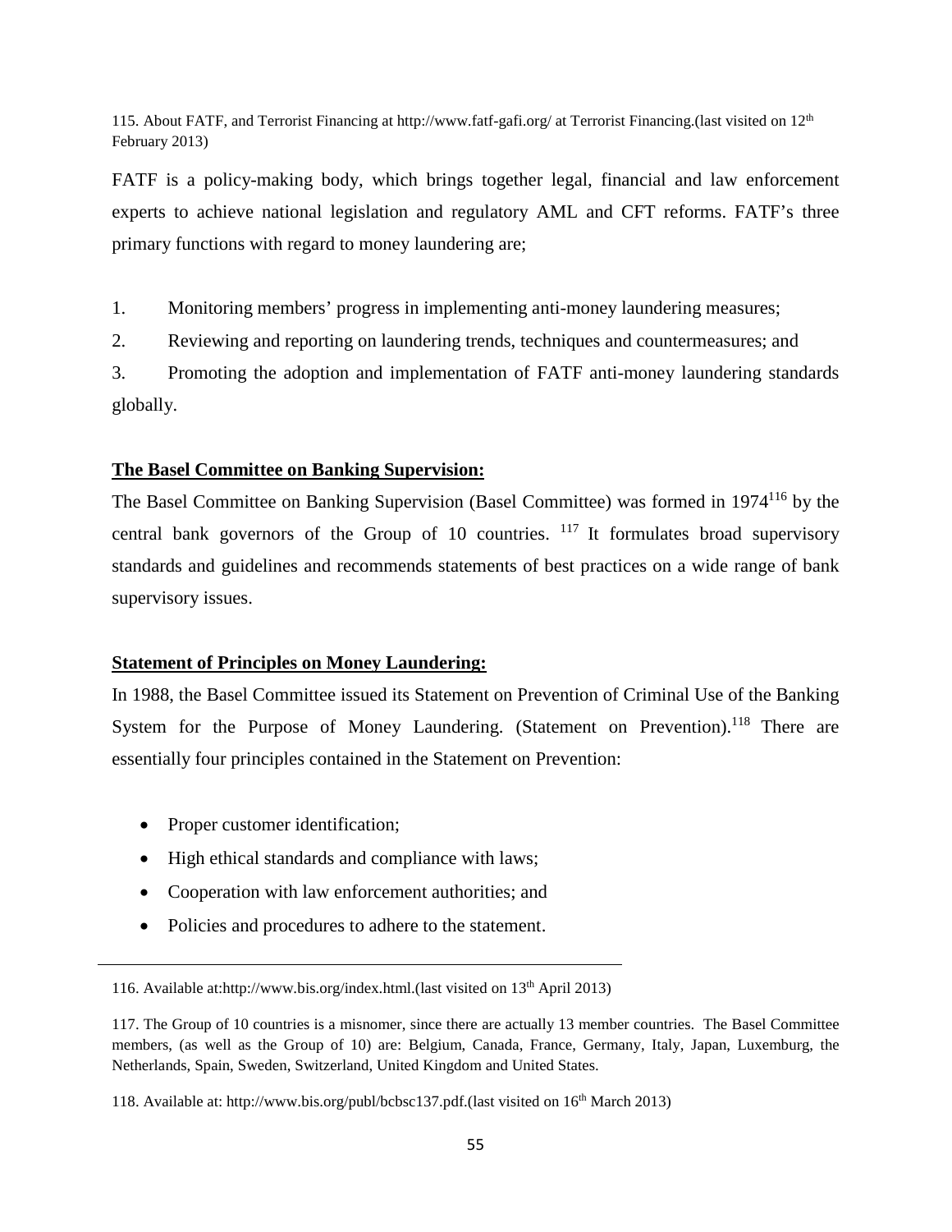115. About FATF, and Terrorist Financing at http://www.fatf-gafi.org/ at Terrorist Financing.(last visited on 12th February 2013)

FATF is a policy-making body, which brings together legal, financial and law enforcement experts to achieve national legislation and regulatory AML and CFT reforms. FATF's three primary functions with regard to money laundering are;

1. Monitoring members' progress in implementing anti-money laundering measures;
2. Reviewing and reporting on laundering trends, techniques and countermeasures; and
3. Promoting the adoption and implementation of FATF anti-money laundering standards globally.

**The Basel Committee on Banking Supervision:**

The Basel Committee on Banking Supervision (Basel Committee) was formed in 1974[116] by the central bank governors of the Group of 10 countries. [117] It formulates broad supervisory standards and guidelines and recommends statements of best practices on a wide range of bank supervisory issues.

**Statement of Principles on Money Laundering:**

In 1988, the Basel Committee issued its Statement on Prevention of Criminal Use of the Banking System for the Purpose of Money Laundering. (Statement on Prevention).[118] There are essentially four principles contained in the Statement on Prevention:

- Proper customer identification;
- High ethical standards and compliance with laws;
- Cooperation with law enforcement authorities; and
- Policies and procedures to adhere to the statement.

---

116. Available at:http://www.bis.org/index.html.(last visited on 13th April 2013)

117. The Group of 10 countries is a misnomer, since there are actually 13 member countries. The Basel Committee members, (as well as the Group of 10) are: Belgium, Canada, France, Germany, Italy, Japan, Luxemburg, the Netherlands, Spain, Sweden, Switzerland, United Kingdom and United States.

118. Available at: http://www.bis.org/publ/bcbsc137.pdf.(last visited on 16th March 2013)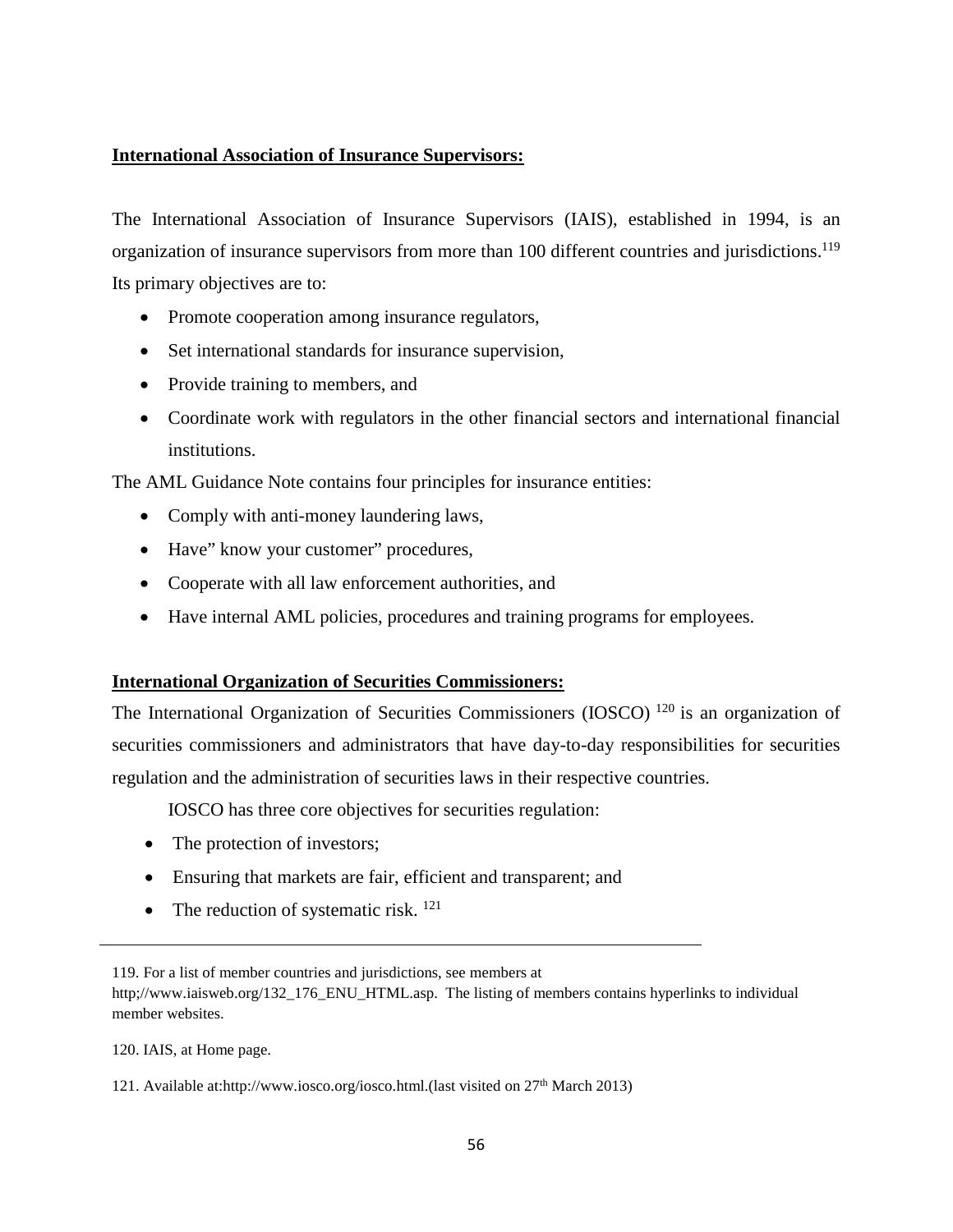**International Association of Insurance Supervisors:**

The International Association of Insurance Supervisors (IAIS), established in 1994, is an organization of insurance supervisors from more than 100 different countries and jurisdictions.[119] Its primary objectives are to:

- Promote cooperation among insurance regulators,
- Set international standards for insurance supervision,
- Provide training to members, and
- Coordinate work with regulators in the other financial sectors and international financial institutions.

The AML Guidance Note contains four principles for insurance entities:

- Comply with anti-money laundering laws,
- Have" know your customer" procedures,
- Cooperate with all law enforcement authorities, and
- Have internal AML policies, procedures and training programs for employees.

**International Organization of Securities Commissioners:**

The International Organization of Securities Commissioners (IOSCO) [120] is an organization of securities commissioners and administrators that have day-to-day responsibilities for securities regulation and the administration of securities laws in their respective countries.

IOSCO has three core objectives for securities regulation:

- The protection of investors;
- Ensuring that markets are fair, efficient and transparent; and
- The reduction of systematic risk. [121]

---

119. For a list of member countries and jurisdictions, see members at http;//www.iaisweb.org/132_176_ENU_HTML.asp. The listing of members contains hyperlinks to individual member websites.

120. IAIS, at Home page.

121. Available at:http://www.iosco.org/iosco.html.(last visited on 27th March 2013)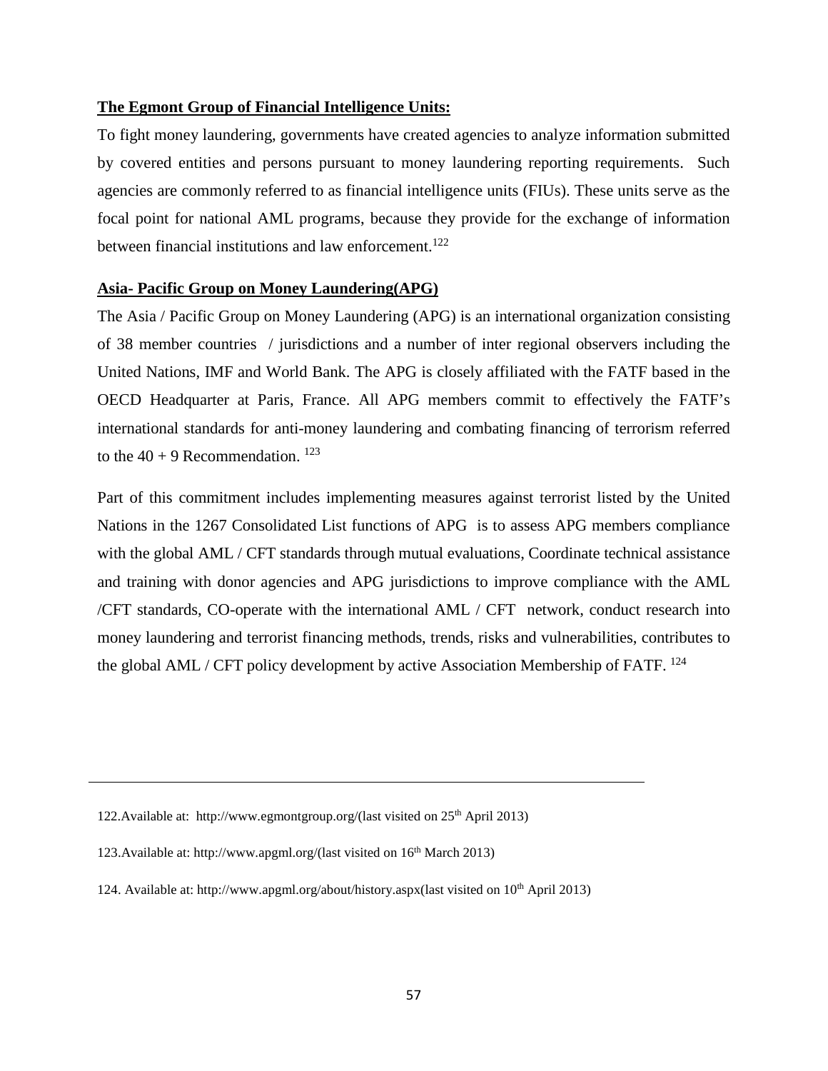**The Egmont Group of Financial Intelligence Units:**

To fight money laundering, governments have created agencies to analyze information submitted by covered entities and persons pursuant to money laundering reporting requirements. Such agencies are commonly referred to as financial intelligence units (FIUs). These units serve as the focal point for national AML programs, because they provide for the exchange of information between financial institutions and law enforcement.[122]

**Asia- Pacific Group on Money Laundering(APG)**

The Asia / Pacific Group on Money Laundering (APG) is an international organization consisting of 38 member countries / jurisdictions and a number of inter regional observers including the United Nations, IMF and World Bank. The APG is closely affiliated with the FATF based in the OECD Headquarter at Paris, France. All APG members commit to effectively the FATF's international standards for anti-money laundering and combating financing of terrorism referred to the 40 + 9 Recommendation. [123]

Part of this commitment includes implementing measures against terrorist listed by the United Nations in the 1267 Consolidated List functions of APG is to assess APG members compliance with the global AML / CFT standards through mutual evaluations, Coordinate technical assistance and training with donor agencies and APG jurisdictions to improve compliance with the AML /CFT standards, CO-operate with the international AML / CFT network, conduct research into money laundering and terrorist financing methods, trends, risks and vulnerabilities, contributes to the global AML / CFT policy development by active Association Membership of FATF. [124]

---

122.Available at: http://www.egmontgroup.org/(last visited on 25th April 2013)

123.Available at: http://www.apgml.org/(last visited on 16th March 2013)

124. Available at: http://www.apgml.org/about/history.aspx(last visited on 10th April 2013)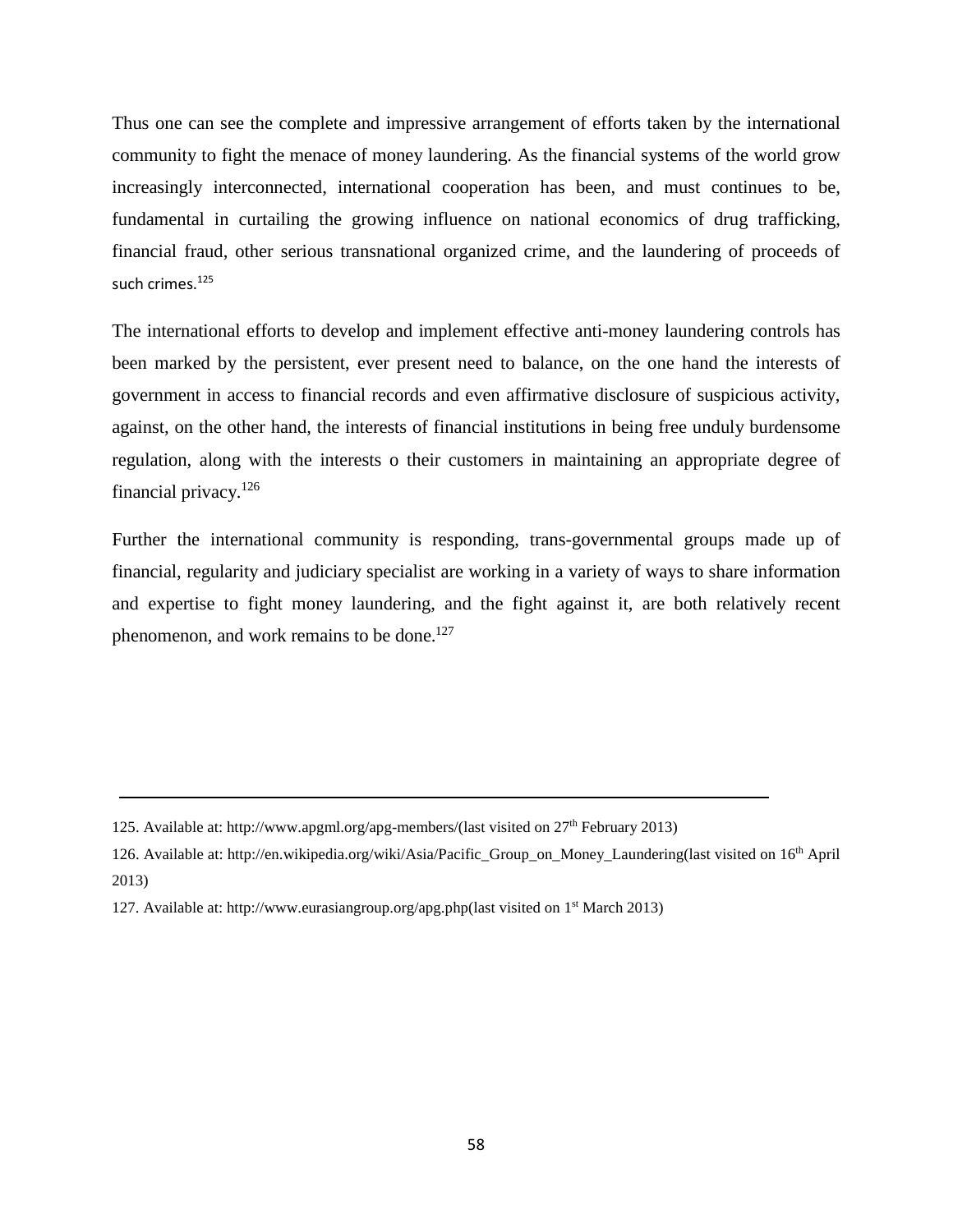Thus one can see the complete and impressive arrangement of efforts taken by the international community to fight the menace of money laundering. As the financial systems of the world grow increasingly interconnected, international cooperation has been, and must continues to be, fundamental in curtailing the growing influence on national economics of drug trafficking, financial fraud, other serious transnational organized crime, and the laundering of proceeds of such crimes.[125]

The international efforts to develop and implement effective anti-money laundering controls has been marked by the persistent, ever present need to balance, on the one hand the interests of government in access to financial records and even affirmative disclosure of suspicious activity, against, on the other hand, the interests of financial institutions in being free unduly burdensome regulation, along with the interests o their customers in maintaining an appropriate degree of financial privacy.[126]

Further the international community is responding, trans-governmental groups made up of financial, regularity and judiciary specialist are working in a variety of ways to share information and expertise to fight money laundering, and the fight against it, are both relatively recent phenomenon, and work remains to be done.[127]

---

125. Available at: http://www.apgml.org/apg-members/(last visited on 27th February 2013)

126. Available at: http://en.wikipedia.org/wiki/Asia/Pacific_Group_on_Money_Laundering(last visited on 16th April 2013)

127. Available at: http://www.eurasiangroup.org/apg.php(last visited on 1st March 2013)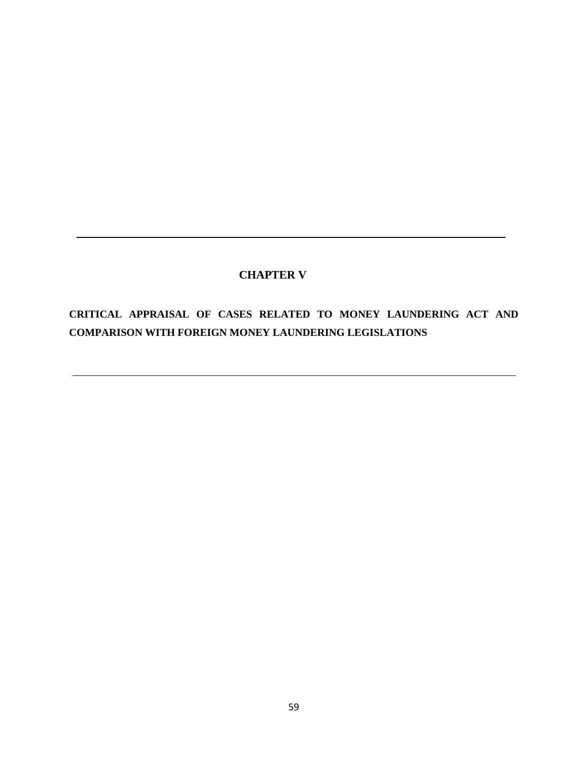# CHAPTER V

## CRITICAL APPRAISAL OF CASES RELATED TO MONEY LAUNDERING ACT AND COMPARISON WITH FOREIGN MONEY LAUNDERING LEGISLATIONS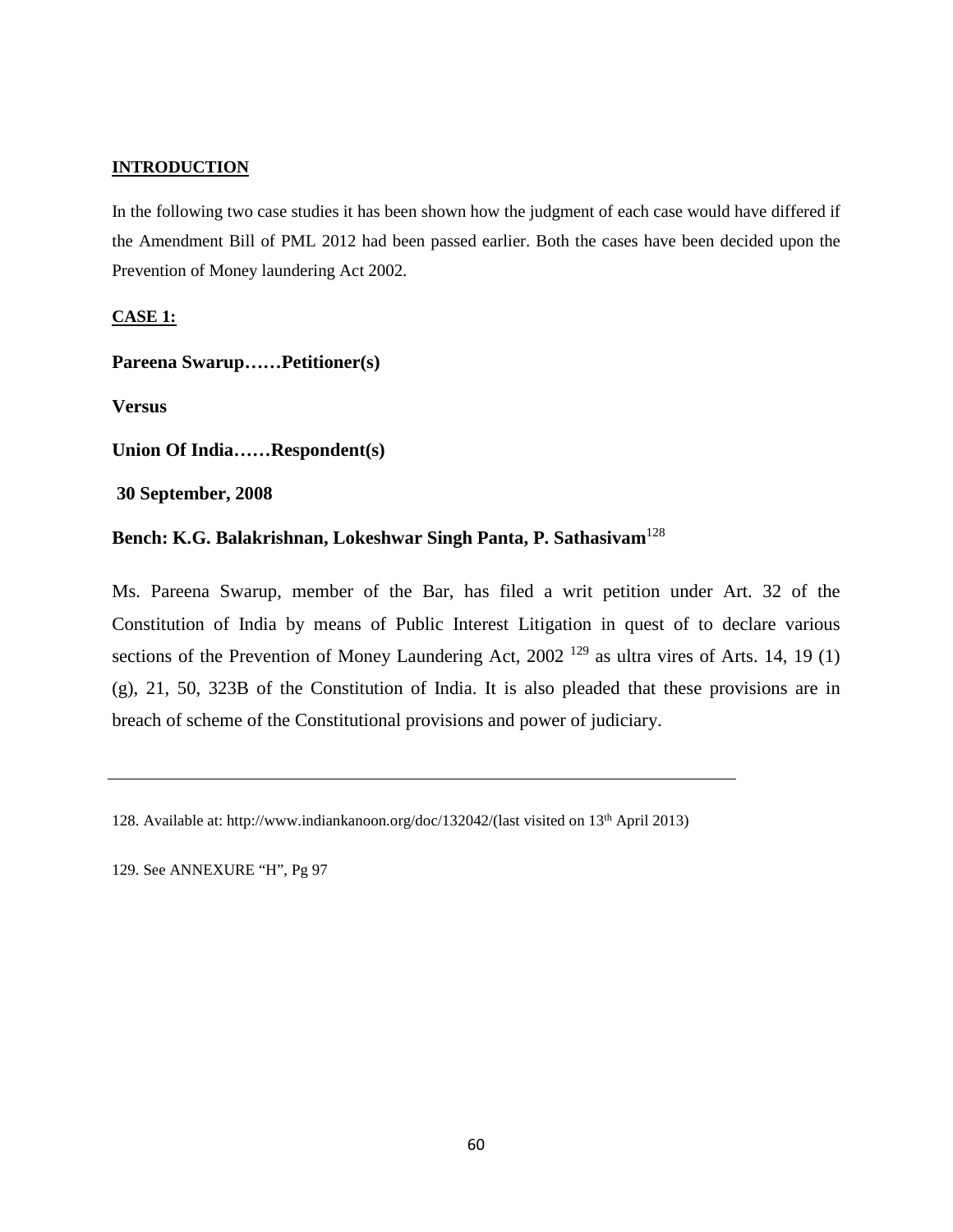## INTRODUCTION

In the following two case studies it has been shown how the judgment of each case would have differed if the Amendment Bill of PML 2012 had been passed earlier. Both the cases have been decided upon the Prevention of Money laundering Act 2002.

### CASE 1:

**Pareena Swarup……Petitioner(s)**

**Versus**

**Union Of India……Respondent(s)**

**30 September, 2008**

**Bench: K.G. Balakrishnan, Lokeshwar Singh Panta, P. Sathasivam**[128]

Ms. Pareena Swarup, member of the Bar, has filed a writ petition under Art. 32 of the Constitution of India by means of Public Interest Litigation in quest of to declare various sections of the Prevention of Money Laundering Act, 2002 [129] as ultra vires of Arts. 14, 19 (1) (g), 21, 50, 323B of the Constitution of India. It is also pleaded that these provisions are in breach of scheme of the Constitutional provisions and power of judiciary.

---

128. Available at: http://www.indiankanoon.org/doc/132042/(last visited on 13th April 2013)

129. See ANNEXURE "H", Pg 97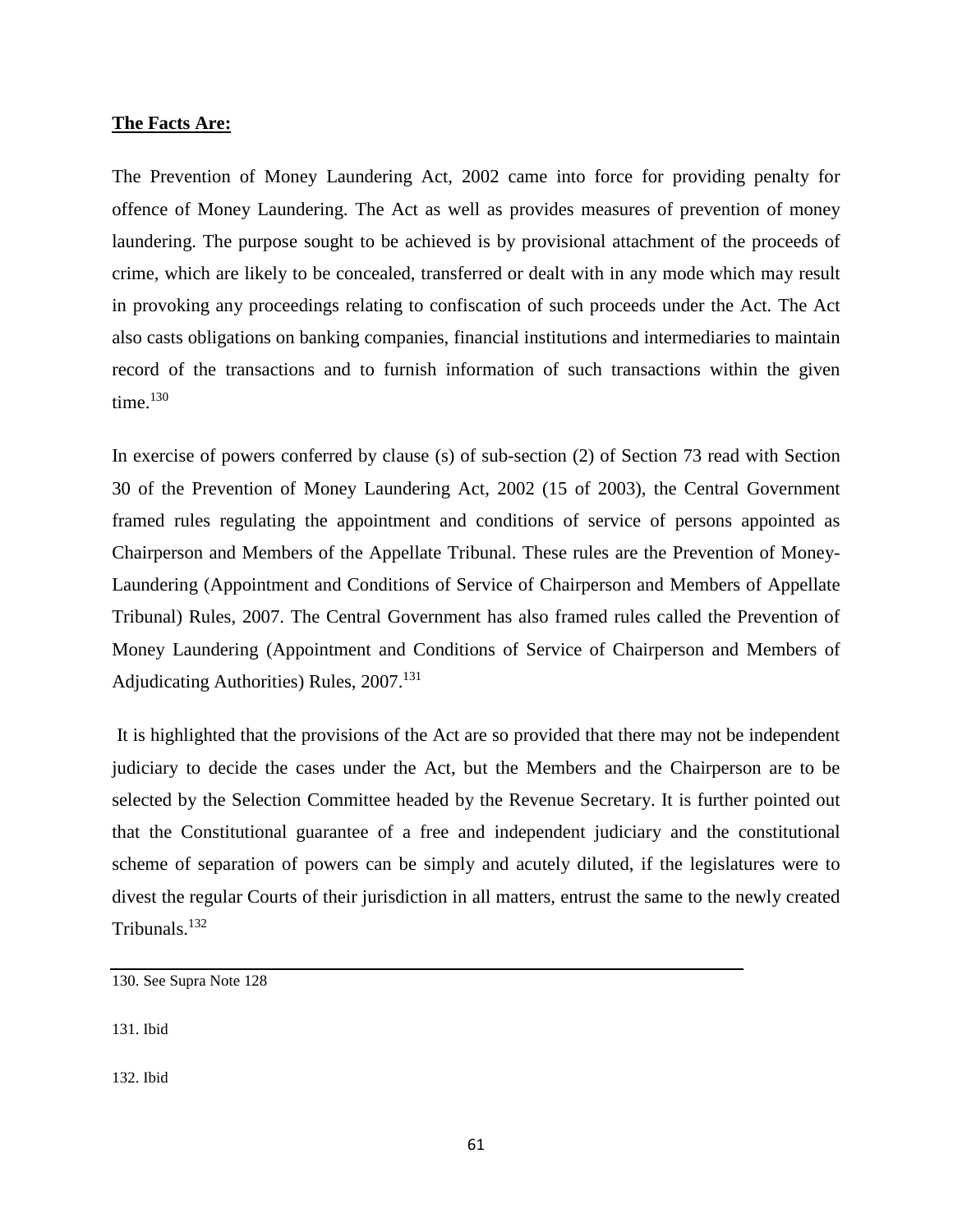**The Facts Are:**

The Prevention of Money Laundering Act, 2002 came into force for providing penalty for offence of Money Laundering. The Act as well as provides measures of prevention of money laundering. The purpose sought to be achieved is by provisional attachment of the proceeds of crime, which are likely to be concealed, transferred or dealt with in any mode which may result in provoking any proceedings relating to confiscation of such proceeds under the Act. The Act also casts obligations on banking companies, financial institutions and intermediaries to maintain record of the transactions and to furnish information of such transactions within the given time.[130]

In exercise of powers conferred by clause (s) of sub-section (2) of Section 73 read with Section 30 of the Prevention of Money Laundering Act, 2002 (15 of 2003), the Central Government framed rules regulating the appointment and conditions of service of persons appointed as Chairperson and Members of the Appellate Tribunal. These rules are the Prevention of Money-Laundering (Appointment and Conditions of Service of Chairperson and Members of Appellate Tribunal) Rules, 2007. The Central Government has also framed rules called the Prevention of Money Laundering (Appointment and Conditions of Service of Chairperson and Members of Adjudicating Authorities) Rules, 2007.[131]

It is highlighted that the provisions of the Act are so provided that there may not be independent judiciary to decide the cases under the Act, but the Members and the Chairperson are to be selected by the Selection Committee headed by the Revenue Secretary. It is further pointed out that the Constitutional guarantee of a free and independent judiciary and the constitutional scheme of separation of powers can be simply and acutely diluted, if the legislatures were to divest the regular Courts of their jurisdiction in all matters, entrust the same to the newly created Tribunals.[132]

---

130. See Supra Note 128

131. Ibid

132. Ibid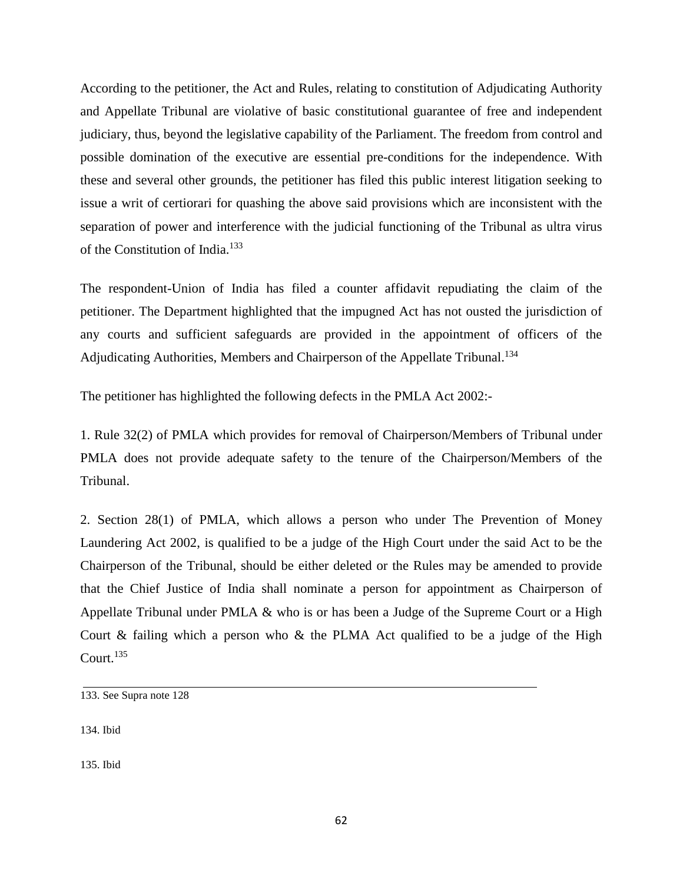According to the petitioner, the Act and Rules, relating to constitution of Adjudicating Authority and Appellate Tribunal are violative of basic constitutional guarantee of free and independent judiciary, thus, beyond the legislative capability of the Parliament. The freedom from control and possible domination of the executive are essential pre-conditions for the independence. With these and several other grounds, the petitioner has filed this public interest litigation seeking to issue a writ of certiorari for quashing the above said provisions which are inconsistent with the separation of power and interference with the judicial functioning of the Tribunal as ultra virus of the Constitution of India.[133]

The respondent-Union of India has filed a counter affidavit repudiating the claim of the petitioner. The Department highlighted that the impugned Act has not ousted the jurisdiction of any courts and sufficient safeguards are provided in the appointment of officers of the Adjudicating Authorities, Members and Chairperson of the Appellate Tribunal.[134]

The petitioner has highlighted the following defects in the PMLA Act 2002:-

1. Rule 32(2) of PMLA which provides for removal of Chairperson/Members of Tribunal under PMLA does not provide adequate safety to the tenure of the Chairperson/Members of the Tribunal.

2. Section 28(1) of PMLA, which allows a person who under The Prevention of Money Laundering Act 2002, is qualified to be a judge of the High Court under the said Act to be the Chairperson of the Tribunal, should be either deleted or the Rules may be amended to provide that the Chief Justice of India shall nominate a person for appointment as Chairperson of Appellate Tribunal under PMLA & who is or has been a Judge of the Supreme Court or a High Court & failing which a person who & the PLMA Act qualified to be a judge of the High Court.[135]

---

133. See Supra note 128

134. Ibid

135. Ibid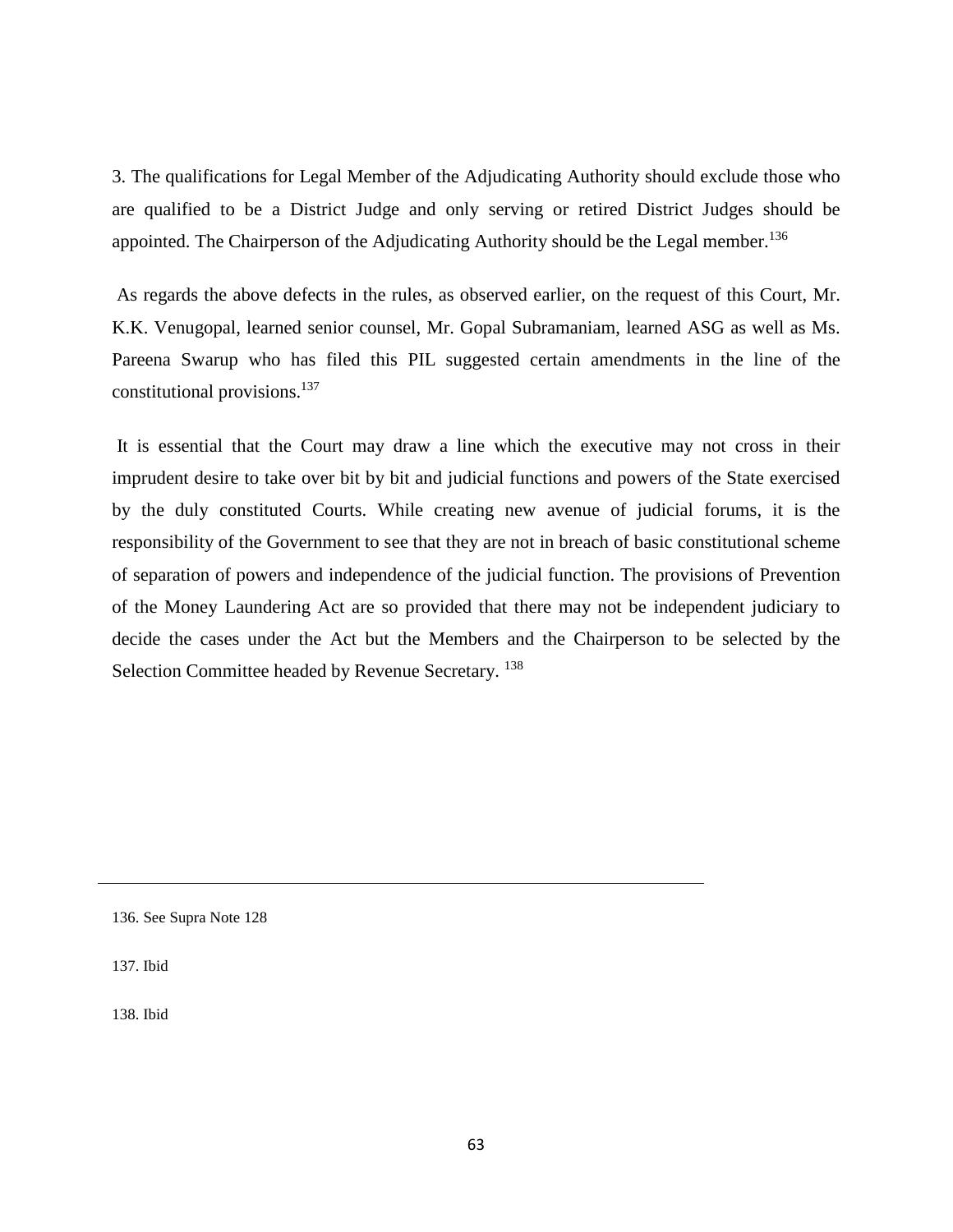3. The qualifications for Legal Member of the Adjudicating Authority should exclude those who are qualified to be a District Judge and only serving or retired District Judges should be appointed. The Chairperson of the Adjudicating Authority should be the Legal member.[136]

As regards the above defects in the rules, as observed earlier, on the request of this Court, Mr. K.K. Venugopal, learned senior counsel, Mr. Gopal Subramaniam, learned ASG as well as Ms. Pareena Swarup who has filed this PIL suggested certain amendments in the line of the constitutional provisions.[137]

It is essential that the Court may draw a line which the executive may not cross in their imprudent desire to take over bit by bit and judicial functions and powers of the State exercised by the duly constituted Courts. While creating new avenue of judicial forums, it is the responsibility of the Government to see that they are not in breach of basic constitutional scheme of separation of powers and independence of the judicial function. The provisions of Prevention of the Money Laundering Act are so provided that there may not be independent judiciary to decide the cases under the Act but the Members and the Chairperson to be selected by the Selection Committee headed by Revenue Secretary.[138]

---

136. See Supra Note 128

137. Ibid

138. Ibid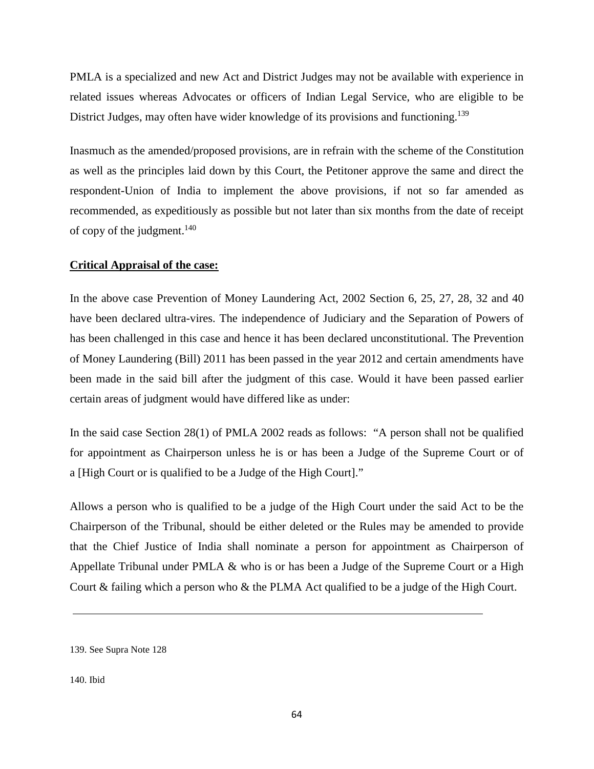PMLA is a specialized and new Act and District Judges may not be available with experience in related issues whereas Advocates or officers of Indian Legal Service, who are eligible to be District Judges, may often have wider knowledge of its provisions and functioning.[139]

Inasmuch as the amended/proposed provisions, are in refrain with the scheme of the Constitution as well as the principles laid down by this Court, the Petitoner approve the same and direct the respondent-Union of India to implement the above provisions, if not so far amended as recommended, as expeditiously as possible but not later than six months from the date of receipt of copy of the judgment.[140]

**Critical Appraisal of the case:**

In the above case Prevention of Money Laundering Act, 2002 Section 6, 25, 27, 28, 32 and 40 have been declared ultra-vires. The independence of Judiciary and the Separation of Powers of has been challenged in this case and hence it has been declared unconstitutional. The Prevention of Money Laundering (Bill) 2011 has been passed in the year 2012 and certain amendments have been made in the said bill after the judgment of this case. Would it have been passed earlier certain areas of judgment would have differed like as under:

In the said case Section 28(1) of PMLA 2002 reads as follows: "A person shall not be qualified for appointment as Chairperson unless he is or has been a Judge of the Supreme Court or of a [High Court or is qualified to be a Judge of the High Court]."

Allows a person who is qualified to be a judge of the High Court under the said Act to be the Chairperson of the Tribunal, should be either deleted or the Rules may be amended to provide that the Chief Justice of India shall nominate a person for appointment as Chairperson of Appellate Tribunal under PMLA & who is or has been a Judge of the Supreme Court or a High Court & failing which a person who & the PLMA Act qualified to be a judge of the High Court.

---

139. See Supra Note 128

140. Ibid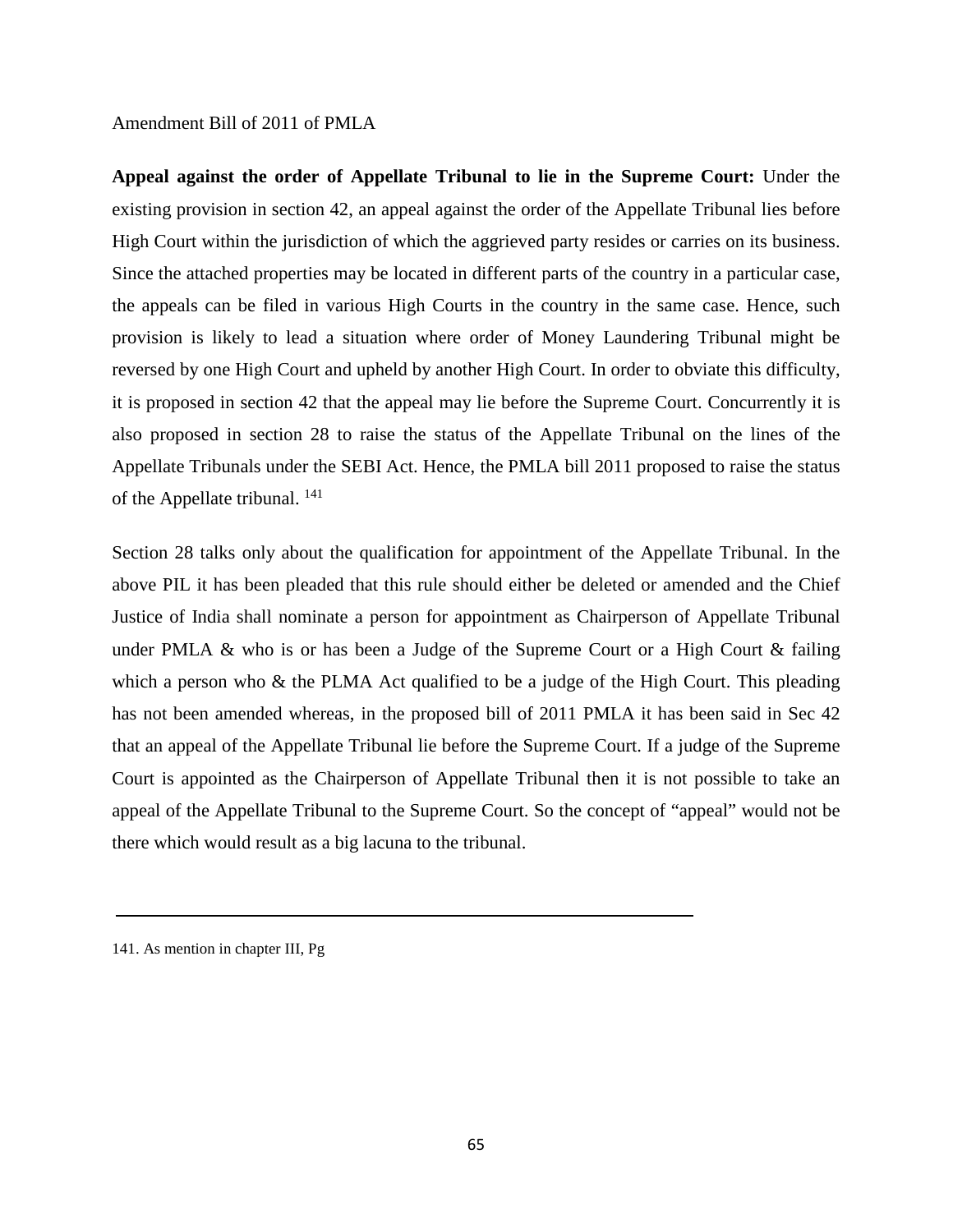Amendment Bill of 2011 of PMLA

**Appeal against the order of Appellate Tribunal to lie in the Supreme Court:** Under the existing provision in section 42, an appeal against the order of the Appellate Tribunal lies before High Court within the jurisdiction of which the aggrieved party resides or carries on its business. Since the attached properties may be located in different parts of the country in a particular case, the appeals can be filed in various High Courts in the country in the same case. Hence, such provision is likely to lead a situation where order of Money Laundering Tribunal might be reversed by one High Court and upheld by another High Court. In order to obviate this difficulty, it is proposed in section 42 that the appeal may lie before the Supreme Court. Concurrently it is also proposed in section 28 to raise the status of the Appellate Tribunal on the lines of the Appellate Tribunals under the SEBI Act. Hence, the PMLA bill 2011 proposed to raise the status of the Appellate tribunal. [141]

Section 28 talks only about the qualification for appointment of the Appellate Tribunal. In the above PIL it has been pleaded that this rule should either be deleted or amended and the Chief Justice of India shall nominate a person for appointment as Chairperson of Appellate Tribunal under PMLA & who is or has been a Judge of the Supreme Court or a High Court & failing which a person who & the PLMA Act qualified to be a judge of the High Court. This pleading has not been amended whereas, in the proposed bill of 2011 PMLA it has been said in Sec 42 that an appeal of the Appellate Tribunal lie before the Supreme Court. If a judge of the Supreme Court is appointed as the Chairperson of Appellate Tribunal then it is not possible to take an appeal of the Appellate Tribunal to the Supreme Court. So the concept of "appeal" would not be there which would result as a big lacuna to the tribunal.

---

141. As mention in chapter III, Pg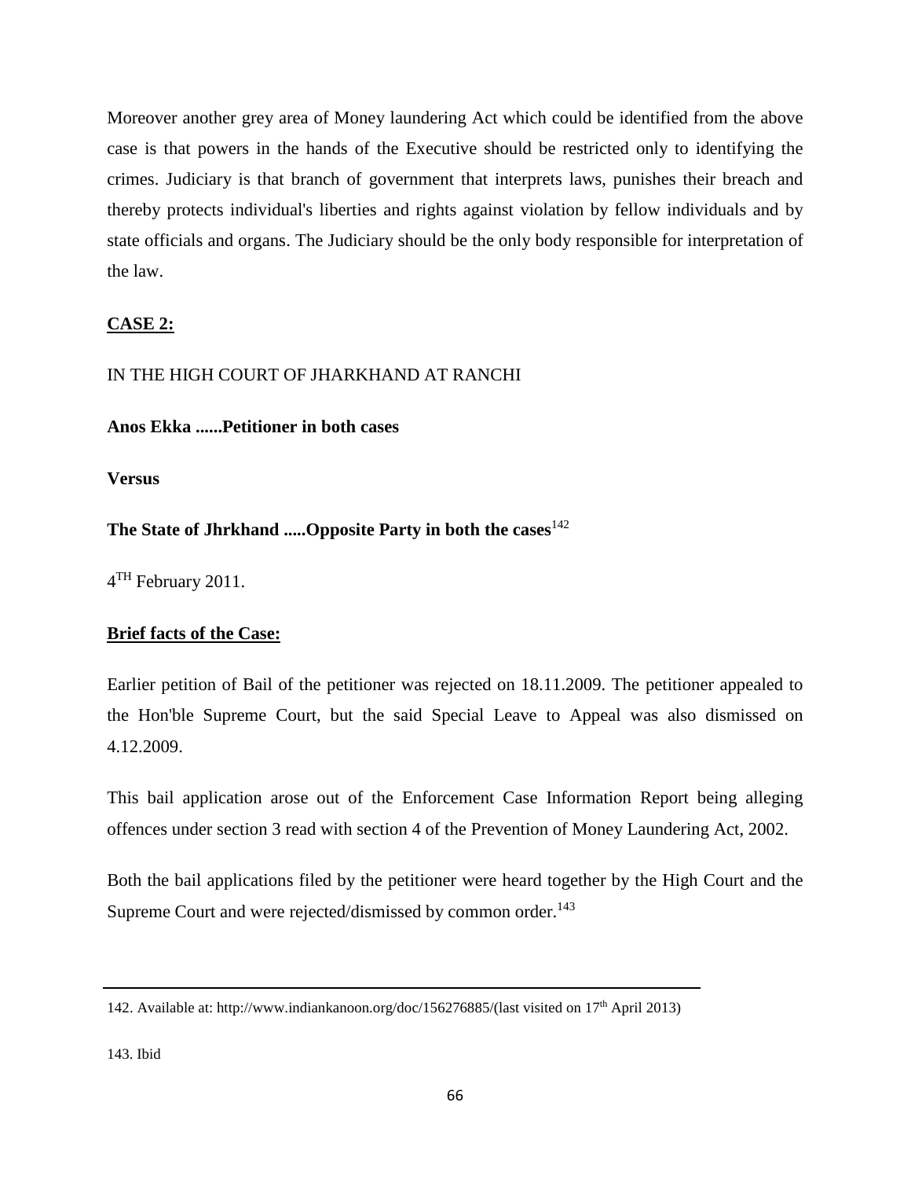Moreover another grey area of Money laundering Act which could be identified from the above case is that powers in the hands of the Executive should be restricted only to identifying the crimes. Judiciary is that branch of government that interprets laws, punishes their breach and thereby protects individual's liberties and rights against violation by fellow individuals and by state officials and organs. The Judiciary should be the only body responsible for interpretation of the law.

**<u>CASE 2:</u>**

IN THE HIGH COURT OF JHARKHAND AT RANCHI

**Anos Ekka ......Petitioner in both cases**

**Versus**

**The State of Jhrkhand .....Opposite Party in both the cases**[142]

4[TH] February 2011.

**<u>Brief facts of the Case:</u>**

Earlier petition of Bail of the petitioner was rejected on 18.11.2009. The petitioner appealed to the Hon'ble Supreme Court, but the said Special Leave to Appeal was also dismissed on 4.12.2009.

This bail application arose out of the Enforcement Case Information Report being alleging offences under section 3 read with section 4 of the Prevention of Money Laundering Act, 2002.

Both the bail applications filed by the petitioner were heard together by the High Court and the Supreme Court and were rejected/dismissed by common order.[143]

---

142. Available at: http://www.indiankanoon.org/doc/156276885/(last visited on 17[th] April 2013)

143. Ibid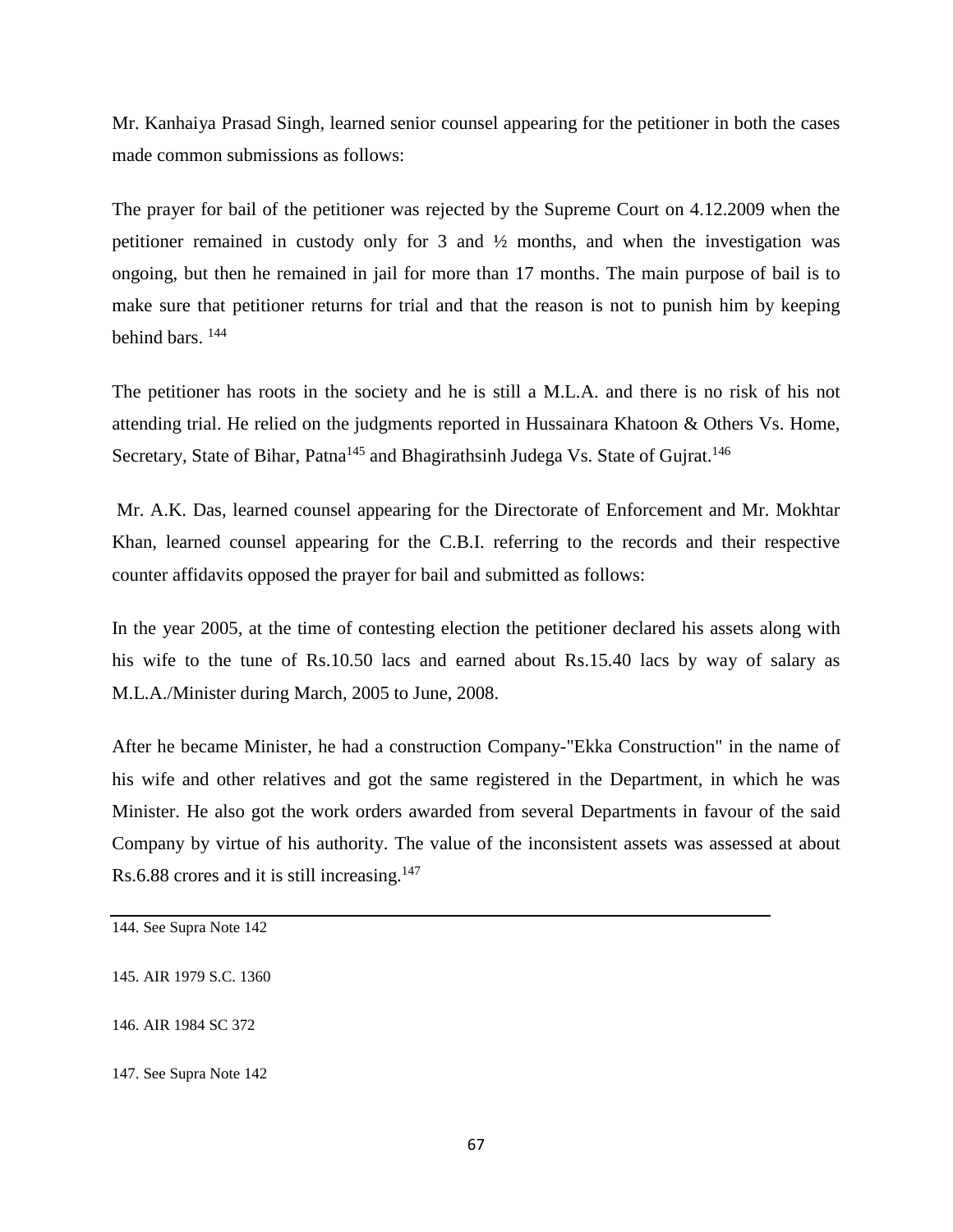Mr. Kanhaiya Prasad Singh, learned senior counsel appearing for the petitioner in both the cases made common submissions as follows:

The prayer for bail of the petitioner was rejected by the Supreme Court on 4.12.2009 when the petitioner remained in custody only for 3 and ½ months, and when the investigation was ongoing, but then he remained in jail for more than 17 months. The main purpose of bail is to make sure that petitioner returns for trial and that the reason is not to punish him by keeping behind bars. [144]

The petitioner has roots in the society and he is still a M.L.A. and there is no risk of his not attending trial. He relied on the judgments reported in Hussainara Khatoon & Others Vs. Home, Secretary, State of Bihar, Patna[145] and Bhagirathsinh Judega Vs. State of Gujrat.[146]

Mr. A.K. Das, learned counsel appearing for the Directorate of Enforcement and Mr. Mokhtar Khan, learned counsel appearing for the C.B.I. referring to the records and their respective counter affidavits opposed the prayer for bail and submitted as follows:

In the year 2005, at the time of contesting election the petitioner declared his assets along with his wife to the tune of Rs.10.50 lacs and earned about Rs.15.40 lacs by way of salary as M.L.A./Minister during March, 2005 to June, 2008.

After he became Minister, he had a construction Company-"Ekka Construction" in the name of his wife and other relatives and got the same registered in the Department, in which he was Minister. He also got the work orders awarded from several Departments in favour of the said Company by virtue of his authority. The value of the inconsistent assets was assessed at about Rs.6.88 crores and it is still increasing.[147]

---

144. See Supra Note 142

145. AIR 1979 S.C. 1360

146. AIR 1984 SC 372

147. See Supra Note 142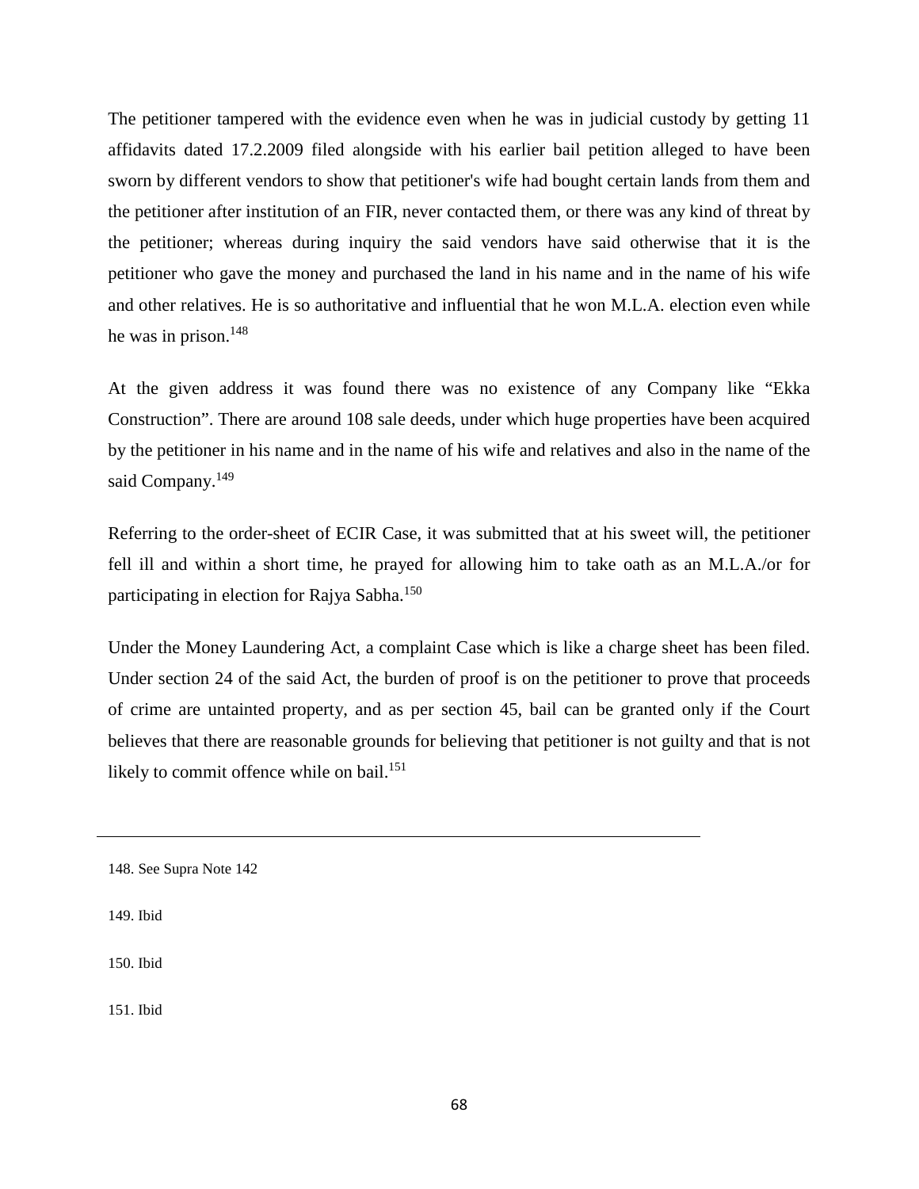The petitioner tampered with the evidence even when he was in judicial custody by getting 11 affidavits dated 17.2.2009 filed alongside with his earlier bail petition alleged to have been sworn by different vendors to show that petitioner's wife had bought certain lands from them and the petitioner after institution of an FIR, never contacted them, or there was any kind of threat by the petitioner; whereas during inquiry the said vendors have said otherwise that it is the petitioner who gave the money and purchased the land in his name and in the name of his wife and other relatives. He is so authoritative and influential that he won M.L.A. election even while he was in prison.[148]

At the given address it was found there was no existence of any Company like "Ekka Construction". There are around 108 sale deeds, under which huge properties have been acquired by the petitioner in his name and in the name of his wife and relatives and also in the name of the said Company.[149]

Referring to the order-sheet of ECIR Case, it was submitted that at his sweet will, the petitioner fell ill and within a short time, he prayed for allowing him to take oath as an M.L.A./or for participating in election for Rajya Sabha.[150]

Under the Money Laundering Act, a complaint Case which is like a charge sheet has been filed. Under section 24 of the said Act, the burden of proof is on the petitioner to prove that proceeds of crime are untainted property, and as per section 45, bail can be granted only if the Court believes that there are reasonable grounds for believing that petitioner is not guilty and that is not likely to commit offence while on bail.[151]

---

148. See Supra Note 142

149. Ibid

150. Ibid

151. Ibid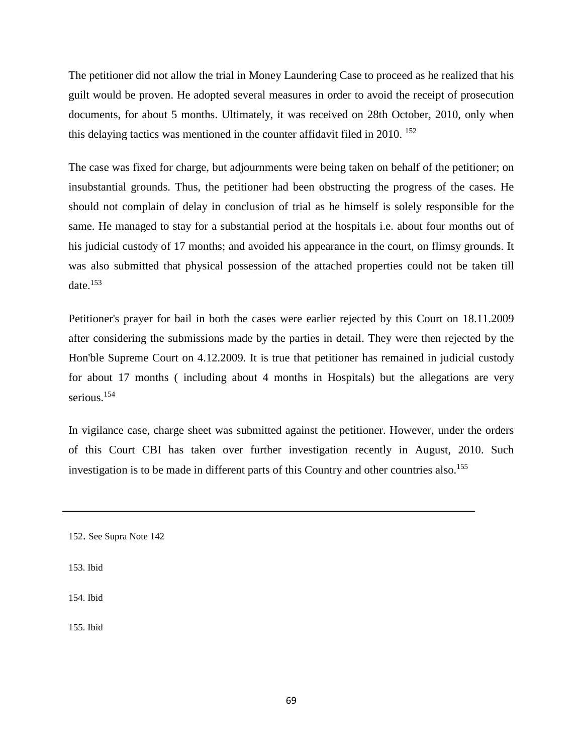The petitioner did not allow the trial in Money Laundering Case to proceed as he realized that his guilt would be proven. He adopted several measures in order to avoid the receipt of prosecution documents, for about 5 months. Ultimately, it was received on 28th October, 2010, only when this delaying tactics was mentioned in the counter affidavit filed in 2010. [152]

The case was fixed for charge, but adjournments were being taken on behalf of the petitioner; on insubstantial grounds. Thus, the petitioner had been obstructing the progress of the cases. He should not complain of delay in conclusion of trial as he himself is solely responsible for the same. He managed to stay for a substantial period at the hospitals i.e. about four months out of his judicial custody of 17 months; and avoided his appearance in the court, on flimsy grounds. It was also submitted that physical possession of the attached properties could not be taken till date.[153]

Petitioner's prayer for bail in both the cases were earlier rejected by this Court on 18.11.2009 after considering the submissions made by the parties in detail. They were then rejected by the Hon'ble Supreme Court on 4.12.2009. It is true that petitioner has remained in judicial custody for about 17 months ( including about 4 months in Hospitals) but the allegations are very serious.[154]

In vigilance case, charge sheet was submitted against the petitioner. However, under the orders of this Court CBI has taken over further investigation recently in August, 2010. Such investigation is to be made in different parts of this Country and other countries also.[155]

---

152. See Supra Note 142

153. Ibid

154. Ibid

155. Ibid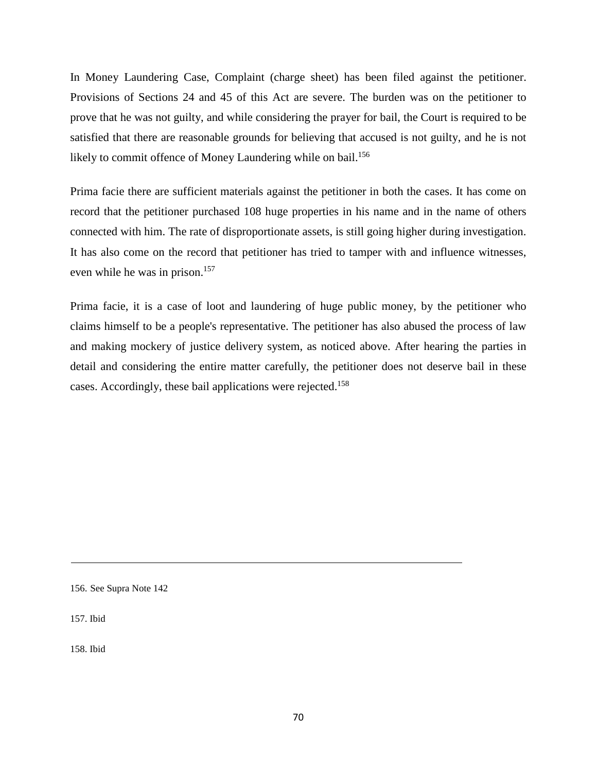In Money Laundering Case, Complaint (charge sheet) has been filed against the petitioner. Provisions of Sections 24 and 45 of this Act are severe. The burden was on the petitioner to prove that he was not guilty, and while considering the prayer for bail, the Court is required to be satisfied that there are reasonable grounds for believing that accused is not guilty, and he is not likely to commit offence of Money Laundering while on bail.[156]

Prima facie there are sufficient materials against the petitioner in both the cases. It has come on record that the petitioner purchased 108 huge properties in his name and in the name of others connected with him. The rate of disproportionate assets, is still going higher during investigation. It has also come on the record that petitioner has tried to tamper with and influence witnesses, even while he was in prison.[157]

Prima facie, it is a case of loot and laundering of huge public money, by the petitioner who claims himself to be a people's representative. The petitioner has also abused the process of law and making mockery of justice delivery system, as noticed above. After hearing the parties in detail and considering the entire matter carefully, the petitioner does not deserve bail in these cases. Accordingly, these bail applications were rejected.[158]

---

156. See Supra Note 142

157. Ibid

158. Ibid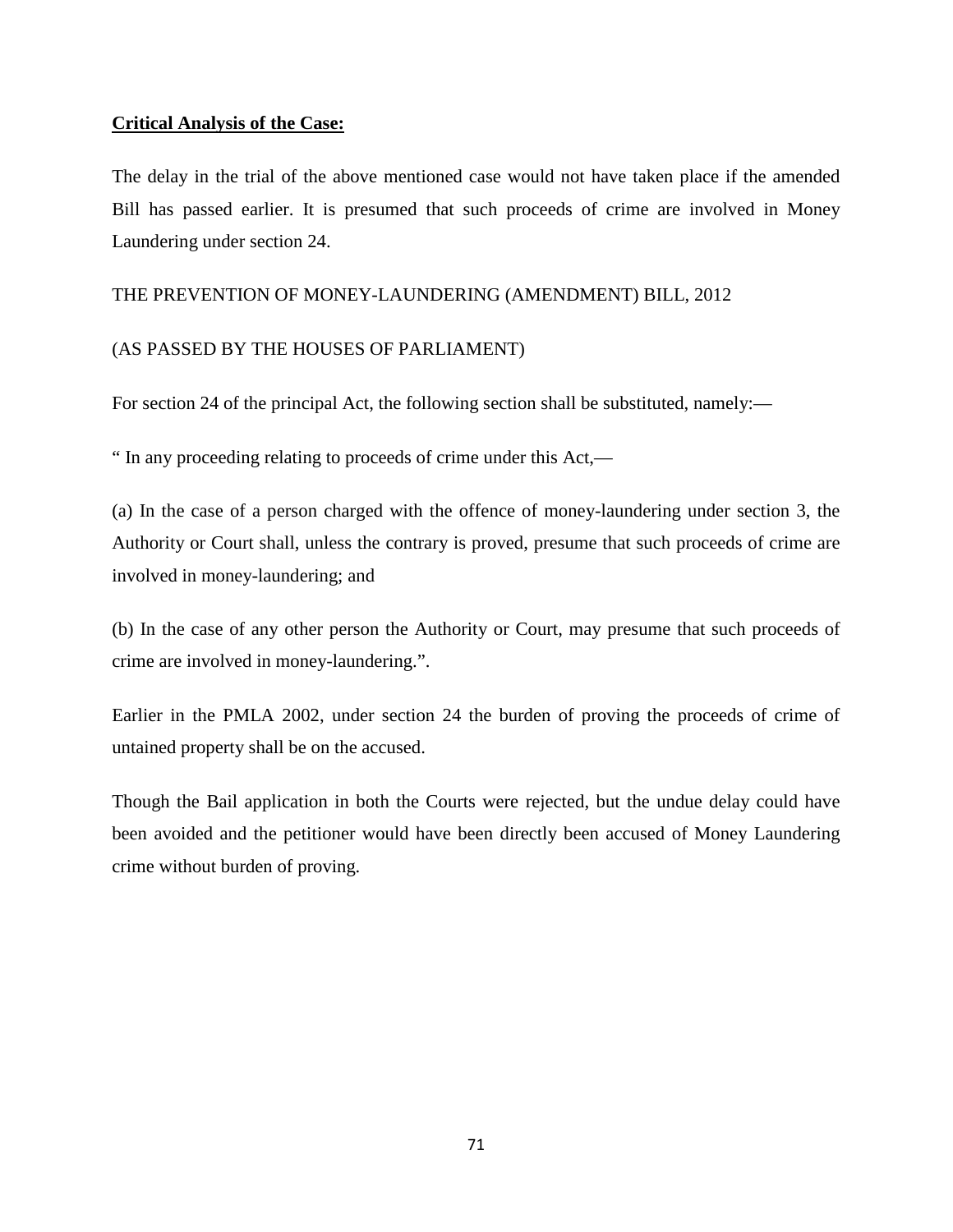**Critical Analysis of the Case:**

The delay in the trial of the above mentioned case would not have taken place if the amended Bill has passed earlier. It is presumed that such proceeds of crime are involved in Money Laundering under section 24.

THE PREVENTION OF MONEY-LAUNDERING (AMENDMENT) BILL, 2012

(AS PASSED BY THE HOUSES OF PARLIAMENT)

For section 24 of the principal Act, the following section shall be substituted, namely:—

" In any proceeding relating to proceeds of crime under this Act,—

(a) In the case of a person charged with the offence of money-laundering under section 3, the Authority or Court shall, unless the contrary is proved, presume that such proceeds of crime are involved in money-laundering; and

(b) In the case of any other person the Authority or Court, may presume that such proceeds of crime are involved in money-laundering.".

Earlier in the PMLA 2002, under section 24 the burden of proving the proceeds of crime of untained property shall be on the accused.

Though the Bail application in both the Courts were rejected, but the undue delay could have been avoided and the petitioner would have been directly been accused of Money Laundering crime without burden of proving.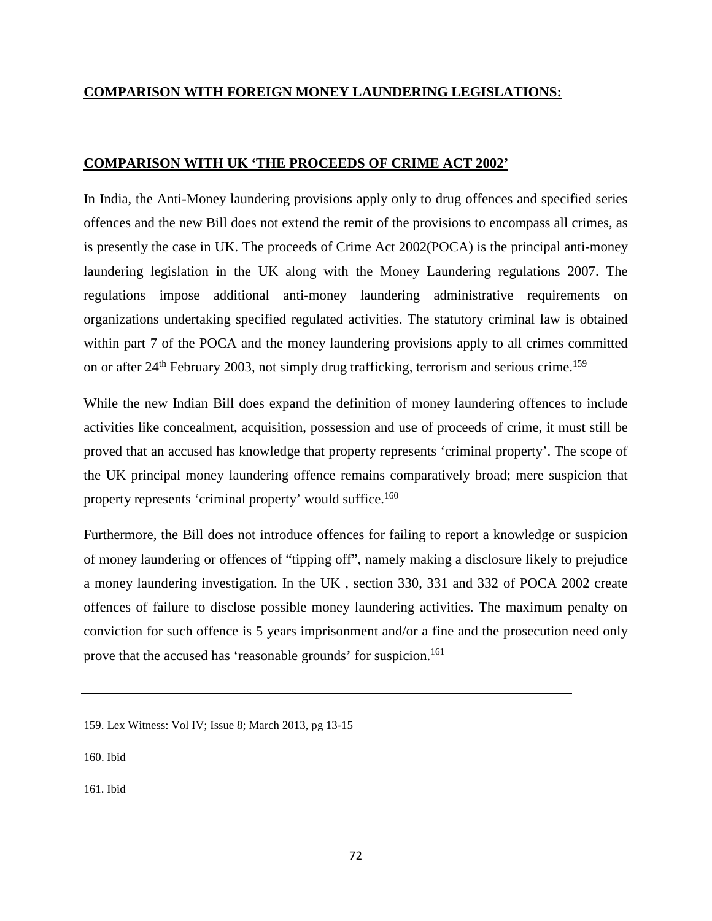## COMPARISON WITH FOREIGN MONEY LAUNDERING LEGISLATIONS:

### COMPARISON WITH UK 'THE PROCEEDS OF CRIME ACT 2002'

In India, the Anti-Money laundering provisions apply only to drug offences and specified series offences and the new Bill does not extend the remit of the provisions to encompass all crimes, as is presently the case in UK. The proceeds of Crime Act 2002(POCA) is the principal anti-money laundering legislation in the UK along with the Money Laundering regulations 2007. The regulations impose additional anti-money laundering administrative requirements on organizations undertaking specified regulated activities. The statutory criminal law is obtained within part 7 of the POCA and the money laundering provisions apply to all crimes committed on or after 24th February 2003, not simply drug trafficking, terrorism and serious crime.[159]

While the new Indian Bill does expand the definition of money laundering offences to include activities like concealment, acquisition, possession and use of proceeds of crime, it must still be proved that an accused has knowledge that property represents 'criminal property'. The scope of the UK principal money laundering offence remains comparatively broad; mere suspicion that property represents 'criminal property' would suffice.[160]

Furthermore, the Bill does not introduce offences for failing to report a knowledge or suspicion of money laundering or offences of "tipping off", namely making a disclosure likely to prejudice a money laundering investigation. In the UK , section 330, 331 and 332 of POCA 2002 create offences of failure to disclose possible money laundering activities. The maximum penalty on conviction for such offence is 5 years imprisonment and/or a fine and the prosecution need only prove that the accused has 'reasonable grounds' for suspicion.[161]

---

159. Lex Witness: Vol IV; Issue 8; March 2013, pg 13-15

160. Ibid

161. Ibid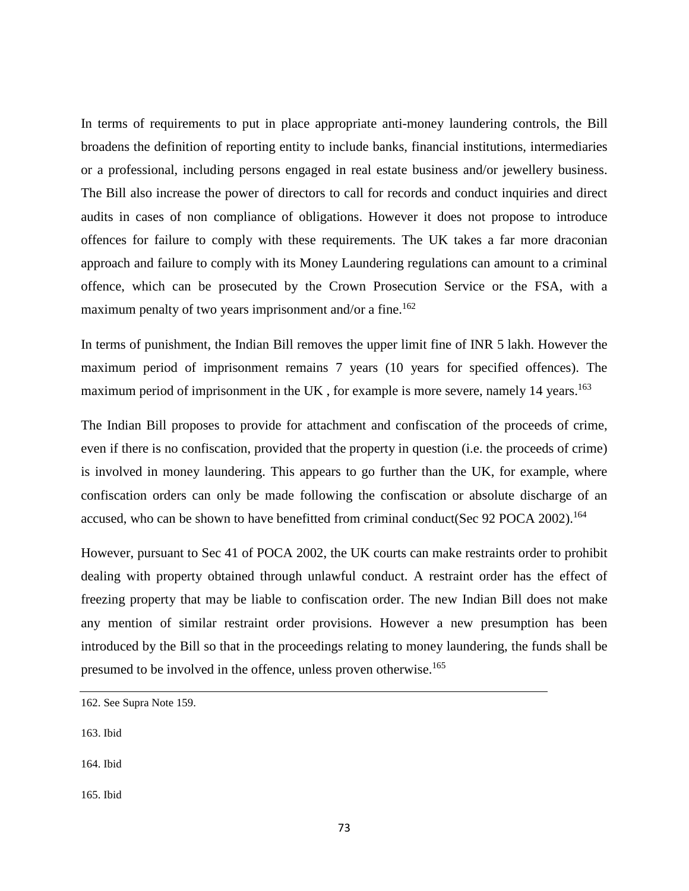In terms of requirements to put in place appropriate anti-money laundering controls, the Bill broadens the definition of reporting entity to include banks, financial institutions, intermediaries or a professional, including persons engaged in real estate business and/or jewellery business. The Bill also increase the power of directors to call for records and conduct inquiries and direct audits in cases of non compliance of obligations. However it does not propose to introduce offences for failure to comply with these requirements. The UK takes a far more draconian approach and failure to comply with its Money Laundering regulations can amount to a criminal offence, which can be prosecuted by the Crown Prosecution Service or the FSA, with a maximum penalty of two years imprisonment and/or a fine.[162]

In terms of punishment, the Indian Bill removes the upper limit fine of INR 5 lakh. However the maximum period of imprisonment remains 7 years (10 years for specified offences). The maximum period of imprisonment in the UK , for example is more severe, namely 14 years.[163]

The Indian Bill proposes to provide for attachment and confiscation of the proceeds of crime, even if there is no confiscation, provided that the property in question (i.e. the proceeds of crime) is involved in money laundering. This appears to go further than the UK, for example, where confiscation orders can only be made following the confiscation or absolute discharge of an accused, who can be shown to have benefitted from criminal conduct(Sec 92 POCA 2002).[164]

However, pursuant to Sec 41 of POCA 2002, the UK courts can make restraints order to prohibit dealing with property obtained through unlawful conduct. A restraint order has the effect of freezing property that may be liable to confiscation order. The new Indian Bill does not make any mention of similar restraint order provisions. However a new presumption has been introduced by the Bill so that in the proceedings relating to money laundering, the funds shall be presumed to be involved in the offence, unless proven otherwise.[165]

---

162. See Supra Note 159.

163. Ibid

164. Ibid

165. Ibid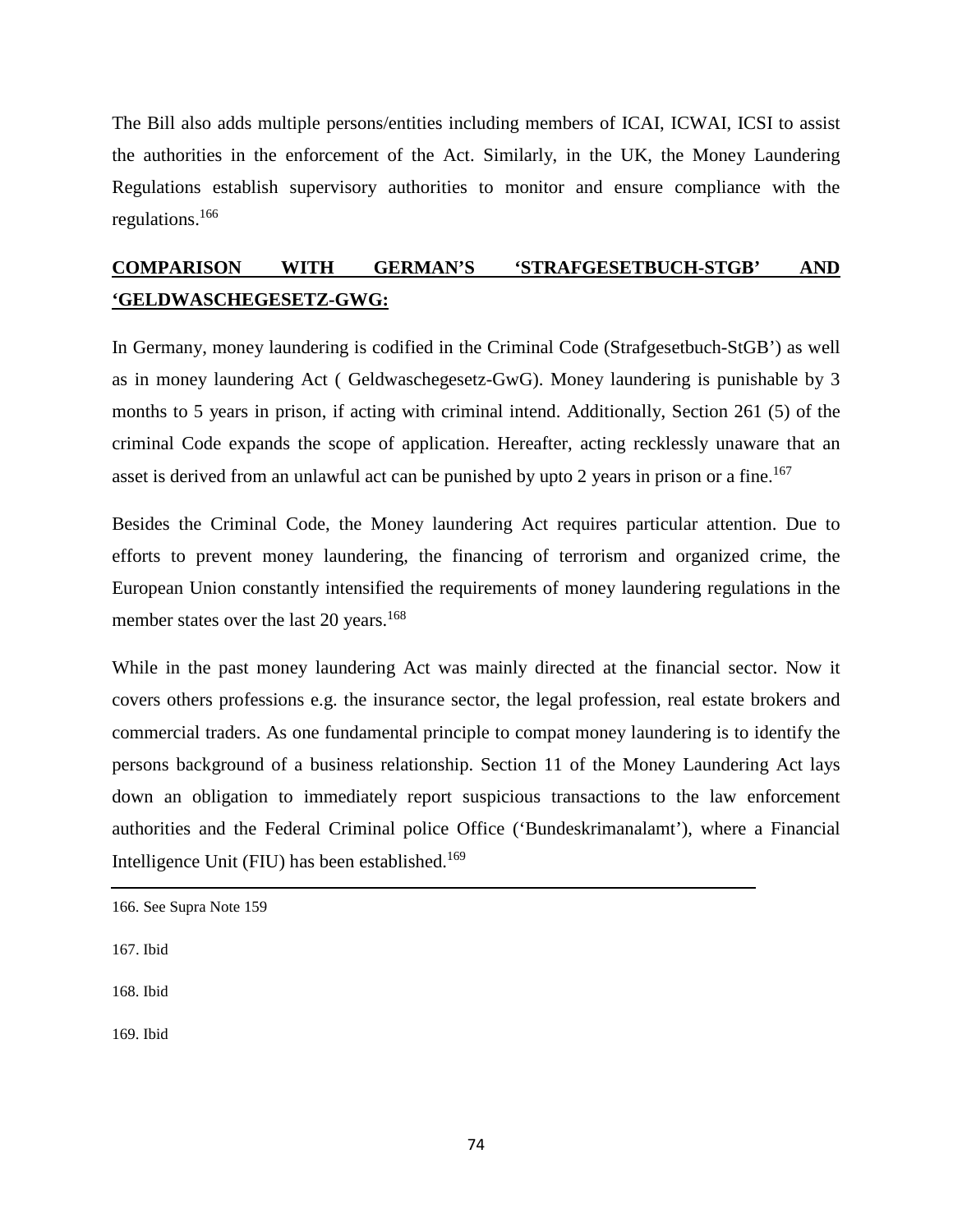The Bill also adds multiple persons/entities including members of ICAI, ICWAI, ICSI to assist the authorities in the enforcement of the Act. Similarly, in the UK, the Money Laundering Regulations establish supervisory authorities to monitor and ensure compliance with the regulations.[166]

**<u>COMPARISON WITH GERMAN'S 'STRAFGESETBUCH-STGB' AND 'GELDWASCHEGESETZ-GWG:</u>**

In Germany, money laundering is codified in the Criminal Code (Strafgesetbuch-StGB') as well as in money laundering Act ( Geldwaschegesetz-GwG). Money laundering is punishable by 3 months to 5 years in prison, if acting with criminal intend. Additionally, Section 261 (5) of the criminal Code expands the scope of application. Hereafter, acting recklessly unaware that an asset is derived from an unlawful act can be punished by upto 2 years in prison or a fine.[167]

Besides the Criminal Code, the Money laundering Act requires particular attention. Due to efforts to prevent money laundering, the financing of terrorism and organized crime, the European Union constantly intensified the requirements of money laundering regulations in the member states over the last 20 years.[168]

While in the past money laundering Act was mainly directed at the financial sector. Now it covers others professions e.g. the insurance sector, the legal profession, real estate brokers and commercial traders. As one fundamental principle to compat money laundering is to identify the persons background of a business relationship. Section 11 of the Money Laundering Act lays down an obligation to immediately report suspicious transactions to the law enforcement authorities and the Federal Criminal police Office ('Bundeskrimanalamt'), where a Financial Intelligence Unit (FIU) has been established.[169]

---

166. See Supra Note 159

167. Ibid

168. Ibid

169. Ibid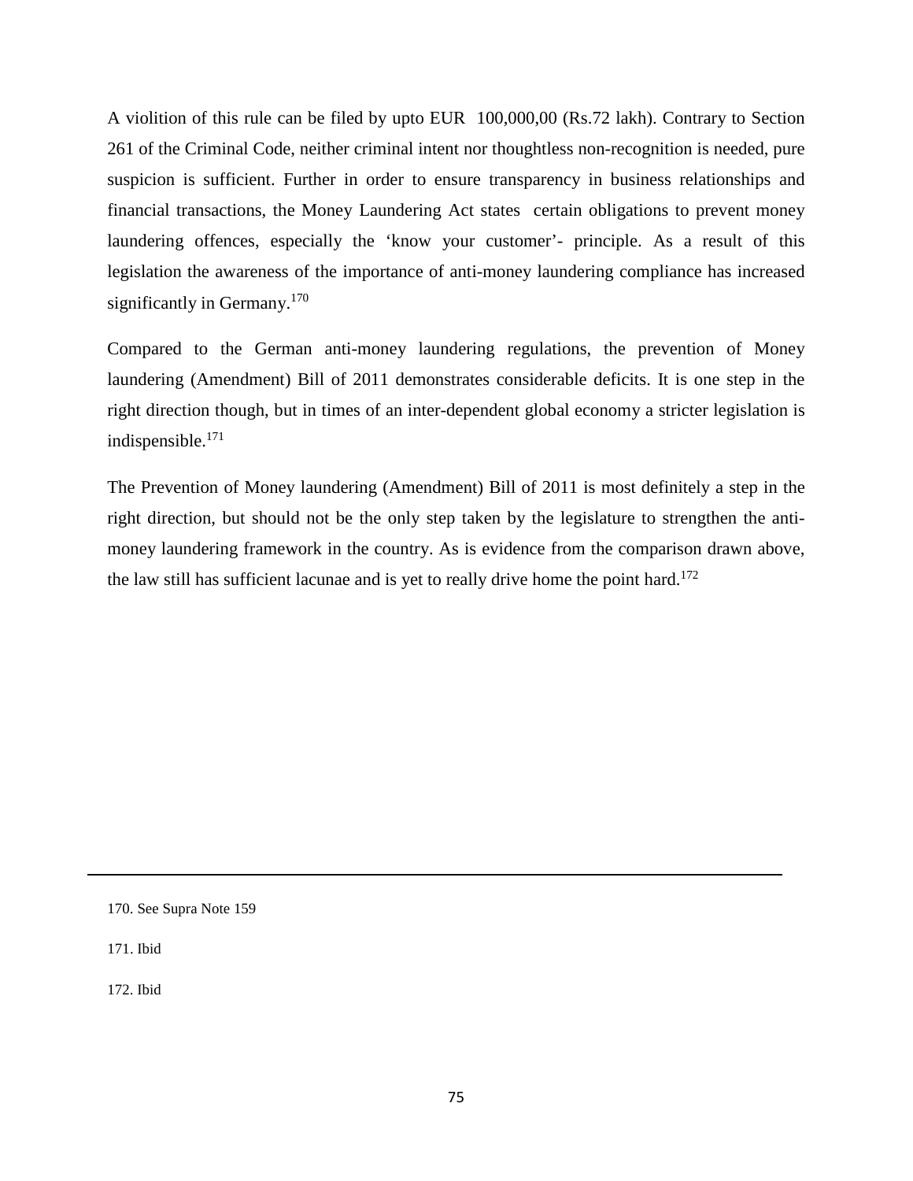A violition of this rule can be filed by upto EUR 100,000,00 (Rs.72 lakh). Contrary to Section 261 of the Criminal Code, neither criminal intent nor thoughtless non-recognition is needed, pure suspicion is sufficient. Further in order to ensure transparency in business relationships and financial transactions, the Money Laundering Act states certain obligations to prevent money laundering offences, especially the 'know your customer'- principle. As a result of this legislation the awareness of the importance of anti-money laundering compliance has increased significantly in Germany.[170]

Compared to the German anti-money laundering regulations, the prevention of Money laundering (Amendment) Bill of 2011 demonstrates considerable deficits. It is one step in the right direction though, but in times of an inter-dependent global economy a stricter legislation is indispensible.[171]

The Prevention of Money laundering (Amendment) Bill of 2011 is most definitely a step in the right direction, but should not be the only step taken by the legislature to strengthen the anti-money laundering framework in the country. As is evidence from the comparison drawn above, the law still has sufficient lacunae and is yet to really drive home the point hard.[172]

---

170. See Supra Note 159

171. Ibid

172. Ibid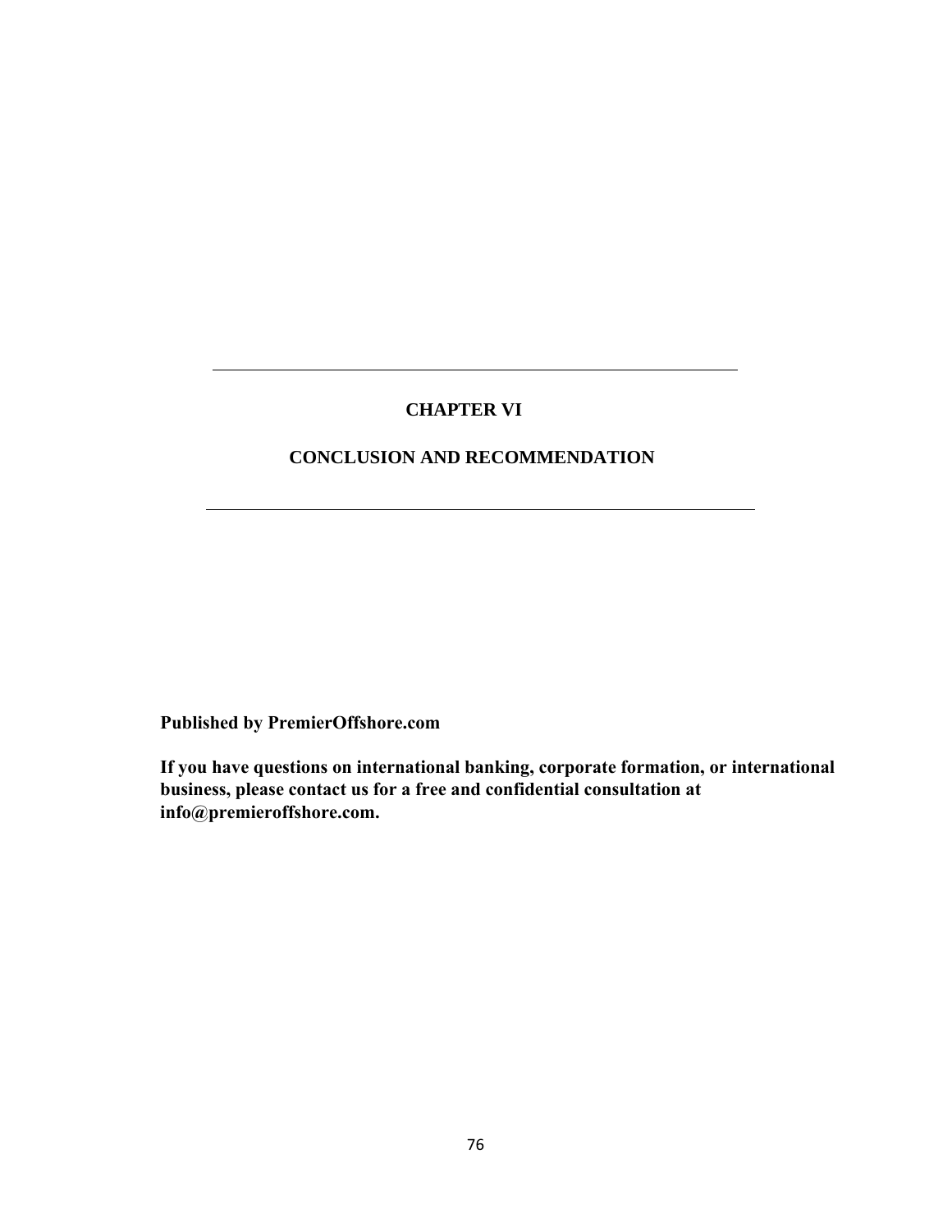---

# CHAPTER VI

# CONCLUSION AND RECOMMENDATION

---

**Published by PremierOffshore.com**

**If you have questions on international banking, corporate formation, or international business, please contact us for a free and confidential consultation at info@premieroffshore.com.**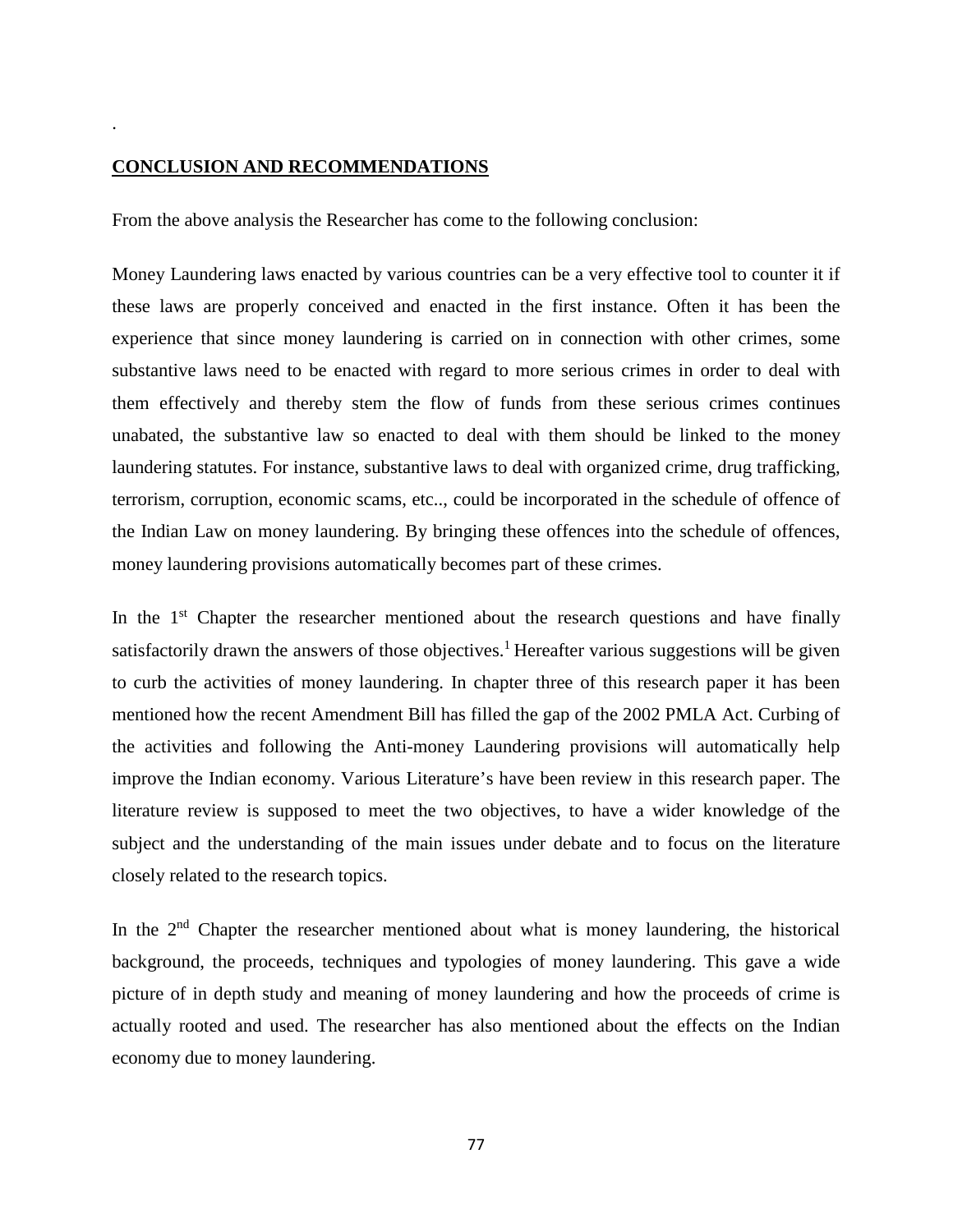.

**CONCLUSION AND RECOMMENDATIONS**

From the above analysis the Researcher has come to the following conclusion:

Money Laundering laws enacted by various countries can be a very effective tool to counter it if these laws are properly conceived and enacted in the first instance. Often it has been the experience that since money laundering is carried on in connection with other crimes, some substantive laws need to be enacted with regard to more serious crimes in order to deal with them effectively and thereby stem the flow of funds from these serious crimes continues unabated, the substantive law so enacted to deal with them should be linked to the money laundering statutes. For instance, substantive laws to deal with organized crime, drug trafficking, terrorism, corruption, economic scams, etc.., could be incorporated in the schedule of offence of the Indian Law on money laundering. By bringing these offences into the schedule of offences, money laundering provisions automatically becomes part of these crimes.

In the 1st Chapter the researcher mentioned about the research questions and have finally satisfactorily drawn the answers of those objectives.[1] Hereafter various suggestions will be given to curb the activities of money laundering. In chapter three of this research paper it has been mentioned how the recent Amendment Bill has filled the gap of the 2002 PMLA Act. Curbing of the activities and following the Anti-money Laundering provisions will automatically help improve the Indian economy. Various Literature's have been review in this research paper. The literature review is supposed to meet the two objectives, to have a wider knowledge of the subject and the understanding of the main issues under debate and to focus on the literature closely related to the research topics.

In the 2nd Chapter the researcher mentioned about what is money laundering, the historical background, the proceeds, techniques and typologies of money laundering. This gave a wide picture of in depth study and meaning of money laundering and how the proceeds of crime is actually rooted and used. The researcher has also mentioned about the effects on the Indian economy due to money laundering.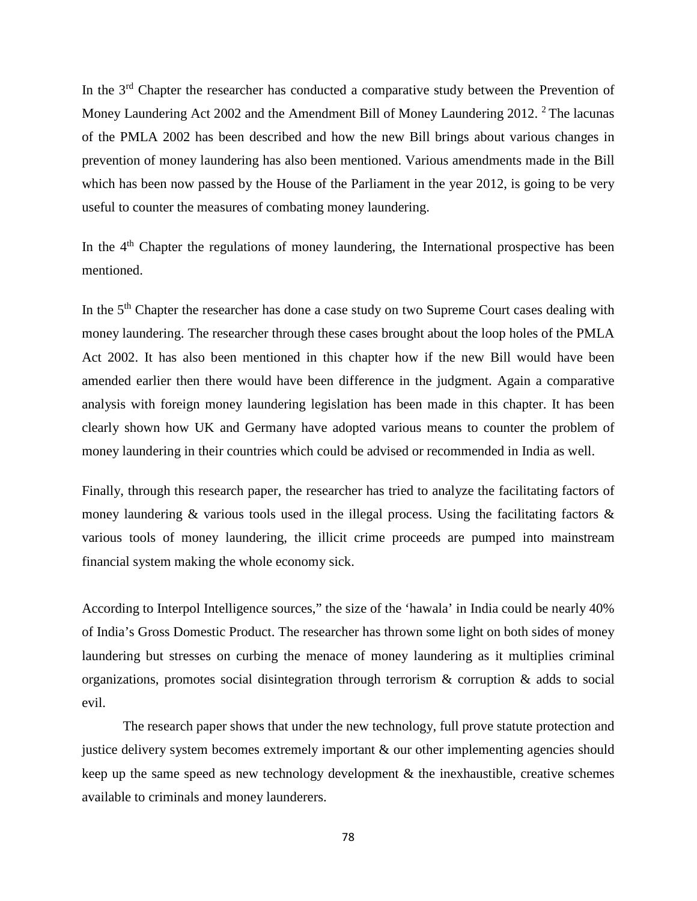In the 3rd Chapter the researcher has conducted a comparative study between the Prevention of Money Laundering Act 2002 and the Amendment Bill of Money Laundering 2012. [2] The lacunas of the PMLA 2002 has been described and how the new Bill brings about various changes in prevention of money laundering has also been mentioned. Various amendments made in the Bill which has been now passed by the House of the Parliament in the year 2012, is going to be very useful to counter the measures of combating money laundering.

In the 4th Chapter the regulations of money laundering, the International prospective has been mentioned.

In the 5th Chapter the researcher has done a case study on two Supreme Court cases dealing with money laundering. The researcher through these cases brought about the loop holes of the PMLA Act 2002. It has also been mentioned in this chapter how if the new Bill would have been amended earlier then there would have been difference in the judgment. Again a comparative analysis with foreign money laundering legislation has been made in this chapter. It has been clearly shown how UK and Germany have adopted various means to counter the problem of money laundering in their countries which could be advised or recommended in India as well.

Finally, through this research paper, the researcher has tried to analyze the facilitating factors of money laundering & various tools used in the illegal process. Using the facilitating factors & various tools of money laundering, the illicit crime proceeds are pumped into mainstream financial system making the whole economy sick.

According to Interpol Intelligence sources," the size of the 'hawala' in India could be nearly 40% of India's Gross Domestic Product. The researcher has thrown some light on both sides of money laundering but stresses on curbing the menace of money laundering as it multiplies criminal organizations, promotes social disintegration through terrorism & corruption & adds to social evil.

The research paper shows that under the new technology, full prove statute protection and justice delivery system becomes extremely important & our other implementing agencies should keep up the same speed as new technology development & the inexhaustible, creative schemes available to criminals and money launderers.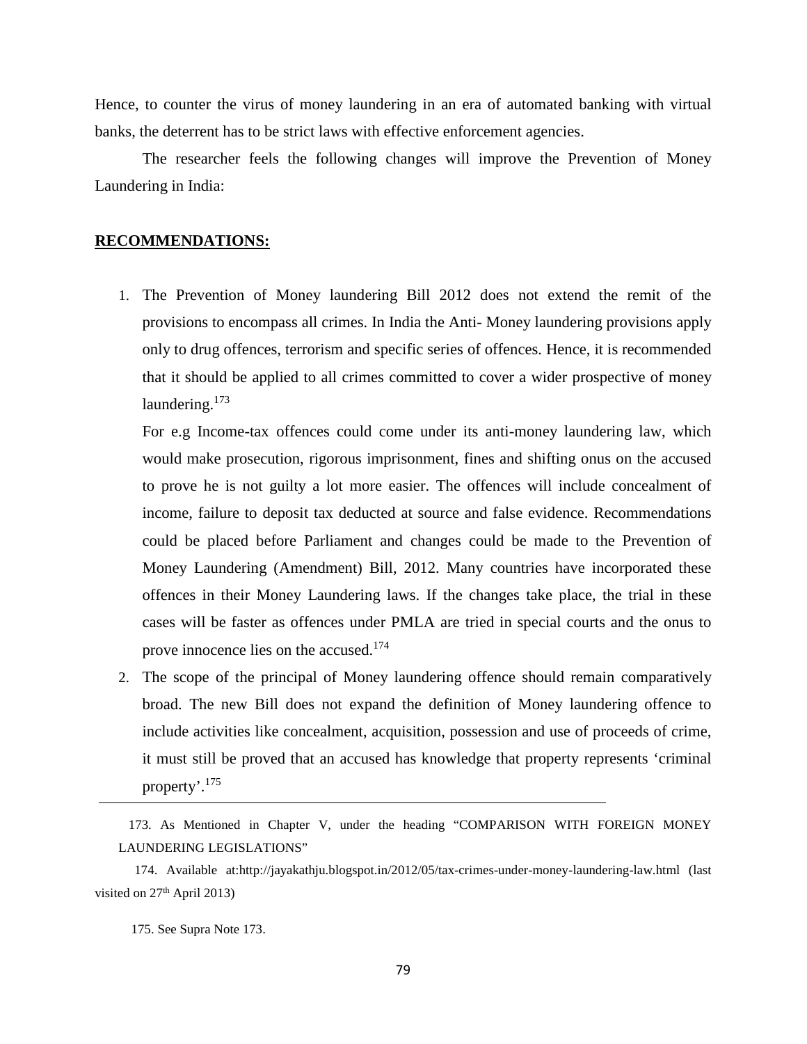Hence, to counter the virus of money laundering in an era of automated banking with virtual banks, the deterrent has to be strict laws with effective enforcement agencies.

The researcher feels the following changes will improve the Prevention of Money Laundering in India:

**RECOMMENDATIONS:**

1. The Prevention of Money laundering Bill 2012 does not extend the remit of the provisions to encompass all crimes. In India the Anti- Money laundering provisions apply only to drug offences, terrorism and specific series of offences. Hence, it is recommended that it should be applied to all crimes committed to cover a wider prospective of money laundering.[173]

   For e.g Income-tax offences could come under its anti-money laundering law, which would make prosecution, rigorous imprisonment, fines and shifting onus on the accused to prove he is not guilty a lot more easier. The offences will include concealment of income, failure to deposit tax deducted at source and false evidence. Recommendations could be placed before Parliament and changes could be made to the Prevention of Money Laundering (Amendment) Bill, 2012. Many countries have incorporated these offences in their Money Laundering laws. If the changes take place, the trial in these cases will be faster as offences under PMLA are tried in special courts and the onus to prove innocence lies on the accused.[174]

2. The scope of the principal of Money laundering offence should remain comparatively broad. The new Bill does not expand the definition of Money laundering offence to include activities like concealment, acquisition, possession and use of proceeds of crime, it must still be proved that an accused has knowledge that property represents 'criminal property'.[175]

---

173. As Mentioned in Chapter V, under the heading "COMPARISON WITH FOREIGN MONEY LAUNDERING LEGISLATIONS"

174. Available at:http://jayakathju.blogspot.in/2012/05/tax-crimes-under-money-laundering-law.html (last visited on 27th April 2013)

175. See Supra Note 173.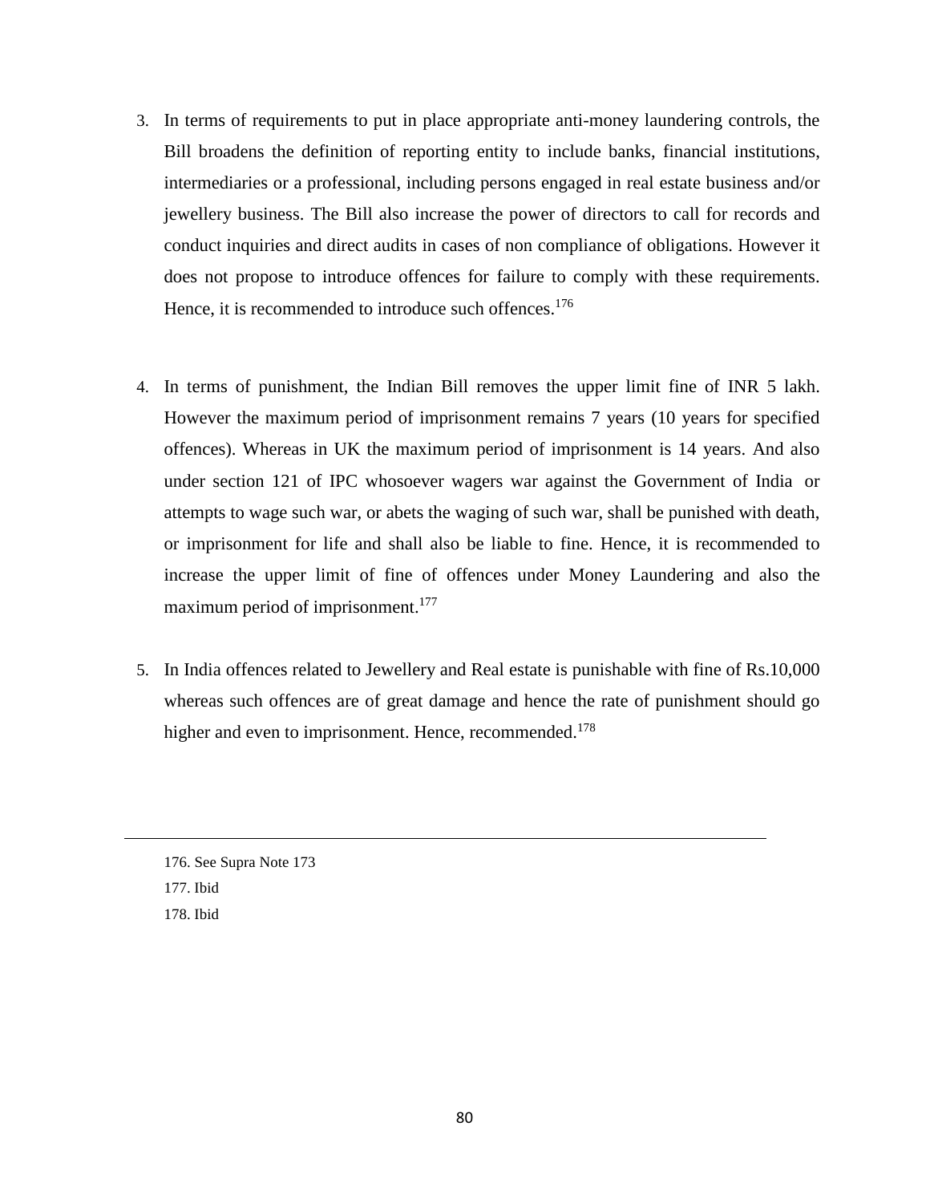3. In terms of requirements to put in place appropriate anti-money laundering controls, the Bill broadens the definition of reporting entity to include banks, financial institutions, intermediaries or a professional, including persons engaged in real estate business and/or jewellery business. The Bill also increase the power of directors to call for records and conduct inquiries and direct audits in cases of non compliance of obligations. However it does not propose to introduce offences for failure to comply with these requirements. Hence, it is recommended to introduce such offences.[176]

4. In terms of punishment, the Indian Bill removes the upper limit fine of INR 5 lakh. However the maximum period of imprisonment remains 7 years (10 years for specified offences). Whereas in UK the maximum period of imprisonment is 14 years. And also under section 121 of IPC whosoever wagers war against the Government of India or attempts to wage such war, or abets the waging of such war, shall be punished with death, or imprisonment for life and shall also be liable to fine. Hence, it is recommended to increase the upper limit of fine of offences under Money Laundering and also the maximum period of imprisonment.[177]

5. In India offences related to Jewellery and Real estate is punishable with fine of Rs.10,000 whereas such offences are of great damage and hence the rate of punishment should go higher and even to imprisonment. Hence, recommended.[178]

---

176. See Supra Note 173

177. Ibid

178. Ibid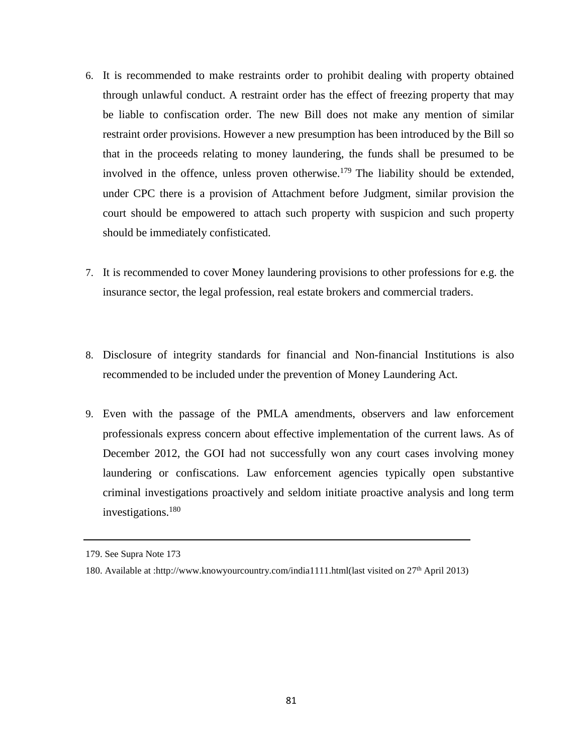6. It is recommended to make restraints order to prohibit dealing with property obtained through unlawful conduct. A restraint order has the effect of freezing property that may be liable to confiscation order. The new Bill does not make any mention of similar restraint order provisions. However a new presumption has been introduced by the Bill so that in the proceeds relating to money laundering, the funds shall be presumed to be involved in the offence, unless proven otherwise.[179] The liability should be extended, under CPC there is a provision of Attachment before Judgment, similar provision the court should be empowered to attach such property with suspicion and such property should be immediately confisticated.

7. It is recommended to cover Money laundering provisions to other professions for e.g. the insurance sector, the legal profession, real estate brokers and commercial traders.

8. Disclosure of integrity standards for financial and Non-financial Institutions is also recommended to be included under the prevention of Money Laundering Act.

9. Even with the passage of the PMLA amendments, observers and law enforcement professionals express concern about effective implementation of the current laws. As of December 2012, the GOI had not successfully won any court cases involving money laundering or confiscations. Law enforcement agencies typically open substantive criminal investigations proactively and seldom initiate proactive analysis and long term investigations.[180]

---

179. See Supra Note 173

180. Available at :http://www.knowyourcountry.com/india1111.html(last visited on 27th April 2013)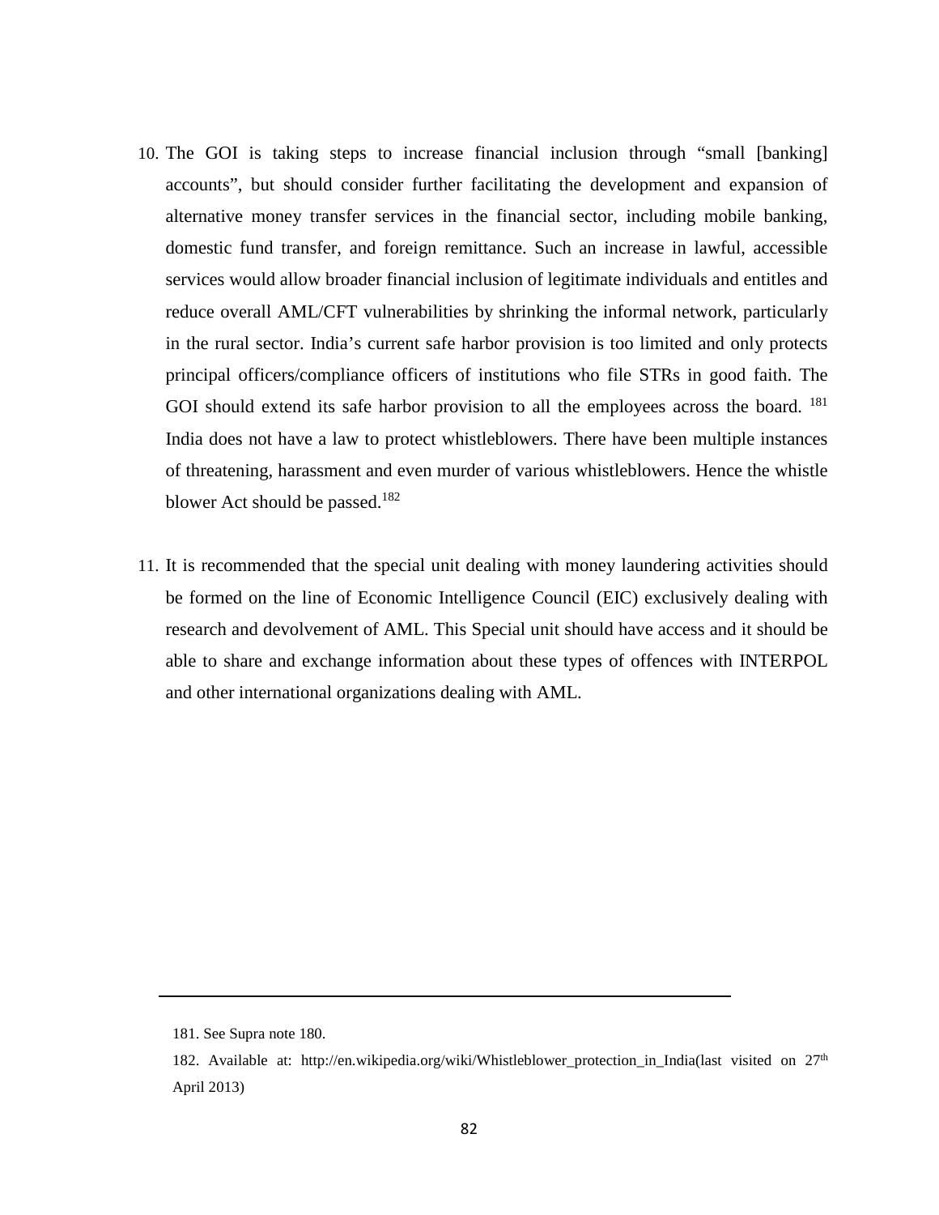10. The GOI is taking steps to increase financial inclusion through "small [banking] accounts", but should consider further facilitating the development and expansion of alternative money transfer services in the financial sector, including mobile banking, domestic fund transfer, and foreign remittance. Such an increase in lawful, accessible services would allow broader financial inclusion of legitimate individuals and entitles and reduce overall AML/CFT vulnerabilities by shrinking the informal network, particularly in the rural sector. India's current safe harbor provision is too limited and only protects principal officers/compliance officers of institutions who file STRs in good faith. The GOI should extend its safe harbor provision to all the employees across the board. [181] India does not have a law to protect whistleblowers. There have been multiple instances of threatening, harassment and even murder of various whistleblowers. Hence the whistle blower Act should be passed.[182]

11. It is recommended that the special unit dealing with money laundering activities should be formed on the line of Economic Intelligence Council (EIC) exclusively dealing with research and devolvement of AML. This Special unit should have access and it should be able to share and exchange information about these types of offences with INTERPOL and other international organizations dealing with AML.

---

181. See Supra note 180.

182. Available at: http://en.wikipedia.org/wiki/Whistleblower_protection_in_India(last visited on 27th April 2013)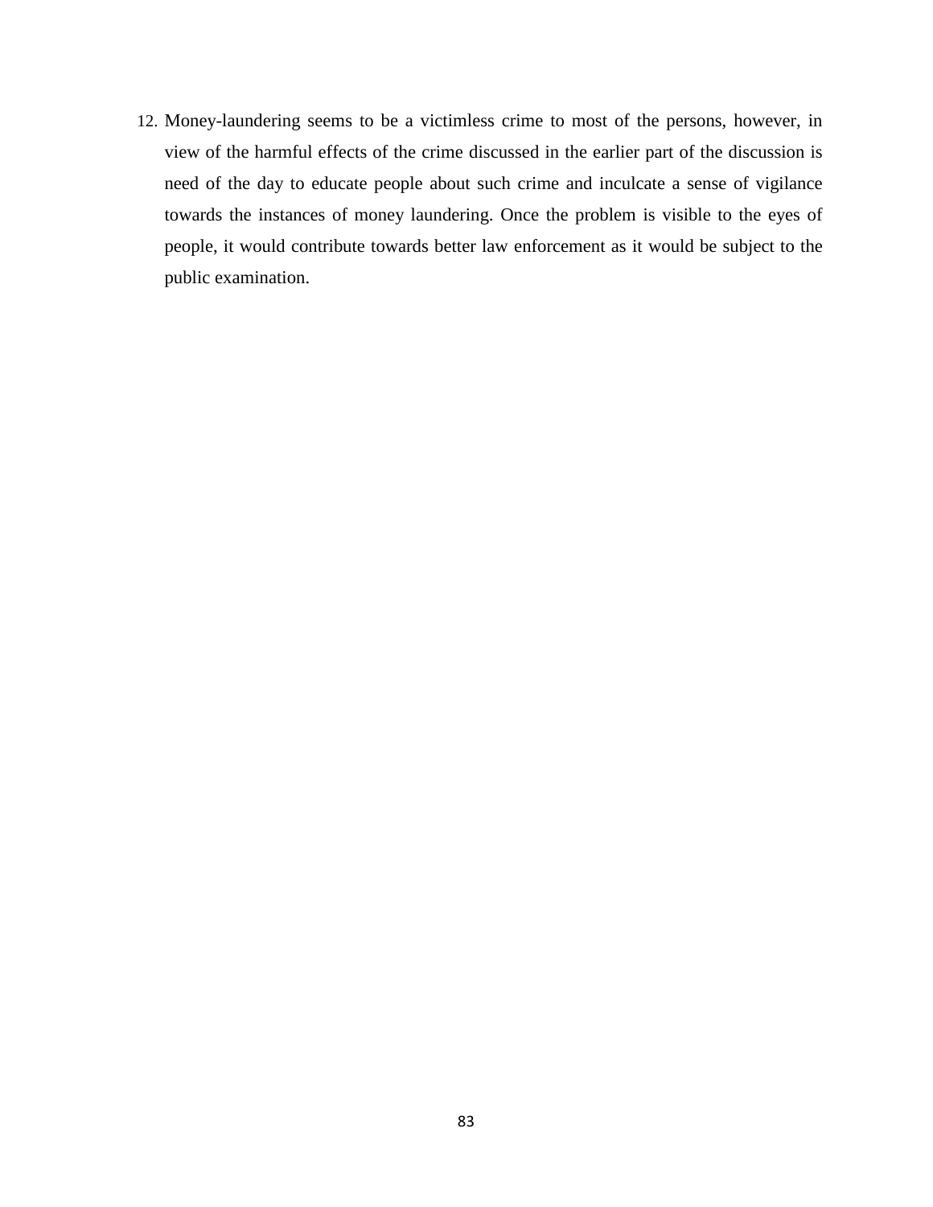12. Money-laundering seems to be a victimless crime to most of the persons, however, in view of the harmful effects of the crime discussed in the earlier part of the discussion is need of the day to educate people about such crime and inculcate a sense of vigilance towards the instances of money laundering. Once the problem is visible to the eyes of people, it would contribute towards better law enforcement as it would be subject to the public examination.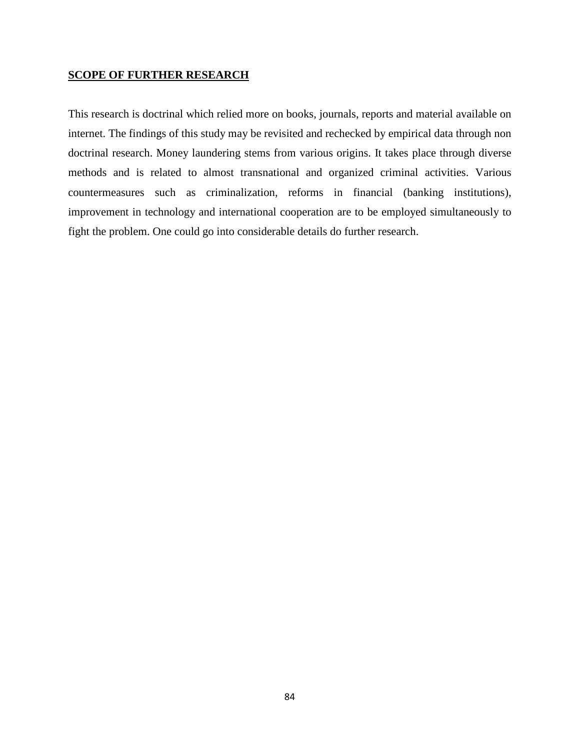## **SCOPE OF FURTHER RESEARCH**

This research is doctrinal which relied more on books, journals, reports and material available on internet. The findings of this study may be revisited and rechecked by empirical data through non doctrinal research. Money laundering stems from various origins. It takes place through diverse methods and is related to almost transnational and organized criminal activities. Various countermeasures such as criminalization, reforms in financial (banking institutions), improvement in technology and international cooperation are to be employed simultaneously to fight the problem. One could go into considerable details do further research.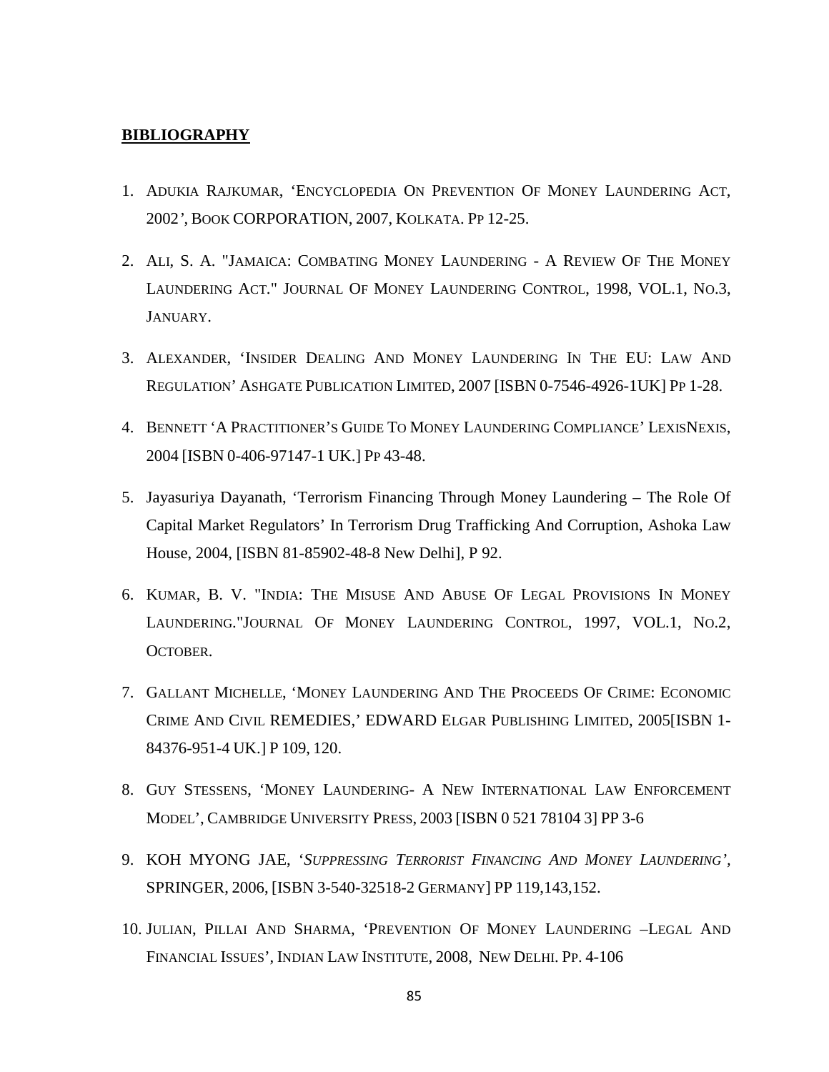**BIBLIOGRAPHY**

1. Adukia Rajkumar, 'Encyclopedia On Prevention Of Money Laundering Act, 2002', Book CORPORATION, 2007, Kolkata. Pp 12-25.

2. Ali, S. A. "Jamaica: Combating Money Laundering - A Review Of The Money Laundering Act." Journal Of Money Laundering Control, 1998, VOL.1, No.3, January.

3. Alexander, 'Insider Dealing And Money Laundering In The EU: Law And Regulation' Ashgate Publication Limited, 2007 [ISBN 0-7546-4926-1UK] Pp 1-28.

4. Bennett 'A Practitioner's Guide To Money Laundering Compliance' LexisNexis, 2004 [ISBN 0-406-97147-1 UK.] Pp 43-48.

5. Jayasuriya Dayanath, 'Terrorism Financing Through Money Laundering – The Role Of Capital Market Regulators' In Terrorism Drug Trafficking And Corruption, Ashoka Law House, 2004, [ISBN 81-85902-48-8 New Delhi], P 92.

6. Kumar, B. V. "India: The Misuse And Abuse Of Legal Provisions In Money Laundering."Journal Of Money Laundering Control, 1997, VOL.1, No.2, October.

7. Gallant Michelle, 'Money Laundering And The Proceeds Of Crime: Economic Crime And Civil REMEDIES,' EDWARD Elgar Publishing Limited, 2005[ISBN 1-84376-951-4 UK.] P 109, 120.

8. Guy Stessens, 'Money Laundering- A New International Law Enforcement Model', Cambridge University Press, 2003 [ISBN 0 521 78104 3] PP 3-6

9. KOH MYONG JAE, '*Suppressing Terrorist Financing And Money Laundering*', SPRINGER, 2006, [ISBN 3-540-32518-2 Germany] PP 119,143,152.

10. Julian, Pillai And Sharma, 'Prevention Of Money Laundering –Legal And Financial Issues', Indian Law Institute, 2008, New Delhi. Pp. 4-106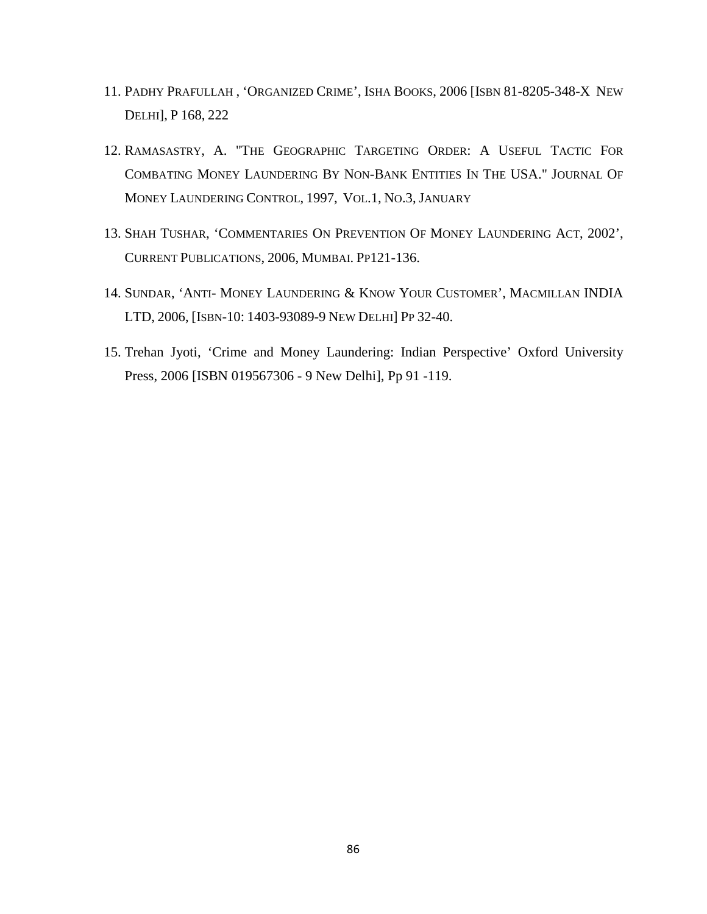11. PADHY PRAFULLAH , 'ORGANIZED CRIME', ISHA BOOKS, 2006 [ISBN 81-8205-348-X NEW DELHI], P 168, 222

12. RAMASASTRY, A. "THE GEOGRAPHIC TARGETING ORDER: A USEFUL TACTIC FOR COMBATING MONEY LAUNDERING BY NON-BANK ENTITIES IN THE USA." JOURNAL OF MONEY LAUNDERING CONTROL, 1997, VOL.1, NO.3, JANUARY

13. SHAH TUSHAR, 'COMMENTARIES ON PREVENTION OF MONEY LAUNDERING ACT, 2002', CURRENT PUBLICATIONS, 2006, MUMBAI. PP121-136.

14. SUNDAR, 'ANTI- MONEY LAUNDERING & KNOW YOUR CUSTOMER', MACMILLAN INDIA LTD, 2006, [ISBN-10: 1403-93089-9 NEW DELHI] PP 32-40.

15. Trehan Jyoti, 'Crime and Money Laundering: Indian Perspective' Oxford University Press, 2006 [ISBN 019567306 - 9 New Delhi], Pp 91 -119.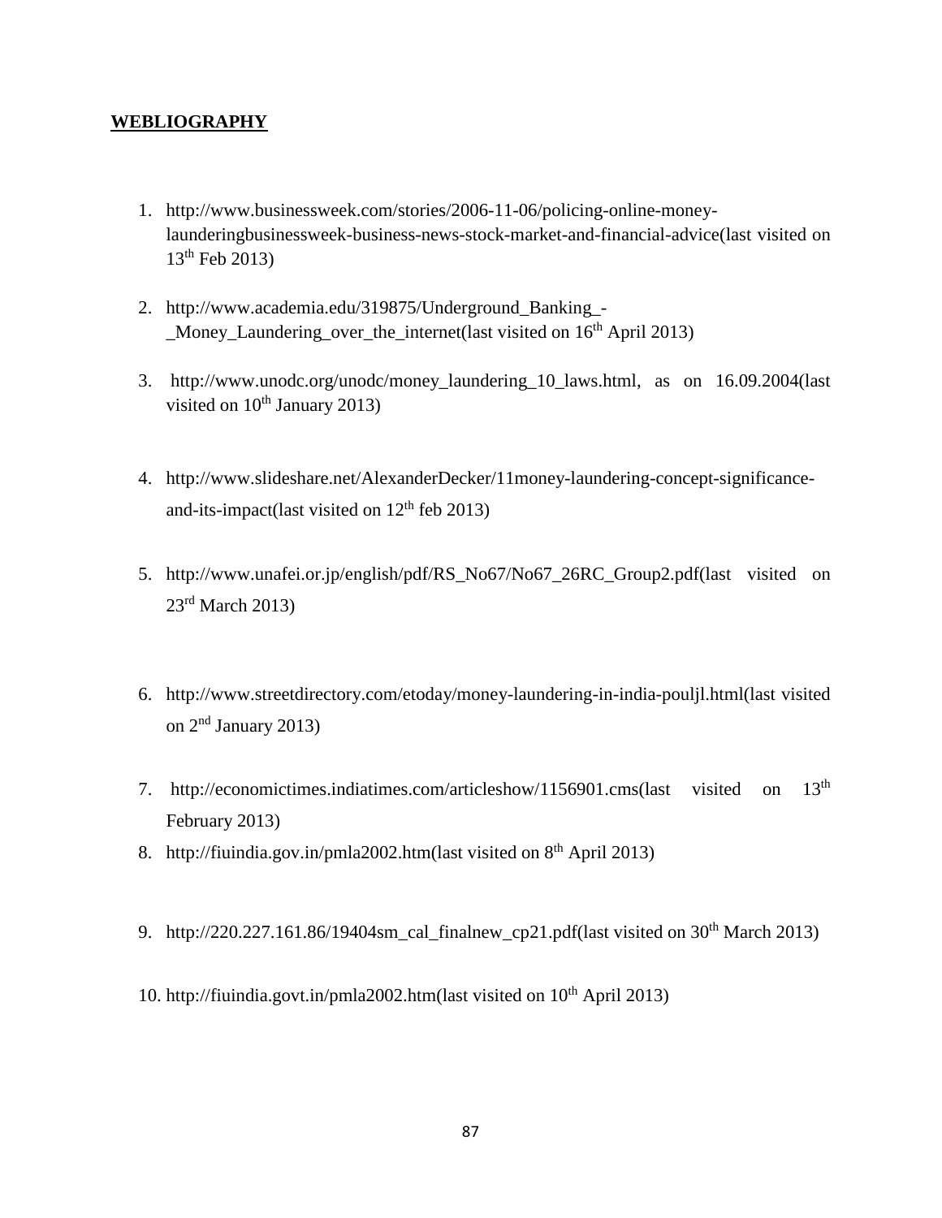**WEBLIOGRAPHY**

1. http://www.businessweek.com/stories/2006-11-06/policing-online-money-launderingbusinessweek-business-news-stock-market-and-financial-advice(last visited on 13th Feb 2013)

2. http://www.academia.edu/319875/Underground_Banking_-_Money_Laundering_over_the_internet(last visited on 16th April 2013)

3. http://www.unodc.org/unodc/money_laundering_10_laws.html, as on 16.09.2004(last visited on 10th January 2013)

4. http://www.slideshare.net/AlexanderDecker/11money-laundering-concept-significance-and-its-impact(last visited on 12th feb 2013)

5. http://www.unafei.or.jp/english/pdf/RS_No67/No67_26RC_Group2.pdf(last visited on 23rd March 2013)

6. http://www.streetdirectory.com/etoday/money-laundering-in-india-pouljl.html(last visited on 2nd January 2013)

7. http://economictimes.indiatimes.com/articleshow/1156901.cms(last visited on 13th February 2013)

8. http://fiuindia.gov.in/pmla2002.htm(last visited on 8th April 2013)

9. http://220.227.161.86/19404sm_cal_finalnew_cp21.pdf(last visited on 30th March 2013)

10. http://fiuindia.govt.in/pmla2002.htm(last visited on 10th April 2013)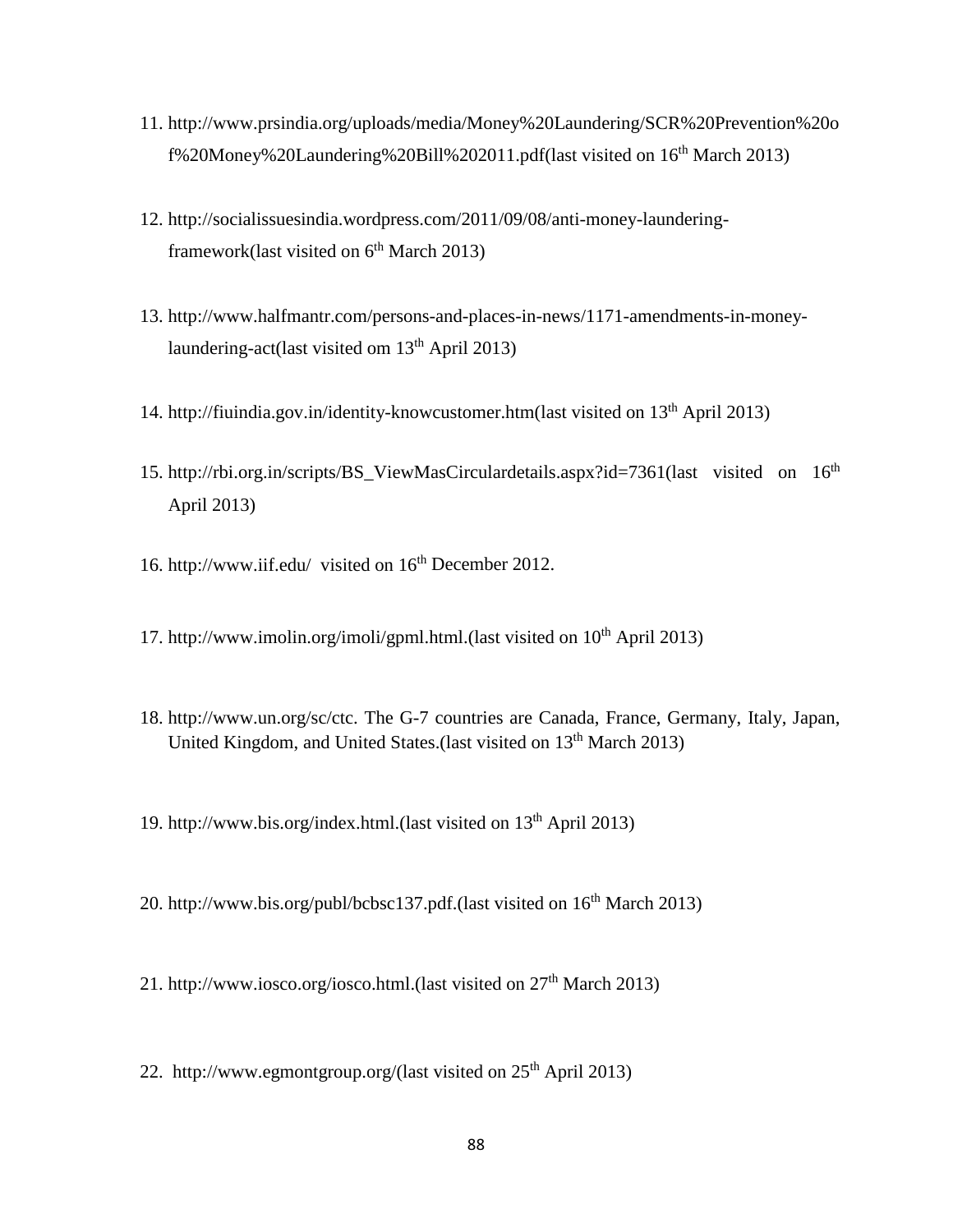11. http://www.prsindia.org/uploads/media/Money%20Laundering/SCR%20Prevention%20of%20Money%20Laundering%20Bill%202011.pdf(last visited on 16th March 2013)

12. http://socialissuesindia.wordpress.com/2011/09/08/anti-money-laundering-framework(last visited on 6th March 2013)

13. http://www.halfmantr.com/persons-and-places-in-news/1171-amendments-in-money-laundering-act(last visited om 13th April 2013)

14. http://fiuindia.gov.in/identity-knowcustomer.htm(last visited on 13th April 2013)

15. http://rbi.org.in/scripts/BS_ViewMasCirculardetails.aspx?id=7361(last visited on 16th April 2013)

16. http://www.iif.edu/ visited on 16th December 2012.

17. http://www.imolin.org/imoli/gpml.html.(last visited on 10th April 2013)

18. http://www.un.org/sc/ctc. The G-7 countries are Canada, France, Germany, Italy, Japan, United Kingdom, and United States.(last visited on 13th March 2013)

19. http://www.bis.org/index.html.(last visited on 13th April 2013)

20. http://www.bis.org/publ/bcbsc137.pdf.(last visited on 16th March 2013)

21. http://www.iosco.org/iosco.html.(last visited on 27th March 2013)

22. http://www.egmontgroup.org/(last visited on 25th April 2013)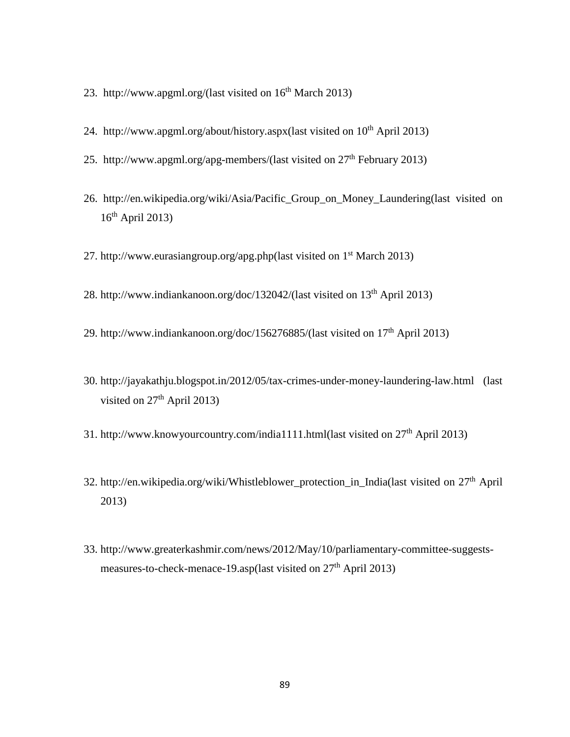23. http://www.apgml.org/(last visited on 16th March 2013)

24. http://www.apgml.org/about/history.aspx(last visited on 10th April 2013)

25. http://www.apgml.org/apg-members/(last visited on 27th February 2013)

26. http://en.wikipedia.org/wiki/Asia/Pacific_Group_on_Money_Laundering(last visited on 16th April 2013)

27. http://www.eurasiangroup.org/apg.php(last visited on 1st March 2013)

28. http://www.indiankanoon.org/doc/132042/(last visited on 13th April 2013)

29. http://www.indiankanoon.org/doc/156276885/(last visited on 17th April 2013)

30. http://jayakathju.blogspot.in/2012/05/tax-crimes-under-money-laundering-law.html (last visited on 27th April 2013)

31. http://www.knowyourcountry.com/india1111.html(last visited on 27th April 2013)

32. http://en.wikipedia.org/wiki/Whistleblower_protection_in_India(last visited on 27th April 2013)

33. http://www.greaterkashmir.com/news/2012/May/10/parliamentary-committee-suggests-measures-to-check-menace-19.asp(last visited on 27th April 2013)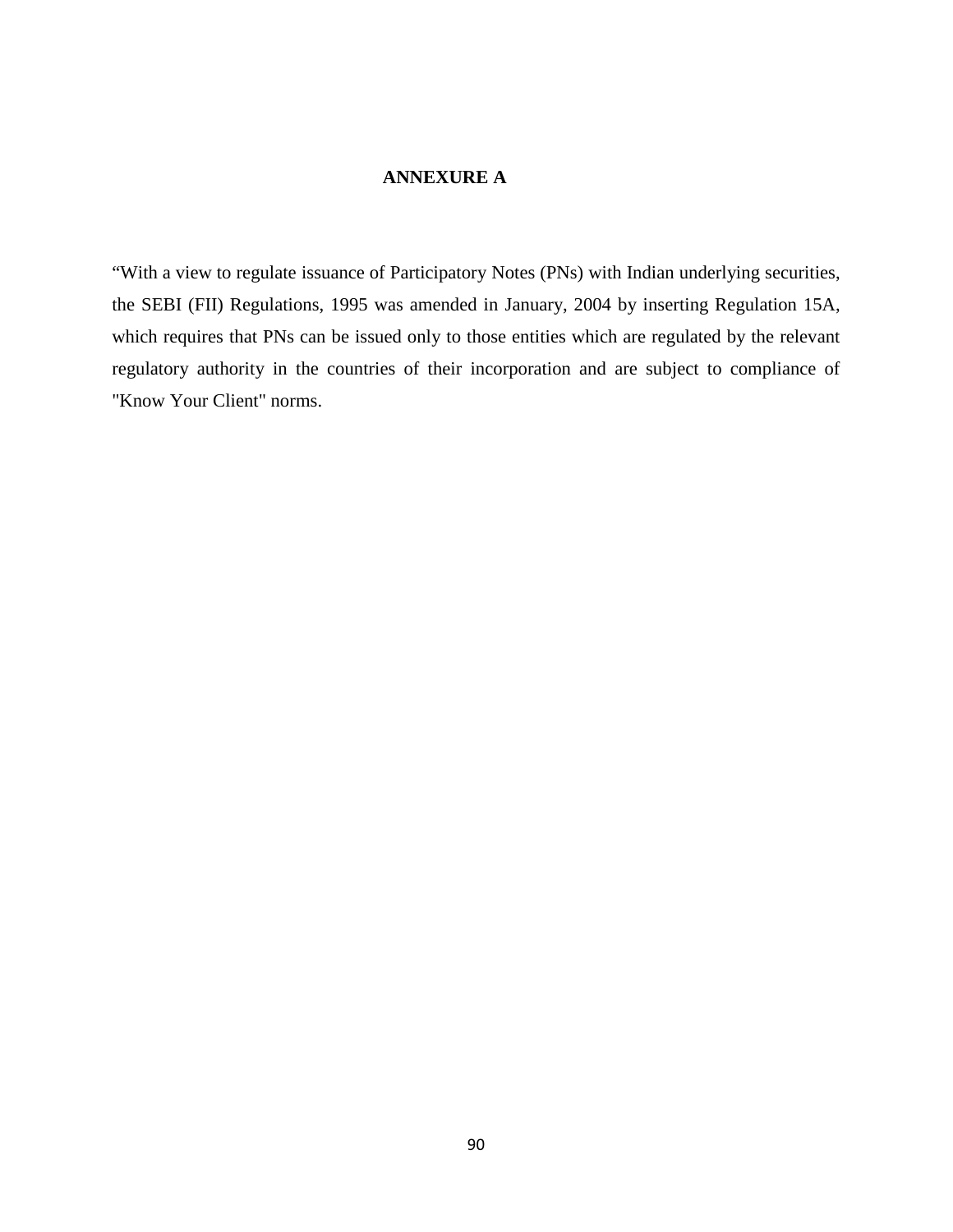## ANNEXURE A

"With a view to regulate issuance of Participatory Notes (PNs) with Indian underlying securities, the SEBI (FII) Regulations, 1995 was amended in January, 2004 by inserting Regulation 15A, which requires that PNs can be issued only to those entities which are regulated by the relevant regulatory authority in the countries of their incorporation and are subject to compliance of "Know Your Client" norms.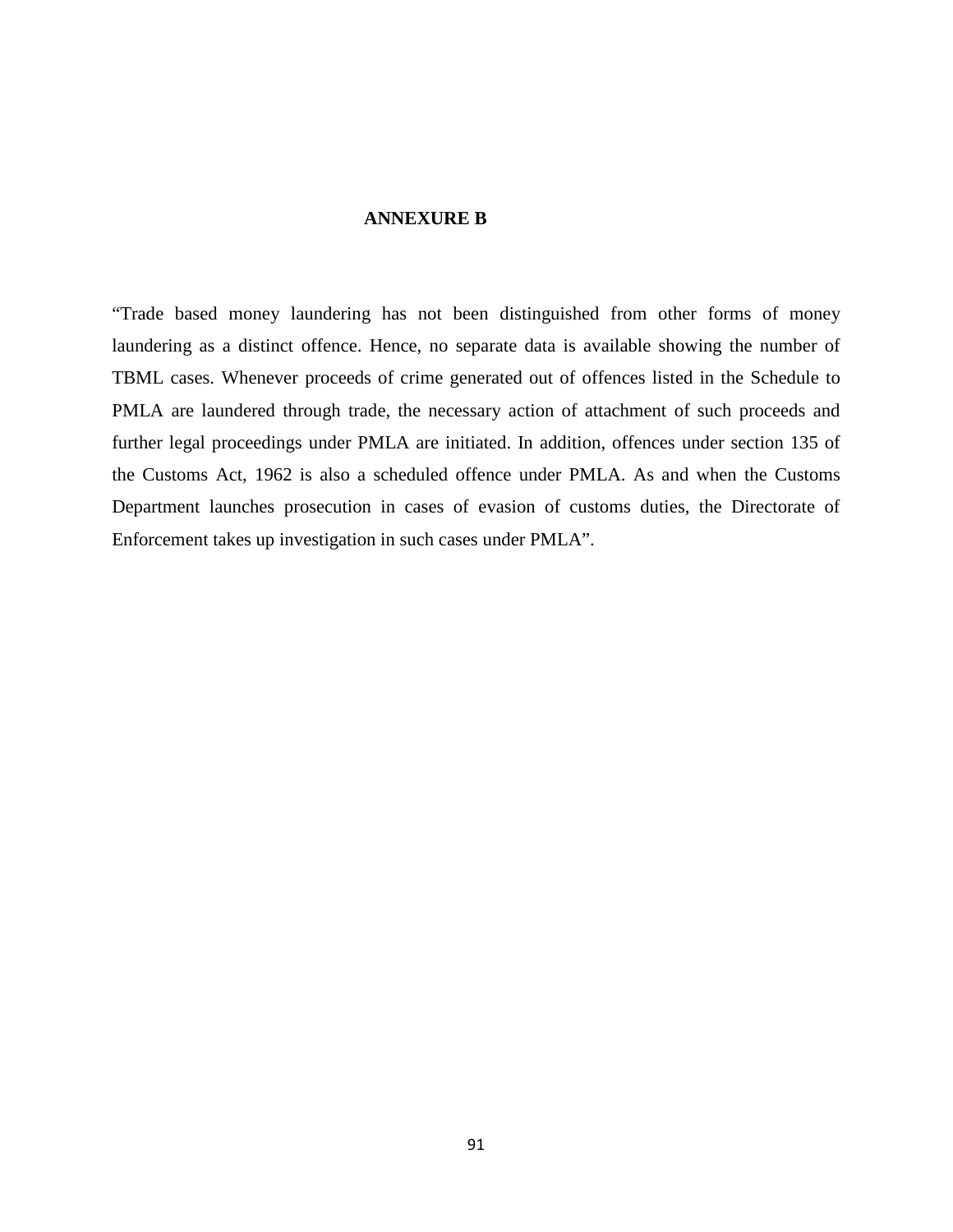## ANNEXURE B

"Trade based money laundering has not been distinguished from other forms of money laundering as a distinct offence. Hence, no separate data is available showing the number of TBML cases. Whenever proceeds of crime generated out of offences listed in the Schedule to PMLA are laundered through trade, the necessary action of attachment of such proceeds and further legal proceedings under PMLA are initiated. In addition, offences under section 135 of the Customs Act, 1962 is also a scheduled offence under PMLA. As and when the Customs Department launches prosecution in cases of evasion of customs duties, the Directorate of Enforcement takes up investigation in such cases under PMLA".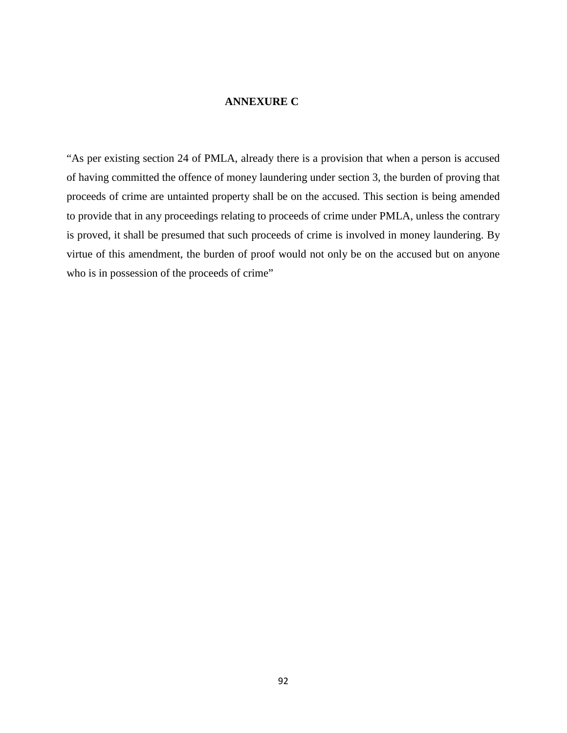## ANNEXURE C

"As per existing section 24 of PMLA, already there is a provision that when a person is accused of having committed the offence of money laundering under section 3, the burden of proving that proceeds of crime are untainted property shall be on the accused. This section is being amended to provide that in any proceedings relating to proceeds of crime under PMLA, unless the contrary is proved, it shall be presumed that such proceeds of crime is involved in money laundering. By virtue of this amendment, the burden of proof would not only be on the accused but on anyone who is in possession of the proceeds of crime"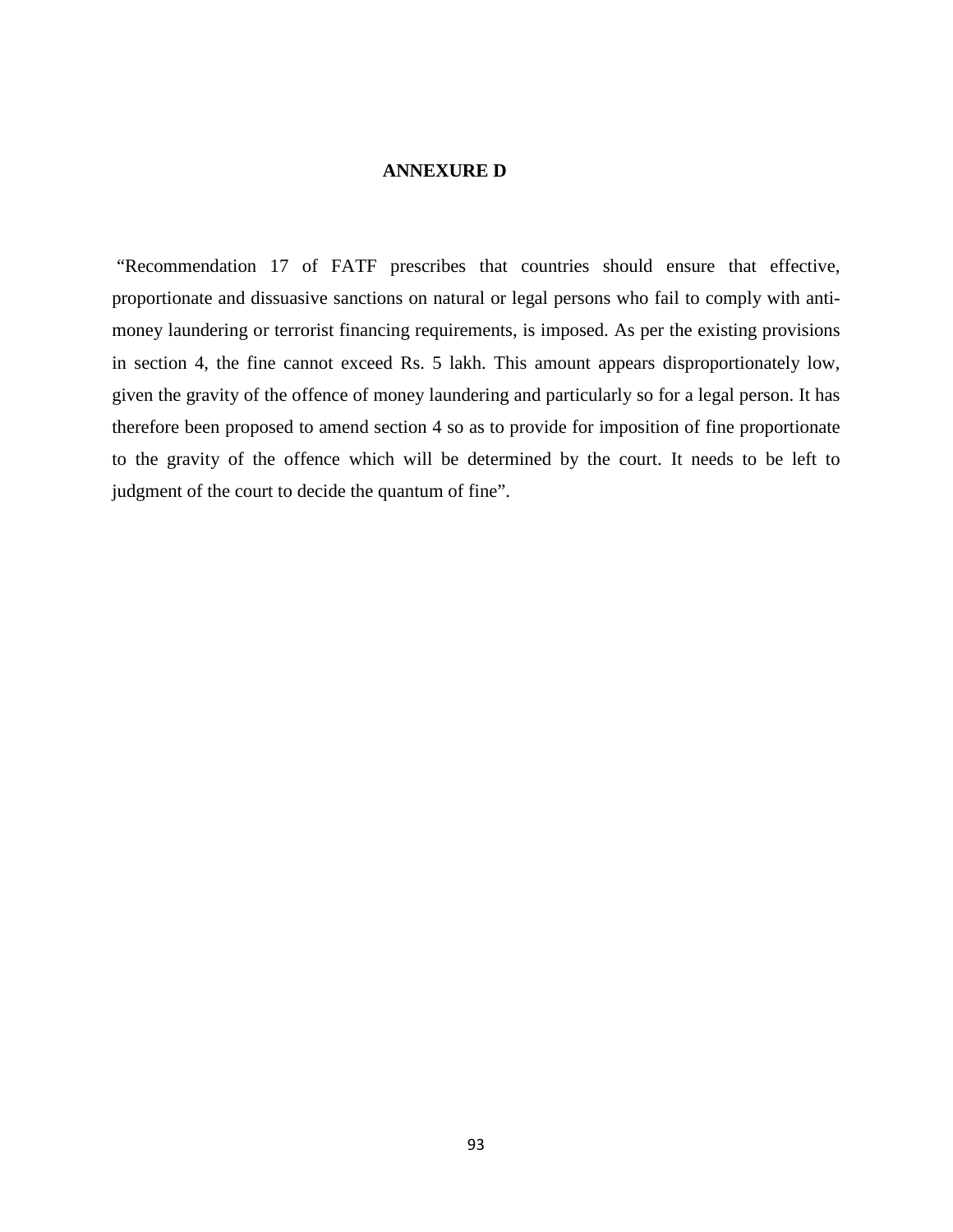## ANNEXURE D

"Recommendation 17 of FATF prescribes that countries should ensure that effective, proportionate and dissuasive sanctions on natural or legal persons who fail to comply with anti-money laundering or terrorist financing requirements, is imposed. As per the existing provisions in section 4, the fine cannot exceed Rs. 5 lakh. This amount appears disproportionately low, given the gravity of the offence of money laundering and particularly so for a legal person. It has therefore been proposed to amend section 4 so as to provide for imposition of fine proportionate to the gravity of the offence which will be determined by the court. It needs to be left to judgment of the court to decide the quantum of fine".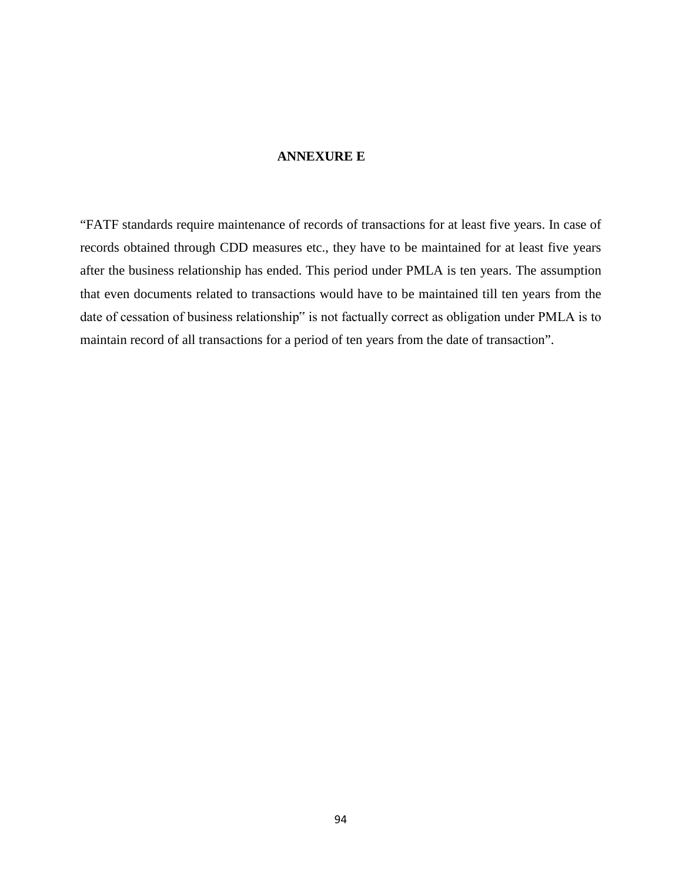# ANNEXURE E

"FATF standards require maintenance of records of transactions for at least five years. In case of records obtained through CDD measures etc., they have to be maintained for at least five years after the business relationship has ended. This period under PMLA is ten years. The assumption that even documents related to transactions would have to be maintained till ten years from the date of cessation of business relationship" is not factually correct as obligation under PMLA is to maintain record of all transactions for a period of ten years from the date of transaction".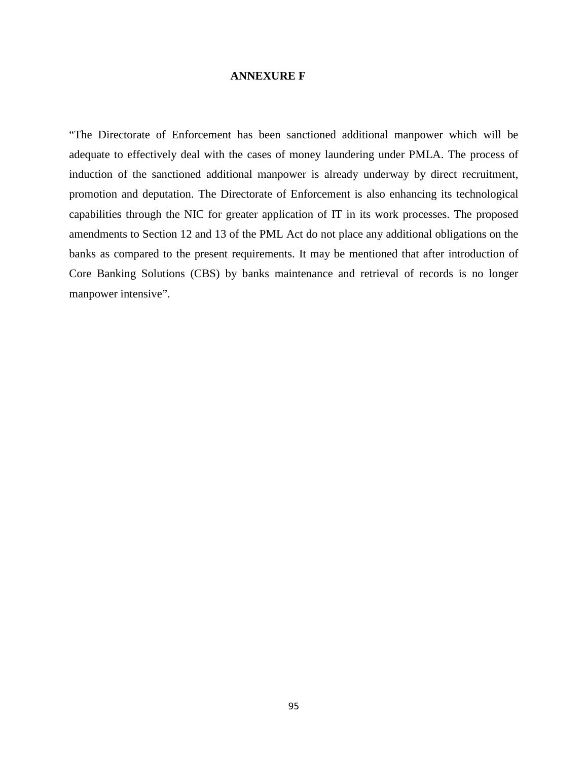# ANNEXURE F

"The Directorate of Enforcement has been sanctioned additional manpower which will be adequate to effectively deal with the cases of money laundering under PMLA. The process of induction of the sanctioned additional manpower is already underway by direct recruitment, promotion and deputation. The Directorate of Enforcement is also enhancing its technological capabilities through the NIC for greater application of IT in its work processes. The proposed amendments to Section 12 and 13 of the PML Act do not place any additional obligations on the banks as compared to the present requirements. It may be mentioned that after introduction of Core Banking Solutions (CBS) by banks maintenance and retrieval of records is no longer manpower intensive".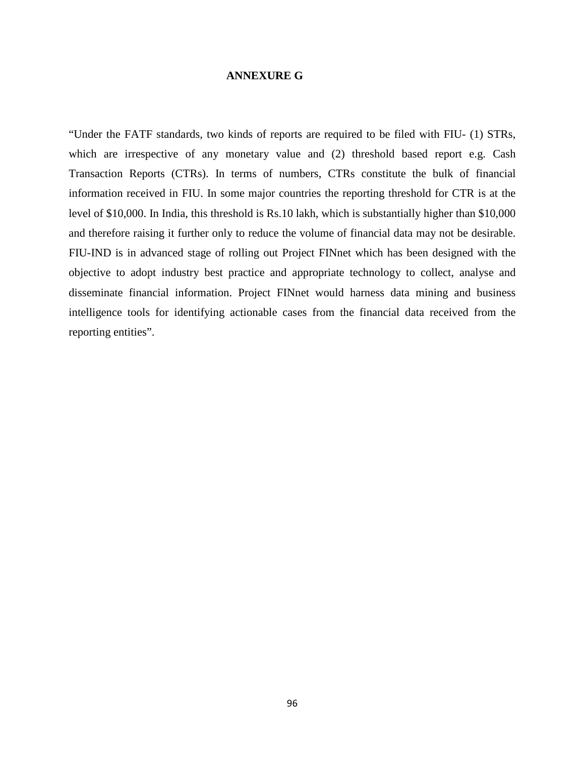# ANNEXURE G

"Under the FATF standards, two kinds of reports are required to be filed with FIU- (1) STRs, which are irrespective of any monetary value and (2) threshold based report e.g. Cash Transaction Reports (CTRs). In terms of numbers, CTRs constitute the bulk of financial information received in FIU. In some major countries the reporting threshold for CTR is at the level of $10,000. In India, this threshold is Rs.10 lakh, which is substantially higher than $10,000 and therefore raising it further only to reduce the volume of financial data may not be desirable. FIU-IND is in advanced stage of rolling out Project FINnet which has been designed with the objective to adopt industry best practice and appropriate technology to collect, analyse and disseminate financial information. Project FINnet would harness data mining and business intelligence tools for identifying actionable cases from the financial data received from the reporting entities".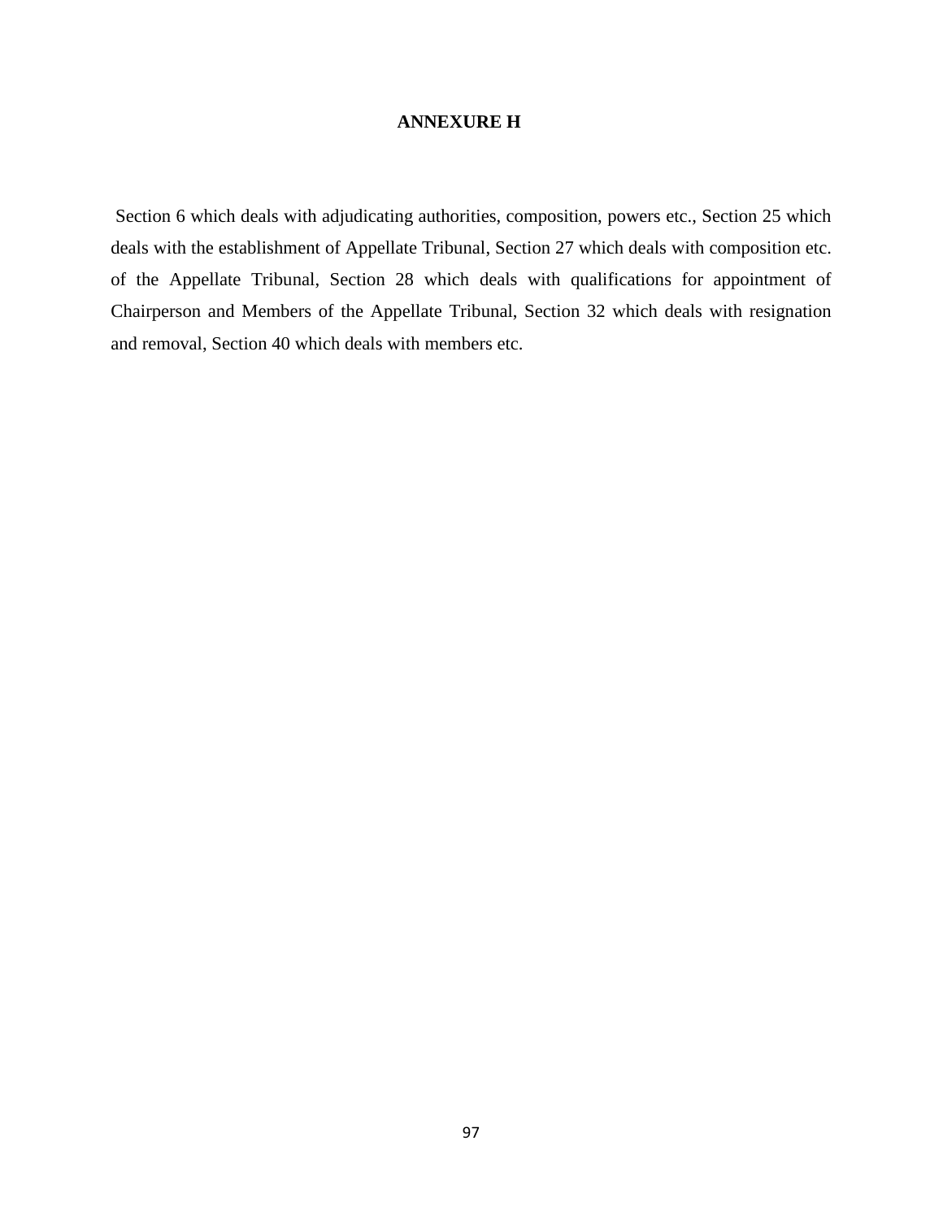# ANNEXURE H

Section 6 which deals with adjudicating authorities, composition, powers etc., Section 25 which deals with the establishment of Appellate Tribunal, Section 27 which deals with composition etc. of the Appellate Tribunal, Section 28 which deals with qualifications for appointment of Chairperson and Members of the Appellate Tribunal, Section 32 which deals with resignation and removal, Section 40 which deals with members etc.